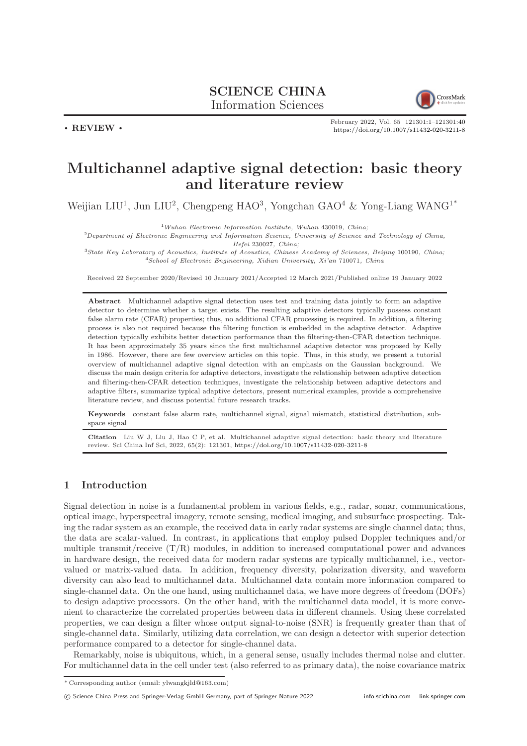**SCIENCE CHINA**
Information Sciences

• **REVIEW** •

February 2022, Vol. 65 121301:1–121301:40
https://doi.org/10.1007/s11432-020-3211-8

# Multichannel adaptive signal detection: basic theory and literature review

Weijian LIU[1], Jun LIU[2], Chengpeng HAO[3], Yongchan GAO[4] & Yong-Liang WANG[1*]

[1]*Wuhan Electronic Information Institute, Wuhan 430019, China;*
[2]*Department of Electronic Engineering and Information Science, University of Science and Technology of China, Hefei 230027, China;*
[3]*State Key Laboratory of Acoustics, Institute of Acoustics, Chinese Academy of Sciences, Beijing 100190, China;*
[4]*School of Electronic Engineering, Xidian University, Xi'an 710071, China*

Received 22 September 2020/Revised 10 January 2021/Accepted 12 March 2021/Published online 19 January 2022

**Abstract** Multichannel adaptive signal detection uses test and training data jointly to form an adaptive detector to determine whether a target exists. The resulting adaptive detectors typically possess constant false alarm rate (CFAR) properties; thus, no additional CFAR processing is required. In addition, a filtering process is also not required because the filtering function is embedded in the adaptive detector. Adaptive detection typically exhibits better detection performance than the filtering-then-CFAR detection technique. It has been approximately 35 years since the first multichannel adaptive detector was proposed by Kelly in 1986. However, there are few overview articles on this topic. Thus, in this study, we present a tutorial overview of multichannel adaptive signal detection with an emphasis on the Gaussian background. We discuss the main design criteria for adaptive detectors, investigate the relationship between adaptive detection and filtering-then-CFAR detection techniques, investigate the relationship between adaptive detectors and adaptive filters, summarize typical adaptive detectors, present numerical examples, provide a comprehensive literature review, and discuss potential future research tracks.

**Keywords** constant false alarm rate, multichannel signal, signal mismatch, statistical distribution, subspace signal

**Citation** Liu W J, Liu J, Hao C P, et al. Multichannel adaptive signal detection: basic theory and literature review. Sci China Inf Sci, 2022, 65(2): 121301, https://doi.org/10.1007/s11432-020-3211-8

## 1 Introduction

Signal detection in noise is a fundamental problem in various fields, e.g., radar, sonar, communications, optical image, hyperspectral imagery, remote sensing, medical imaging, and subsurface prospecting. Taking the radar system as an example, the received data in early radar systems are single channel data; thus, the data are scalar-valued. In contrast, in applications that employ pulsed Doppler techniques and/or multiple transmit/receive (T/R) modules, in addition to increased computational power and advances in hardware design, the received data for modern radar systems are typically multichannel, i.e., vector-valued or matrix-valued data. In addition, frequency diversity, polarization diversity, and waveform diversity can also lead to multichannel data. Multichannel data contain more information compared to single-channel data. On the one hand, using multichannel data, we have more degrees of freedom (DOFs) to design adaptive processors. On the other hand, with the multichannel data model, it is more convenient to characterize the correlated properties between data in different channels. Using these correlated properties, we can design a filter whose output signal-to-noise (SNR) is frequently greater than that of single-channel data. Similarly, utilizing data correlation, we can design a detector with superior detection performance compared to a detector for single-channel data.

Remarkably, noise is ubiquitous, which, in a general sense, usually includes thermal noise and clutter. For multichannel data in the cell under test (also referred to as primary data), the noise covariance matrix

* Corresponding author (email: ylwangkjld@163.com)

© Science China Press and Springer-Verlag GmbH Germany, part of Springer Nature 2022 info.scichina.com link.springer.com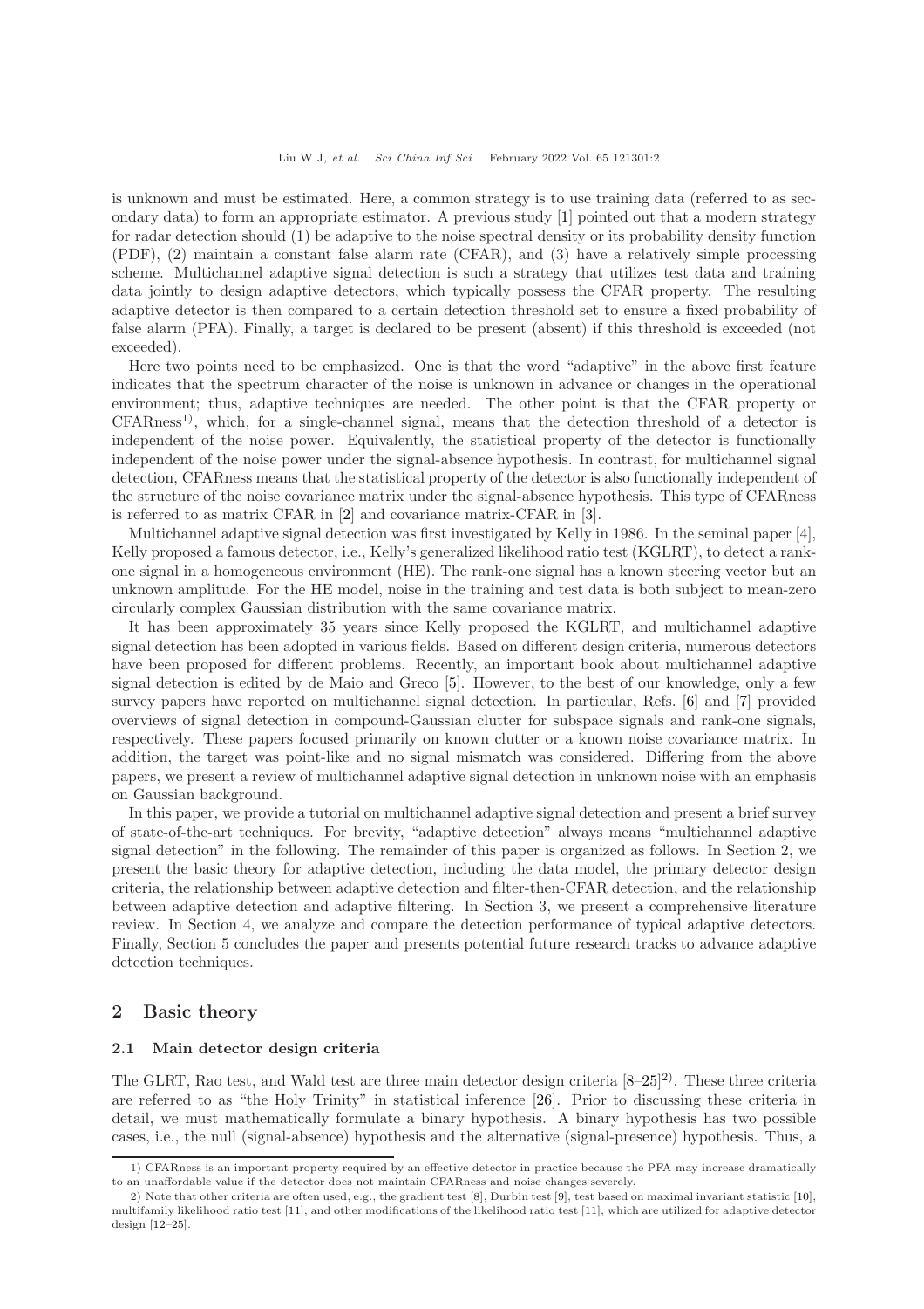is unknown and must be estimated. Here, a common strategy is to use training data (referred to as secondary data) to form an appropriate estimator. A previous study [1] pointed out that a modern strategy for radar detection should (1) be adaptive to the noise spectral density or its probability density function (PDF), (2) maintain a constant false alarm rate (CFAR), and (3) have a relatively simple processing scheme. Multichannel adaptive signal detection is such a strategy that utilizes test data and training data jointly to design adaptive detectors, which typically possess the CFAR property. The resulting adaptive detector is then compared to a certain detection threshold set to ensure a fixed probability of false alarm (PFA). Finally, a target is declared to be present (absent) if this threshold is exceeded (not exceeded).

Here two points need to be emphasized. One is that the word "adaptive" in the above first feature indicates that the spectrum character of the noise is unknown in advance or changes in the operational environment; thus, adaptive techniques are needed. The other point is that the CFAR property or CFARness[1)], which, for a single-channel signal, means that the detection threshold of a detector is independent of the noise power. Equivalently, the statistical property of the detector is functionally independent of the noise power under the signal-absence hypothesis. In contrast, for multichannel signal detection, CFARness means that the statistical property of the detector is also functionally independent of the structure of the noise covariance matrix under the signal-absence hypothesis. This type of CFARness is referred to as matrix CFAR in [2] and covariance matrix-CFAR in [3].

Multichannel adaptive signal detection was first investigated by Kelly in 1986. In the seminal paper [4], Kelly proposed a famous detector, i.e., Kelly's generalized likelihood ratio test (KGLRT), to detect a rank-one signal in a homogeneous environment (HE). The rank-one signal has a known steering vector but an unknown amplitude. For the HE model, noise in the training and test data is both subject to mean-zero circularly complex Gaussian distribution with the same covariance matrix.

It has been approximately 35 years since Kelly proposed the KGLRT, and multichannel adaptive signal detection has been adopted in various fields. Based on different design criteria, numerous detectors have been proposed for different problems. Recently, an important book about multichannel adaptive signal detection is edited by de Maio and Greco [5]. However, to the best of our knowledge, only a few survey papers have reported on multichannel signal detection. In particular, Refs. [6] and [7] provided overviews of signal detection in compound-Gaussian clutter for subspace signals and rank-one signals, respectively. These papers focused primarily on known clutter or a known noise covariance matrix. In addition, the target was point-like and no signal mismatch was considered. Differing from the above papers, we present a review of multichannel adaptive signal detection in unknown noise with an emphasis on Gaussian background.

In this paper, we provide a tutorial on multichannel adaptive signal detection and present a brief survey of state-of-the-art techniques. For brevity, "adaptive detection" always means "multichannel adaptive signal detection" in the following. The remainder of this paper is organized as follows. In Section 2, we present the basic theory for adaptive detection, including the data model, the primary detector design criteria, the relationship between adaptive detection and filter-then-CFAR detection, and the relationship between adaptive detection and adaptive filtering. In Section 3, we present a comprehensive literature review. In Section 4, we analyze and compare the detection performance of typical adaptive detectors. Finally, Section 5 concludes the paper and presents potential future research tracks to advance adaptive detection techniques.

## 2 Basic theory

### 2.1 Main detector design criteria

The GLRT, Rao test, and Wald test are three main detector design criteria [8–25][2)]. These three criteria are referred to as "the Holy Trinity" in statistical inference [26]. Prior to discussing these criteria in detail, we must mathematically formulate a binary hypothesis. A binary hypothesis has two possible cases, i.e., the null (signal-absence) hypothesis and the alternative (signal-presence) hypothesis. Thus, a

---

1) CFARness is an important property required by an effective detector in practice because the PFA may increase dramatically to an unaffordable value if the detector does not maintain CFARness and noise changes severely.

2) Note that other criteria are often used, e.g., the gradient test [8], Durbin test [9], test based on maximal invariant statistic [10], multifamily likelihood ratio test [11], and other modifications of the likelihood ratio test [11], which are utilized for adaptive detector design [12–25].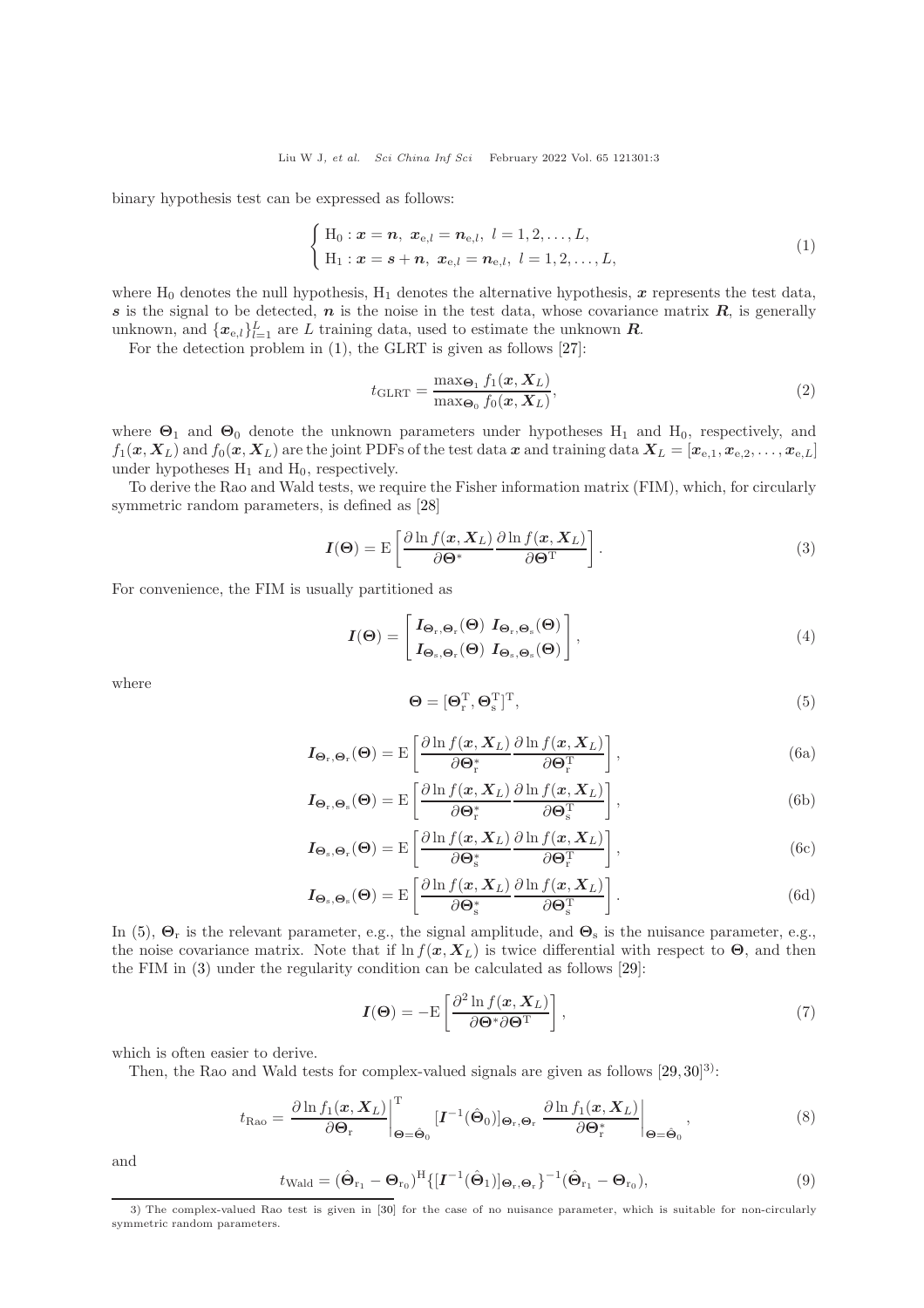binary hypothesis test can be expressed as follows:

$$
\begin{cases} \mathrm{H}_0 : \boldsymbol{x} = \boldsymbol{n},\ \boldsymbol{x}_{\mathrm{e},l} = \boldsymbol{n}_{\mathrm{e},l},\ l = 1, 2, \ldots, L, \\ \mathrm{H}_1 : \boldsymbol{x} = \boldsymbol{s} + \boldsymbol{n},\ \boldsymbol{x}_{\mathrm{e},l} = \boldsymbol{n}_{\mathrm{e},l},\ l = 1, 2, \ldots, L, \end{cases} \tag{1}
$$

where $\mathrm{H}_0$ denotes the null hypothesis, $\mathrm{H}_1$ denotes the alternative hypothesis, $\boldsymbol{x}$ represents the test data, $\boldsymbol{s}$ is the signal to be detected, $\boldsymbol{n}$ is the noise in the test data, whose covariance matrix $\boldsymbol{R}$, is generally unknown, and $\{\boldsymbol{x}_{\mathrm{e},l}\}_{l=1}^{L}$ are $L$ training data, used to estimate the unknown $\boldsymbol{R}$.

For the detection problem in (1), the GLRT is given as follows [27]:

$$
t_{\mathrm{GLRT}} = \frac{\max_{\boldsymbol{\Theta}_1} f_1(\boldsymbol{x}, \boldsymbol{X}_L)}{\max_{\boldsymbol{\Theta}_0} f_0(\boldsymbol{x}, \boldsymbol{X}_L)}, \tag{2}
$$

where $\boldsymbol{\Theta}_1$ and $\boldsymbol{\Theta}_0$ denote the unknown parameters under hypotheses $\mathrm{H}_1$ and $\mathrm{H}_0$, respectively, and $f_1(\boldsymbol{x}, \boldsymbol{X}_L)$ and $f_0(\boldsymbol{x}, \boldsymbol{X}_L)$ are the joint PDFs of the test data $\boldsymbol{x}$ and training data $\boldsymbol{X}_L = [\boldsymbol{x}_{\mathrm{e},1}, \boldsymbol{x}_{\mathrm{e},2}, \ldots, \boldsymbol{x}_{\mathrm{e},L}]$ under hypotheses $\mathrm{H}_1$ and $\mathrm{H}_0$, respectively.

To derive the Rao and Wald tests, we require the Fisher information matrix (FIM), which, for circularly symmetric random parameters, is defined as [28]

$$
\boldsymbol{I}(\boldsymbol{\Theta}) = \mathrm{E}\left[\frac{\partial \ln f(\boldsymbol{x}, \boldsymbol{X}_L)}{\partial \boldsymbol{\Theta}^*} \frac{\partial \ln f(\boldsymbol{x}, \boldsymbol{X}_L)}{\partial \boldsymbol{\Theta}^{\mathrm{T}}}\right]. \tag{3}
$$

For convenience, the FIM is usually partitioned as

$$
\boldsymbol{I}(\boldsymbol{\Theta}) = \begin{bmatrix} \boldsymbol{I}_{\boldsymbol{\Theta}_{\mathrm{r}},\boldsymbol{\Theta}_{\mathrm{r}}}(\boldsymbol{\Theta}) & \boldsymbol{I}_{\boldsymbol{\Theta}_{\mathrm{r}},\boldsymbol{\Theta}_{\mathrm{s}}}(\boldsymbol{\Theta}) \\ \boldsymbol{I}_{\boldsymbol{\Theta}_{\mathrm{s}},\boldsymbol{\Theta}_{\mathrm{r}}}(\boldsymbol{\Theta}) & \boldsymbol{I}_{\boldsymbol{\Theta}_{\mathrm{s}},\boldsymbol{\Theta}_{\mathrm{s}}}(\boldsymbol{\Theta}) \end{bmatrix}, \tag{4}
$$

where

$$
\boldsymbol{\Theta} = [\boldsymbol{\Theta}_{\mathrm{r}}^{\mathrm{T}}, \boldsymbol{\Theta}_{\mathrm{s}}^{\mathrm{T}}]^{\mathrm{T}}, \tag{5}
$$

$$
\boldsymbol{I}_{\boldsymbol{\Theta}_{\mathrm{r}},\boldsymbol{\Theta}_{\mathrm{r}}}(\boldsymbol{\Theta}) = \mathrm{E}\left[\frac{\partial \ln f(\boldsymbol{x}, \boldsymbol{X}_L)}{\partial \boldsymbol{\Theta}_{\mathrm{r}}^*} \frac{\partial \ln f(\boldsymbol{x}, \boldsymbol{X}_L)}{\partial \boldsymbol{\Theta}_{\mathrm{r}}^{\mathrm{T}}}\right], \tag{6a}
$$

$$
\boldsymbol{I}_{\boldsymbol{\Theta}_{\mathrm{r}},\boldsymbol{\Theta}_{\mathrm{s}}}(\boldsymbol{\Theta}) = \mathrm{E}\left[\frac{\partial \ln f(\boldsymbol{x}, \boldsymbol{X}_L)}{\partial \boldsymbol{\Theta}_{\mathrm{r}}^*} \frac{\partial \ln f(\boldsymbol{x}, \boldsymbol{X}_L)}{\partial \boldsymbol{\Theta}_{\mathrm{s}}^{\mathrm{T}}}\right], \tag{6b}
$$

$$
\boldsymbol{I}_{\boldsymbol{\Theta}_{\mathrm{s}},\boldsymbol{\Theta}_{\mathrm{r}}}(\boldsymbol{\Theta}) = \mathrm{E}\left[\frac{\partial \ln f(\boldsymbol{x}, \boldsymbol{X}_L)}{\partial \boldsymbol{\Theta}_{\mathrm{s}}^*} \frac{\partial \ln f(\boldsymbol{x}, \boldsymbol{X}_L)}{\partial \boldsymbol{\Theta}_{\mathrm{r}}^{\mathrm{T}}}\right], \tag{6c}
$$

$$
\boldsymbol{I}_{\boldsymbol{\Theta}_{\mathrm{s}},\boldsymbol{\Theta}_{\mathrm{s}}}(\boldsymbol{\Theta}) = \mathrm{E}\left[\frac{\partial \ln f(\boldsymbol{x}, \boldsymbol{X}_L)}{\partial \boldsymbol{\Theta}_{\mathrm{s}}^*} \frac{\partial \ln f(\boldsymbol{x}, \boldsymbol{X}_L)}{\partial \boldsymbol{\Theta}_{\mathrm{s}}^{\mathrm{T}}}\right]. \tag{6d}
$$

In (5), $\boldsymbol{\Theta}_{\mathrm{r}}$ is the relevant parameter, e.g., the signal amplitude, and $\boldsymbol{\Theta}_{\mathrm{s}}$ is the nuisance parameter, e.g., the noise covariance matrix. Note that if $\ln f(\boldsymbol{x}, \boldsymbol{X}_L)$ is twice differential with respect to $\boldsymbol{\Theta}$, and then the FIM in (3) under the regularity condition can be calculated as follows [29]:

$$
\boldsymbol{I}(\boldsymbol{\Theta}) = -\mathrm{E}\left[\frac{\partial^2 \ln f(\boldsymbol{x}, \boldsymbol{X}_L)}{\partial \boldsymbol{\Theta}^* \partial \boldsymbol{\Theta}^{\mathrm{T}}}\right], \tag{7}
$$

which is often easier to derive.

Then, the Rao and Wald tests for complex-valued signals are given as follows [29,30][3]:

$$
t_{\mathrm{Rao}} = \left.\frac{\partial \ln f_1(\boldsymbol{x}, \boldsymbol{X}_L)}{\partial \boldsymbol{\Theta}_{\mathrm{r}}}\right|_{\boldsymbol{\Theta}=\hat{\boldsymbol{\Theta}}_0}^{\mathrm{T}} [\boldsymbol{I}^{-1}(\hat{\boldsymbol{\Theta}}_0)]_{\boldsymbol{\Theta}_{\mathrm{r}},\boldsymbol{\Theta}_{\mathrm{r}}} \left.\frac{\partial \ln f_1(\boldsymbol{x}, \boldsymbol{X}_L)}{\partial \boldsymbol{\Theta}_{\mathrm{r}}^*}\right|_{\boldsymbol{\Theta}=\hat{\boldsymbol{\Theta}}_0}, \tag{8}
$$

and

$$
t_{\mathrm{Wald}} = (\hat{\boldsymbol{\Theta}}_{\mathrm{r}_1} - \boldsymbol{\Theta}_{\mathrm{r}_0})^{\mathrm{H}} \{[\boldsymbol{I}^{-1}(\hat{\boldsymbol{\Theta}}_1)]_{\boldsymbol{\Theta}_{\mathrm{r}},\boldsymbol{\Theta}_{\mathrm{r}}}\}^{-1} (\hat{\boldsymbol{\Theta}}_{\mathrm{r}_1} - \boldsymbol{\Theta}_{\mathrm{r}_0}), \tag{9}
$$

3) The complex-valued Rao test is given in [30] for the case of no nuisance parameter, which is suitable for non-circularly symmetric random parameters.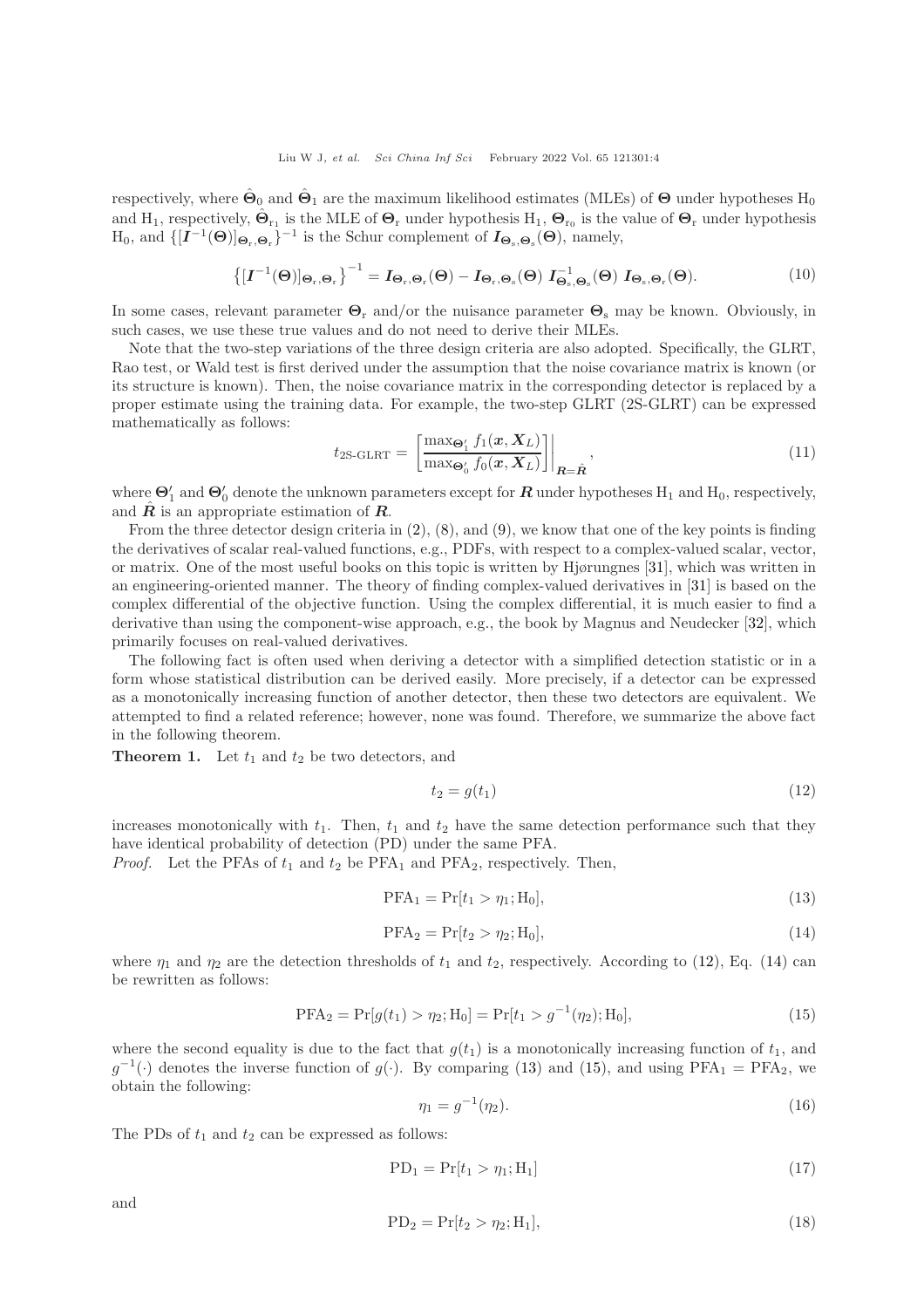respectively, where $\hat{\boldsymbol{\Theta}}_0$ and $\hat{\boldsymbol{\Theta}}_1$ are the maximum likelihood estimates (MLEs) of $\boldsymbol{\Theta}$ under hypotheses $\mathrm{H}_0$ and $\mathrm{H}_1$, respectively, $\hat{\boldsymbol{\Theta}}_{\mathrm{r}_1}$ is the MLE of $\boldsymbol{\Theta}_{\mathrm{r}}$ under hypothesis $\mathrm{H}_1$, $\boldsymbol{\Theta}_{\mathrm{r}_0}$ is the value of $\boldsymbol{\Theta}_{\mathrm{r}}$ under hypothesis $\mathrm{H}_0$, and $\{[\boldsymbol{I}^{-1}(\boldsymbol{\Theta})]_{\boldsymbol{\Theta}_{\mathrm{r}},\boldsymbol{\Theta}_{\mathrm{r}}}\}^{-1}$ is the Schur complement of $\boldsymbol{I}_{\boldsymbol{\Theta}_s,\boldsymbol{\Theta}_s}(\boldsymbol{\Theta})$, namely,

$$
\left\{[\boldsymbol{I}^{-1}(\boldsymbol{\Theta})]_{\boldsymbol{\Theta}_{\mathrm{r}},\boldsymbol{\Theta}_{\mathrm{r}}}\right\}^{-1} = \boldsymbol{I}_{\boldsymbol{\Theta}_{\mathrm{r}},\boldsymbol{\Theta}_{\mathrm{r}}}(\boldsymbol{\Theta}) - \boldsymbol{I}_{\boldsymbol{\Theta}_{\mathrm{r}},\boldsymbol{\Theta}_{\mathrm{s}}}(\boldsymbol{\Theta})\, \boldsymbol{I}^{-1}_{\boldsymbol{\Theta}_{\mathrm{s}},\boldsymbol{\Theta}_{\mathrm{s}}}(\boldsymbol{\Theta})\, \boldsymbol{I}_{\boldsymbol{\Theta}_{\mathrm{s}},\boldsymbol{\Theta}_{\mathrm{r}}}(\boldsymbol{\Theta}). \tag{10}
$$

In some cases, relevant parameter $\boldsymbol{\Theta}_{\mathrm{r}}$ and/or the nuisance parameter $\boldsymbol{\Theta}_{\mathrm{s}}$ may be known. Obviously, in such cases, we use these true values and do not need to derive their MLEs.

Note that the two-step variations of the three design criteria are also adopted. Specifically, the GLRT, Rao test, or Wald test is first derived under the assumption that the noise covariance matrix is known (or its structure is known). Then, the noise covariance matrix in the corresponding detector is replaced by a proper estimate using the training data. For example, the two-step GLRT (2S-GLRT) can be expressed mathematically as follows:

$$
t_{\text{2S-GLRT}} = \left[\frac{\max_{\boldsymbol{\Theta}_1'} f_1(\boldsymbol{x}, \boldsymbol{X}_L)}{\max_{\boldsymbol{\Theta}_0'} f_0(\boldsymbol{x}, \boldsymbol{X}_L)}\right]\Bigg|_{\boldsymbol{R}=\hat{\boldsymbol{R}}}, \tag{11}
$$

where $\boldsymbol{\Theta}_1'$ and $\boldsymbol{\Theta}_0'$ denote the unknown parameters except for $\boldsymbol{R}$ under hypotheses $\mathrm{H}_1$ and $\mathrm{H}_0$, respectively, and $\hat{\boldsymbol{R}}$ is an appropriate estimation of $\boldsymbol{R}$.

From the three detector design criteria in (2), (8), and (9), we know that one of the key points is finding the derivatives of scalar real-valued functions, e.g., PDFs, with respect to a complex-valued scalar, vector, or matrix. One of the most useful books on this topic is written by Hjørungnes [31], which was written in an engineering-oriented manner. The theory of finding complex-valued derivatives in [31] is based on the complex differential of the objective function. Using the complex differential, it is much easier to find a derivative than using the component-wise approach, e.g., the book by Magnus and Neudecker [32], which primarily focuses on real-valued derivatives.

The following fact is often used when deriving a detector with a simplified detection statistic or in a form whose statistical distribution can be derived easily. More precisely, if a detector can be expressed as a monotonically increasing function of another detector, then these two detectors are equivalent. We attempted to find a related reference; however, none was found. Therefore, we summarize the above fact in the following theorem.

**Theorem 1.** Let $t_1$ and $t_2$ be two detectors, and

$$
t_2 = g(t_1) \tag{12}
$$

increases monotonically with $t_1$. Then, $t_1$ and $t_2$ have the same detection performance such that they have identical probability of detection (PD) under the same PFA.

*Proof.* Let the PFAs of $t_1$ and $t_2$ be $\mathrm{PFA}_1$ and $\mathrm{PFA}_2$, respectively. Then,

$$
\mathrm{PFA}_1 = \Pr[t_1 > \eta_1; \mathrm{H}_0], \tag{13}
$$

$$
\mathrm{PFA}_2 = \Pr[t_2 > \eta_2; \mathrm{H}_0], \tag{14}
$$

where $\eta_1$ and $\eta_2$ are the detection thresholds of $t_1$ and $t_2$, respectively. According to (12), Eq. (14) can be rewritten as follows:

$$
\mathrm{PFA}_2 = \Pr[g(t_1) > \eta_2; \mathrm{H}_0] = \Pr[t_1 > g^{-1}(\eta_2); \mathrm{H}_0], \tag{15}
$$

where the second equality is due to the fact that $g(t_1)$ is a monotonically increasing function of $t_1$, and $g^{-1}(\cdot)$ denotes the inverse function of $g(\cdot)$. By comparing (13) and (15), and using $\mathrm{PFA}_1 = \mathrm{PFA}_2$, we obtain the following:

$$
\eta_1 = g^{-1}(\eta_2). \tag{16}
$$

The PDs of $t_1$ and $t_2$ can be expressed as follows:

$$
\mathrm{PD}_1 = \Pr[t_1 > \eta_1; \mathrm{H}_1] \tag{17}
$$

and

$$
\mathrm{PD}_2 = \Pr[t_2 > \eta_2; \mathrm{H}_1], \tag{18}
$$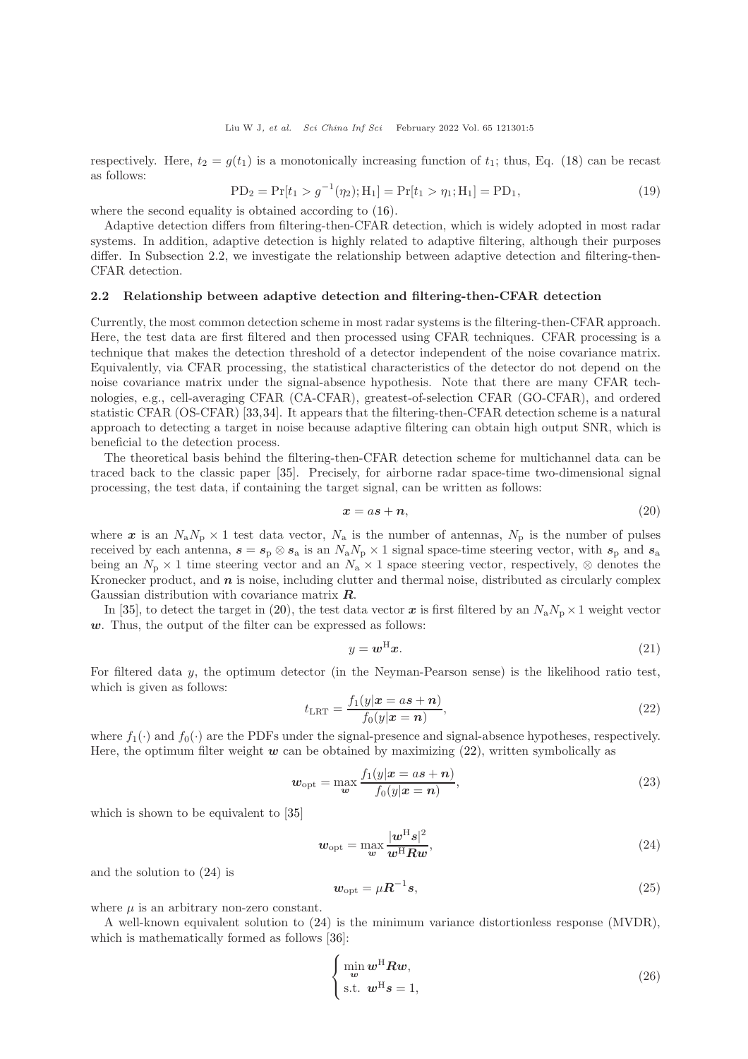respectively. Here, $t_2 = g(t_1)$ is a monotonically increasing function of $t_1$; thus, Eq. (18) can be recast as follows:

$$\mathrm{PD}_2 = \Pr[t_1 > g^{-1}(\eta_2); \mathrm{H}_1] = \Pr[t_1 > \eta_1; \mathrm{H}_1] = \mathrm{PD}_1, \tag{19}$$

where the second equality is obtained according to (16).

Adaptive detection differs from filtering-then-CFAR detection, which is widely adopted in most radar systems. In addition, adaptive detection is highly related to adaptive filtering, although their purposes differ. In Subsection 2.2, we investigate the relationship between adaptive detection and filtering-then-CFAR detection.

### 2.2 Relationship between adaptive detection and filtering-then-CFAR detection

Currently, the most common detection scheme in most radar systems is the filtering-then-CFAR approach. Here, the test data are first filtered and then processed using CFAR techniques. CFAR processing is a technique that makes the detection threshold of a detector independent of the noise covariance matrix. Equivalently, via CFAR processing, the statistical characteristics of the detector do not depend on the noise covariance matrix under the signal-absence hypothesis. Note that there are many CFAR technologies, e.g., cell-averaging CFAR (CA-CFAR), greatest-of-selection CFAR (GO-CFAR), and ordered statistic CFAR (OS-CFAR) [33,34]. It appears that the filtering-then-CFAR detection scheme is a natural approach to detecting a target in noise because adaptive filtering can obtain high output SNR, which is beneficial to the detection process.

The theoretical basis behind the filtering-then-CFAR detection scheme for multichannel data can be traced back to the classic paper [35]. Precisely, for airborne radar space-time two-dimensional signal processing, the test data, if containing the target signal, can be written as follows:

$$\boldsymbol{x} = a\boldsymbol{s} + \boldsymbol{n}, \tag{20}$$

where $\boldsymbol{x}$ is an $N_\mathrm{a}N_\mathrm{p} \times 1$ test data vector, $N_\mathrm{a}$ is the number of antennas, $N_\mathrm{p}$ is the number of pulses received by each antenna, $\boldsymbol{s} = \boldsymbol{s}_\mathrm{p} \otimes \boldsymbol{s}_\mathrm{a}$ is an $N_\mathrm{a}N_\mathrm{p} \times 1$ signal space-time steering vector, with $\boldsymbol{s}_\mathrm{p}$ and $\boldsymbol{s}_\mathrm{a}$ being an $N_\mathrm{p} \times 1$ time steering vector and an $N_\mathrm{a} \times 1$ space steering vector, respectively, $\otimes$ denotes the Kronecker product, and $\boldsymbol{n}$ is noise, including clutter and thermal noise, distributed as circularly complex Gaussian distribution with covariance matrix $\boldsymbol{R}$.

In [35], to detect the target in (20), the test data vector $\boldsymbol{x}$ is first filtered by an $N_\mathrm{a}N_\mathrm{p} \times 1$ weight vector $\boldsymbol{w}$. Thus, the output of the filter can be expressed as follows:

$$y = \boldsymbol{w}^\mathrm{H}\boldsymbol{x}. \tag{21}$$

For filtered data $y$, the optimum detector (in the Neyman-Pearson sense) is the likelihood ratio test, which is given as follows:

$$t_\mathrm{LRT} = \frac{f_1(y|\boldsymbol{x} = a\boldsymbol{s} + \boldsymbol{n})}{f_0(y|\boldsymbol{x} = \boldsymbol{n})}, \tag{22}$$

where $f_1(\cdot)$ and $f_0(\cdot)$ are the PDFs under the signal-presence and signal-absence hypotheses, respectively. Here, the optimum filter weight $\boldsymbol{w}$ can be obtained by maximizing (22), written symbolically as

$$\boldsymbol{w}_\mathrm{opt} = \max_{\boldsymbol{w}} \frac{f_1(y|\boldsymbol{x} = a\boldsymbol{s} + \boldsymbol{n})}{f_0(y|\boldsymbol{x} = \boldsymbol{n})}, \tag{23}$$

which is shown to be equivalent to [35]

$$\boldsymbol{w}_\mathrm{opt} = \max_{\boldsymbol{w}} \frac{|\boldsymbol{w}^\mathrm{H}\boldsymbol{s}|^2}{\boldsymbol{w}^\mathrm{H}\boldsymbol{R}\boldsymbol{w}}, \tag{24}$$

and the solution to (24) is

$$\boldsymbol{w}_\mathrm{opt} = \mu\boldsymbol{R}^{-1}\boldsymbol{s}, \tag{25}$$

where $\mu$ is an arbitrary non-zero constant.

A well-known equivalent solution to (24) is the minimum variance distortionless response (MVDR), which is mathematically formed as follows [36]:

$$\begin{cases} \min\limits_{\boldsymbol{w}} \boldsymbol{w}^\mathrm{H}\boldsymbol{R}\boldsymbol{w}, \\ \text{s.t. } \boldsymbol{w}^\mathrm{H}\boldsymbol{s} = 1, \end{cases} \tag{26}$$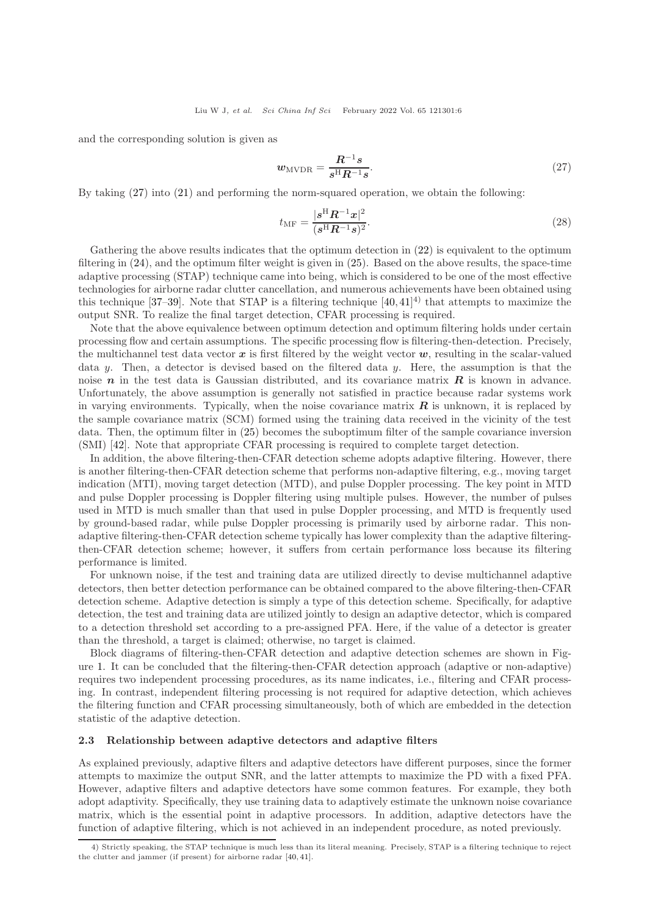and the corresponding solution is given as

$$\boldsymbol{w}_{\mathrm{MVDR}} = \frac{\boldsymbol{R}^{-1}\boldsymbol{s}}{\boldsymbol{s}^{\mathrm{H}}\boldsymbol{R}^{-1}\boldsymbol{s}}. \tag{27}$$

By taking (27) into (21) and performing the norm-squared operation, we obtain the following:

$$t_{\mathrm{MF}} = \frac{|\boldsymbol{s}^{\mathrm{H}}\boldsymbol{R}^{-1}\boldsymbol{x}|^2}{(\boldsymbol{s}^{\mathrm{H}}\boldsymbol{R}^{-1}\boldsymbol{s})^2}. \tag{28}$$

Gathering the above results indicates that the optimum detection in (22) is equivalent to the optimum filtering in (24), and the optimum filter weight is given in (25). Based on the above results, the space-time adaptive processing (STAP) technique came into being, which is considered to be one of the most effective technologies for airborne radar clutter cancellation, and numerous achievements have been obtained using this technique [37–39]. Note that STAP is a filtering technique [40, 41][4] that attempts to maximize the output SNR. To realize the final target detection, CFAR processing is required.

Note that the above equivalence between optimum detection and optimum filtering holds under certain processing flow and certain assumptions. The specific processing flow is filtering-then-detection. Precisely, the multichannel test data vector $\boldsymbol{x}$ is first filtered by the weight vector $\boldsymbol{w}$, resulting in the scalar-valued data $y$. Then, a detector is devised based on the filtered data $y$. Here, the assumption is that the noise $\boldsymbol{n}$ in the test data is Gaussian distributed, and its covariance matrix $\boldsymbol{R}$ is known in advance. Unfortunately, the above assumption is generally not satisfied in practice because radar systems work in varying environments. Typically, when the noise covariance matrix $\boldsymbol{R}$ is unknown, it is replaced by the sample covariance matrix (SCM) formed using the training data received in the vicinity of the test data. Then, the optimum filter in (25) becomes the suboptimum filter of the sample covariance inversion (SMI) [42]. Note that appropriate CFAR processing is required to complete target detection.

In addition, the above filtering-then-CFAR detection scheme adopts adaptive filtering. However, there is another filtering-then-CFAR detection scheme that performs non-adaptive filtering, e.g., moving target indication (MTI), moving target detection (MTD), and pulse Doppler processing. The key point in MTD and pulse Doppler processing is Doppler filtering using multiple pulses. However, the number of pulses used in MTD is much smaller than that used in pulse Doppler processing, and MTD is frequently used by ground-based radar, while pulse Doppler processing is primarily used by airborne radar. This non-adaptive filtering-then-CFAR detection scheme typically has lower complexity than the adaptive filtering-then-CFAR detection scheme; however, it suffers from certain performance loss because its filtering performance is limited.

For unknown noise, if the test and training data are utilized directly to devise multichannel adaptive detectors, then better detection performance can be obtained compared to the above filtering-then-CFAR detection scheme. Adaptive detection is simply a type of this detection scheme. Specifically, for adaptive detection, the test and training data are utilized jointly to design an adaptive detector, which is compared to a detection threshold set according to a pre-assigned PFA. Here, if the value of a detector is greater than the threshold, a target is claimed; otherwise, no target is claimed.

Block diagrams of filtering-then-CFAR detection and adaptive detection schemes are shown in Figure 1. It can be concluded that the filtering-then-CFAR detection approach (adaptive or non-adaptive) requires two independent processing procedures, as its name indicates, i.e., filtering and CFAR processing. In contrast, independent filtering processing is not required for adaptive detection, which achieves the filtering function and CFAR processing simultaneously, both of which are embedded in the detection statistic of the adaptive detection.

### 2.3 Relationship between adaptive detectors and adaptive filters

As explained previously, adaptive filters and adaptive detectors have different purposes, since the former attempts to maximize the output SNR, and the latter attempts to maximize the PD with a fixed PFA. However, adaptive filters and adaptive detectors have some common features. For example, they both adopt adaptivity. Specifically, they use training data to adaptively estimate the unknown noise covariance matrix, which is the essential point in adaptive processors. In addition, adaptive detectors have the function of adaptive filtering, which is not achieved in an independent procedure, as noted previously.

4) Strictly speaking, the STAP technique is much less than its literal meaning. Precisely, STAP is a filtering technique to reject the clutter and jammer (if present) for airborne radar [40, 41].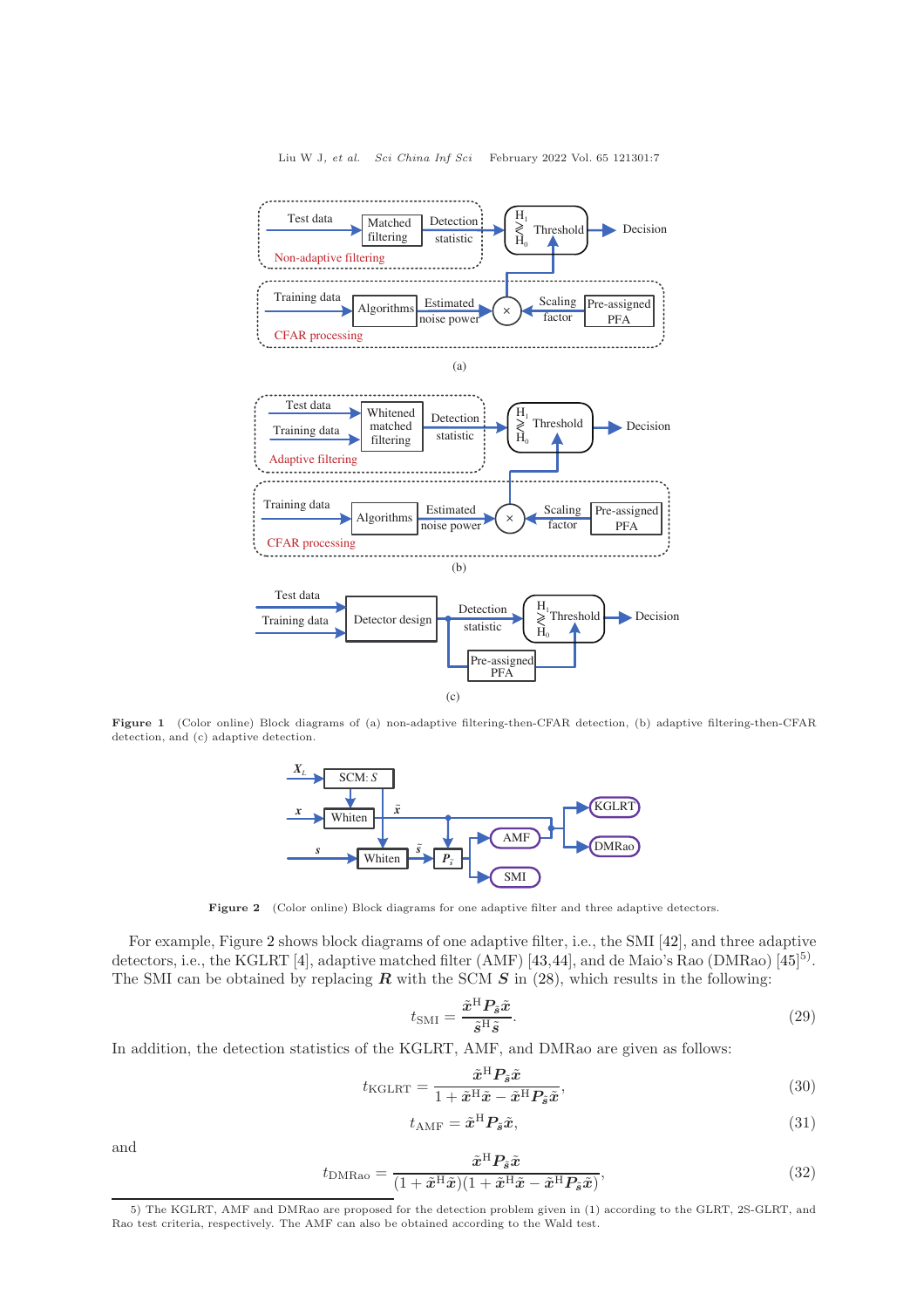Figure 1 (Color online) Block diagrams of (a) non-adaptive filtering-then-CFAR detection, (b) adaptive filtering-then-CFAR detection, and (c) adaptive detection.

Figure 2 (Color online) Block diagrams for one adaptive filter and three adaptive detectors.

For example, Figure 2 shows block diagrams of one adaptive filter, i.e., the SMI [42], and three adaptive detectors, i.e., the KGLRT [4], adaptive matched filter (AMF) [43,44], and de Maio's Rao (DMRao) [45][5]. The SMI can be obtained by replacing $\boldsymbol{R}$ with the SCM $\boldsymbol{S}$ in (28), which results in the following:

$$t_{\rm SMI} = \frac{\tilde{\boldsymbol{x}}^{\rm H}\boldsymbol{P}_{\tilde{\boldsymbol{s}}}\tilde{\boldsymbol{x}}}{\tilde{\boldsymbol{s}}^{\rm H}\tilde{\boldsymbol{s}}}. \tag{29}$$

In addition, the detection statistics of the KGLRT, AMF, and DMRao are given as follows:

$$t_{\rm KGLRT} = \frac{\tilde{\boldsymbol{x}}^{\rm H}\boldsymbol{P}_{\tilde{\boldsymbol{s}}}\tilde{\boldsymbol{x}}}{1+\tilde{\boldsymbol{x}}^{\rm H}\tilde{\boldsymbol{x}}-\tilde{\boldsymbol{x}}^{\rm H}\boldsymbol{P}_{\tilde{\boldsymbol{s}}}\tilde{\boldsymbol{x}}}, \tag{30}$$

$$t_{\rm AMF} = \tilde{\boldsymbol{x}}^{\rm H}\boldsymbol{P}_{\tilde{\boldsymbol{s}}}\tilde{\boldsymbol{x}}, \tag{31}$$

and

$$t_{\rm DMRao} = \frac{\tilde{\boldsymbol{x}}^{\rm H}\boldsymbol{P}_{\tilde{\boldsymbol{s}}}\tilde{\boldsymbol{x}}}{(1+\tilde{\boldsymbol{x}}^{\rm H}\tilde{\boldsymbol{x}})(1+\tilde{\boldsymbol{x}}^{\rm H}\tilde{\boldsymbol{x}}-\tilde{\boldsymbol{x}}^{\rm H}\boldsymbol{P}_{\tilde{\boldsymbol{s}}}\tilde{\boldsymbol{x}})}, \tag{32}$$

5) The KGLRT, AMF and DMRao are proposed for the detection problem given in (1) according to the GLRT, 2S-GLRT, and Rao test criteria, respectively. The AMF can also be obtained according to the Wald test.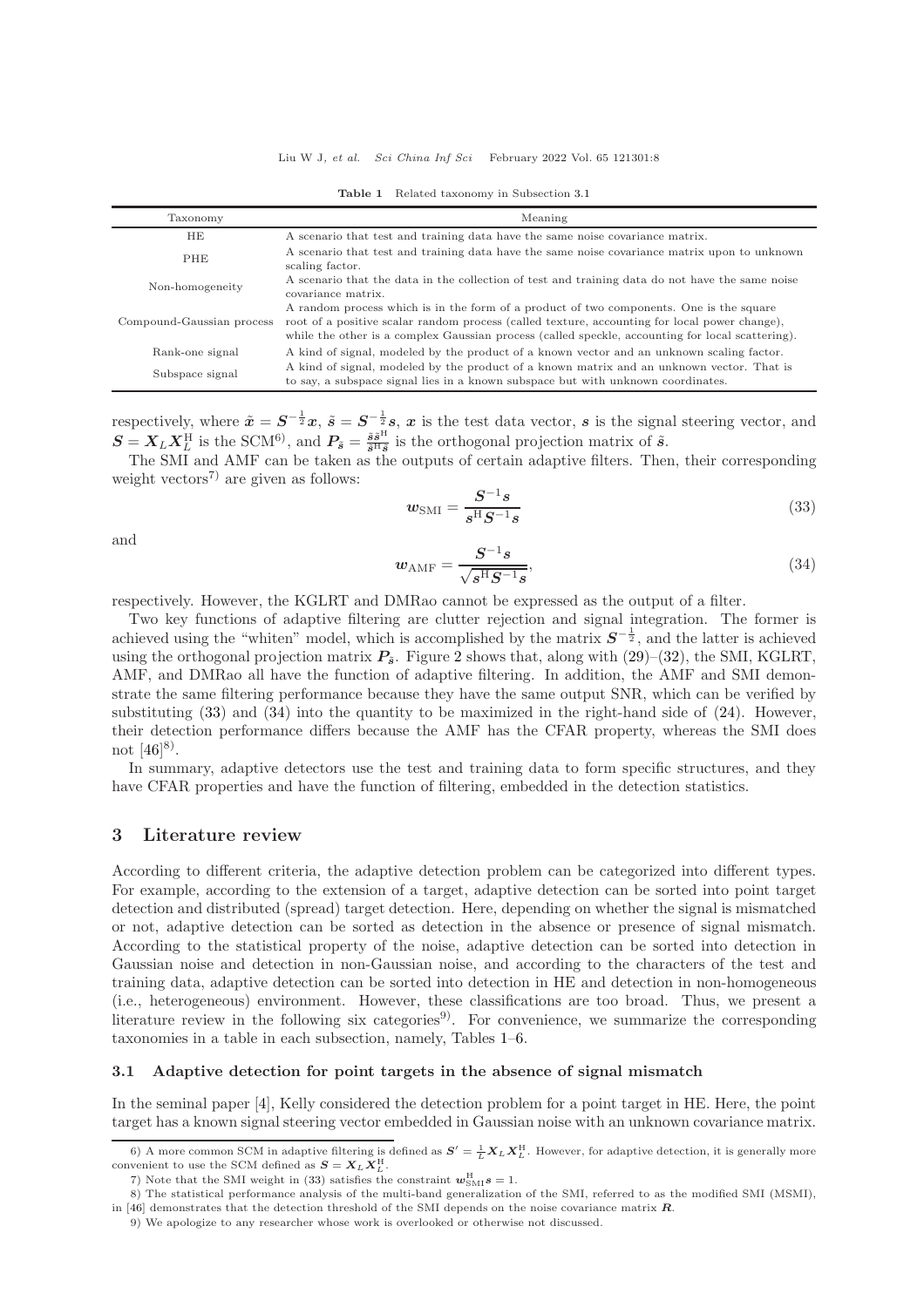**Table 1** Related taxonomy in Subsection 3.1

| Taxonomy | Meaning |
|---|---|
| HE | A scenario that test and training data have the same noise covariance matrix. |
| PHE | A scenario that test and training data have the same noise covariance matrix upon to unknown scaling factor. |
| Non-homogeneity | A scenario that the data in the collection of test and training data do not have the same noise covariance matrix. |
| Compound-Gaussian process | A random process which is in the form of a product of two components. One is the square root of a positive scalar random process (called texture, accounting for local power change), while the other is a complex Gaussian process (called speckle, accounting for local scattering). |
| Rank-one signal | A kind of signal, modeled by the product of a known vector and an unknown scaling factor. |
| Subspace signal | A kind of signal, modeled by the product of a known matrix and an unknown vector. That is to say, a subspace signal lies in a known subspace but with unknown coordinates. |

respectively, where $\tilde{\boldsymbol{x}} = \boldsymbol{S}^{-\frac{1}{2}}\boldsymbol{x}$, $\tilde{\boldsymbol{s}} = \boldsymbol{S}^{-\frac{1}{2}}\boldsymbol{s}$, $\boldsymbol{x}$ is the test data vector, $\boldsymbol{s}$ is the signal steering vector, and $\boldsymbol{S} = \boldsymbol{X}_L\boldsymbol{X}_L^{\mathrm{H}}$ is the SCM[6], and $\boldsymbol{P}_{\tilde{\boldsymbol{s}}} = \frac{\tilde{\boldsymbol{s}}\tilde{\boldsymbol{s}}^{\mathrm{H}}}{\tilde{\boldsymbol{s}}^{\mathrm{H}}\tilde{\boldsymbol{s}}}$ is the orthogonal projection matrix of $\tilde{\boldsymbol{s}}$.

The SMI and AMF can be taken as the outputs of certain adaptive filters. Then, their corresponding weight vectors[7] are given as follows:

$$\boldsymbol{w}_{\mathrm{SMI}} = \frac{\boldsymbol{S}^{-1}\boldsymbol{s}}{\boldsymbol{s}^{\mathrm{H}}\boldsymbol{S}^{-1}\boldsymbol{s}} \tag{33}$$

and

$$\boldsymbol{w}_{\mathrm{AMF}} = \frac{\boldsymbol{S}^{-1}\boldsymbol{s}}{\sqrt{\boldsymbol{s}^{\mathrm{H}}\boldsymbol{S}^{-1}\boldsymbol{s}}}, \tag{34}$$

respectively. However, the KGLRT and DMRao cannot be expressed as the output of a filter.

Two key functions of adaptive filtering are clutter rejection and signal integration. The former is achieved using the "whiten" model, which is accomplished by the matrix $\boldsymbol{S}^{-\frac{1}{2}}$, and the latter is achieved using the orthogonal projection matrix $\boldsymbol{P}_{\tilde{\boldsymbol{s}}}$. Figure 2 shows that, along with (29)–(32), the SMI, KGLRT, AMF, and DMRao all have the function of adaptive filtering. In addition, the AMF and SMI demonstrate the same filtering performance because they have the same output SNR, which can be verified by substituting (33) and (34) into the quantity to be maximized in the right-hand side of (24). However, their detection performance differs because the AMF has the CFAR property, whereas the SMI does not [46][8].

In summary, adaptive detectors use the test and training data to form specific structures, and they have CFAR properties and have the function of filtering, embedded in the detection statistics.

# 3 Literature review

According to different criteria, the adaptive detection problem can be categorized into different types. For example, according to the extension of a target, adaptive detection can be sorted into point target detection and distributed (spread) target detection. Here, depending on whether the signal is mismatched or not, adaptive detection can be sorted as detection in the absence or presence of signal mismatch. According to the statistical property of the noise, adaptive detection can be sorted into detection in Gaussian noise and detection in non-Gaussian noise, and according to the characters of the test and training data, adaptive detection can be sorted into detection in HE and detection in non-homogeneous (i.e., heterogeneous) environment. However, these classifications are too broad. Thus, we present a literature review in the following six categories[9]. For convenience, we summarize the corresponding taxonomies in a table in each subsection, namely, Tables 1–6.

## 3.1 Adaptive detection for point targets in the absence of signal mismatch

In the seminal paper [4], Kelly considered the detection problem for a point target in HE. Here, the point target has a known signal steering vector embedded in Gaussian noise with an unknown covariance matrix.

6) A more common SCM in adaptive filtering is defined as $\boldsymbol{S}' = \frac{1}{L}\boldsymbol{X}_L\boldsymbol{X}_L^{\mathrm{H}}$. However, for adaptive detection, it is generally more convenient to use the SCM defined as $\boldsymbol{S} = \boldsymbol{X}_L\boldsymbol{X}_L^{\mathrm{H}}$.

7) Note that the SMI weight in (33) satisfies the constraint $\boldsymbol{w}_{\mathrm{SMI}}^{\mathrm{H}}\boldsymbol{s} = 1$.

8) The statistical performance analysis of the multi-band generalization of the SMI, referred to as the modified SMI (MSMI), in [46] demonstrates that the detection threshold of the SMI depends on the noise covariance matrix $\boldsymbol{R}$.

9) We apologize to any researcher whose work is overlooked or otherwise not discussed.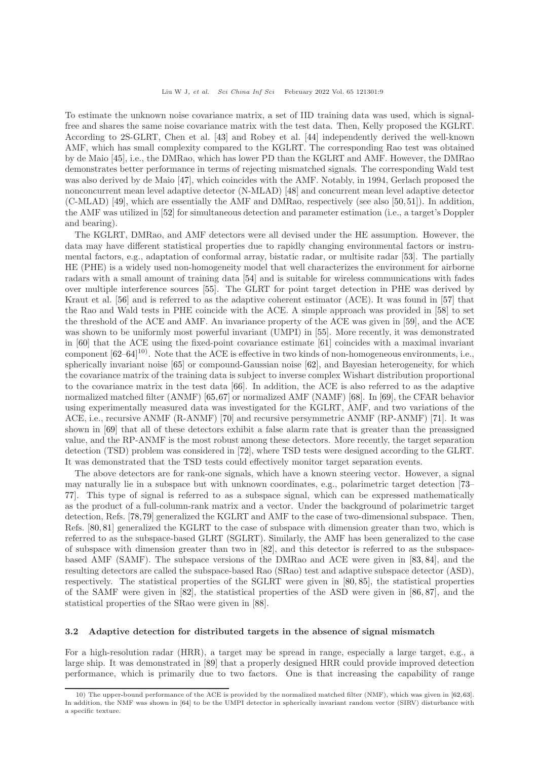To estimate the unknown noise covariance matrix, a set of IID training data was used, which is signal-free and shares the same noise covariance matrix with the test data. Then, Kelly proposed the KGLRT. According to 2S-GLRT, Chen et al. [43] and Robey et al. [44] independently derived the well-known AMF, which has small complexity compared to the KGLRT. The corresponding Rao test was obtained by de Maio [45], i.e., the DMRao, which has lower PD than the KGLRT and AMF. However, the DMRao demonstrates better performance in terms of rejecting mismatched signals. The corresponding Wald test was also derived by de Maio [47], which coincides with the AMF. Notably, in 1994, Gerlach proposed the nonconcurrent mean level adaptive detector (N-MLAD) [48] and concurrent mean level adaptive detector (C-MLAD) [49], which are essentially the AMF and DMRao, respectively (see also [50, 51]). In addition, the AMF was utilized in [52] for simultaneous detection and parameter estimation (i.e., a target's Doppler and bearing).

The KGLRT, DMRao, and AMF detectors were all devised under the HE assumption. However, the data may have different statistical properties due to rapidly changing environmental factors or instrumental factors, e.g., adaptation of conformal array, bistatic radar, or multisite radar [53]. The partially HE (PHE) is a widely used non-homogeneity model that well characterizes the environment for airborne radars with a small amount of training data [54] and is suitable for wireless communications with fades over multiple interference sources [55]. The GLRT for point target detection in PHE was derived by Kraut et al. [56] and is referred to as the adaptive coherent estimator (ACE). It was found in [57] that the Rao and Wald tests in PHE coincide with the ACE. A simple approach was provided in [58] to set the threshold of the ACE and AMF. An invariance property of the ACE was given in [59], and the ACE was shown to be uniformly most powerful invariant (UMPI) in [55]. More recently, it was demonstrated in [60] that the ACE using the fixed-point covariance estimate [61] coincides with a maximal invariant component [62–64][10]. Note that the ACE is effective in two kinds of non-homogeneous environments, i.e., spherically invariant noise [65] or compound-Gaussian noise [62], and Bayesian heterogeneity, for which the covariance matrix of the training data is subject to inverse complex Wishart distribution proportional to the covariance matrix in the test data [66]. In addition, the ACE is also referred to as the adaptive normalized matched filter (ANMF) [65, 67] or normalized AMF (NAMF) [68]. In [69], the CFAR behavior using experimentally measured data was investigated for the KGLRT, AMF, and two variations of the ACE, i.e., recursive ANMF (R-ANMF) [70] and recursive persymmetric ANMF (RP-ANMF) [71]. It was shown in [69] that all of these detectors exhibit a false alarm rate that is greater than the preassigned value, and the RP-ANMF is the most robust among these detectors. More recently, the target separation detection (TSD) problem was considered in [72], where TSD tests were designed according to the GLRT. It was demonstrated that the TSD tests could effectively monitor target separation events.

The above detectors are for rank-one signals, which have a known steering vector. However, a signal may naturally lie in a subspace but with unknown coordinates, e.g., polarimetric target detection [73–77]. This type of signal is referred to as a subspace signal, which can be expressed mathematically as the product of a full-column-rank matrix and a vector. Under the background of polarimetric target detection, Refs. [78, 79] generalized the KGLRT and AMF to the case of two-dimensional subspace. Then, Refs. [80, 81] generalized the KGLRT to the case of subspace with dimension greater than two, which is referred to as the subspace-based GLRT (SGLRT). Similarly, the AMF has been generalized to the case of subspace with dimension greater than two in [82], and this detector is referred to as the subspace-based AMF (SAMF). The subspace versions of the DMRao and ACE were given in [83, 84], and the resulting detectors are called the subspace-based Rao (SRao) test and adaptive subspace detector (ASD), respectively. The statistical properties of the SGLRT were given in [80, 85], the statistical properties of the SAMF were given in [82], the statistical properties of the ASD were given in [86, 87], and the statistical properties of the SRao were given in [88].

### 3.2 Adaptive detection for distributed targets in the absence of signal mismatch

For a high-resolution radar (HRR), a target may be spread in range, especially a large target, e.g., a large ship. It was demonstrated in [89] that a properly designed HRR could provide improved detection performance, which is primarily due to two factors. One is that increasing the capability of range

10) The upper-bound performance of the ACE is provided by the normalized matched filter (NMF), which was given in [62, 63]. In addition, the NMF was shown in [64] to be the UMPI detector in spherically invariant random vector (SIRV) disturbance with a specific texture.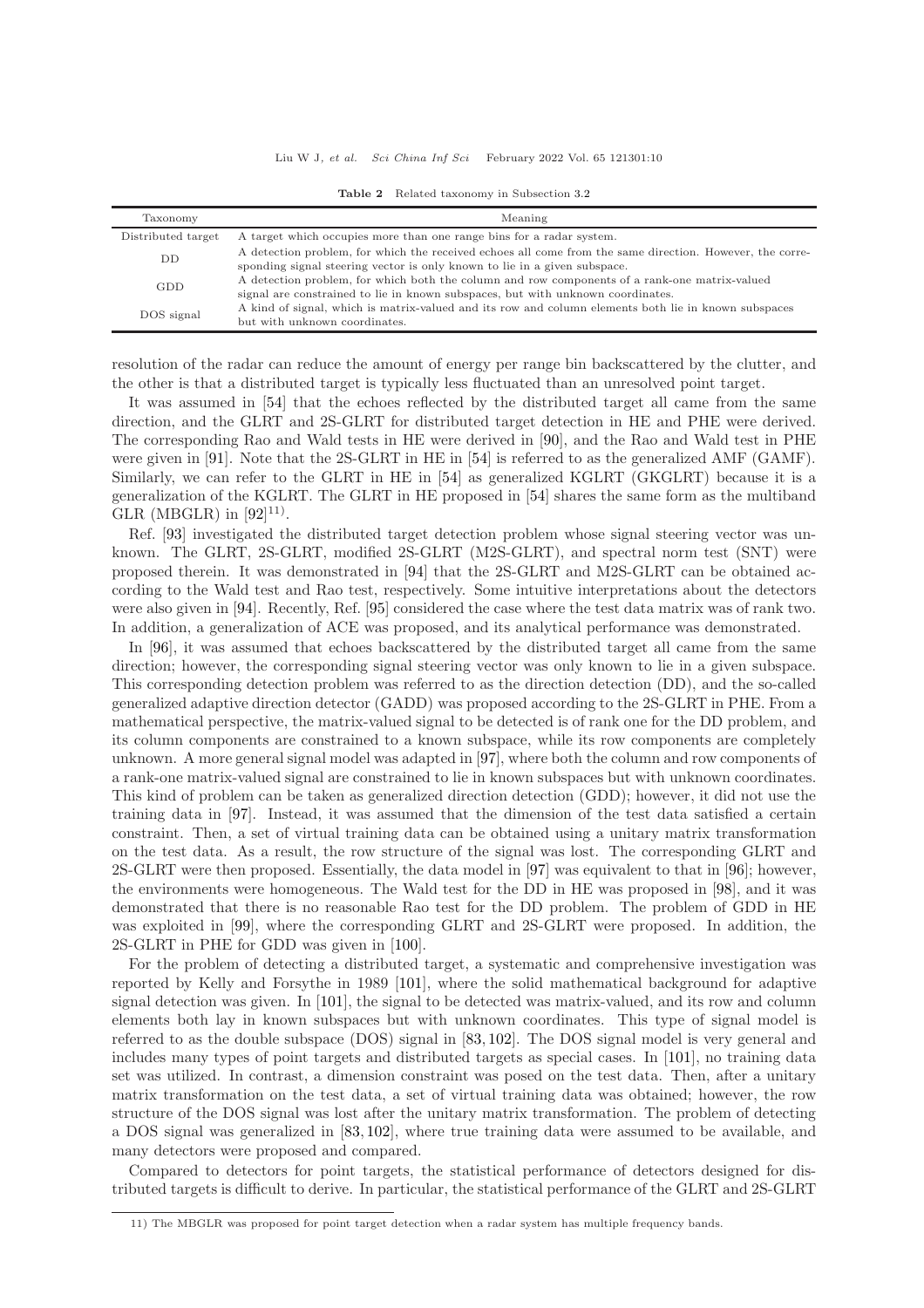Table 2 Related taxonomy in Subsection 3.2

| Taxonomy | Meaning |
| --- | --- |
| Distributed target | A target which occupies more than one range bins for a radar system. |
| DD | A detection problem, for which the received echoes all come from the same direction. However, the corresponding signal steering vector is only known to lie in a given subspace. |
| GDD | A detection problem, for which both the column and row components of a rank-one matrix-valued signal are constrained to lie in known subspaces, but with unknown coordinates. |
| DOS signal | A kind of signal, which is matrix-valued and its row and column elements both lie in known subspaces but with unknown coordinates. |

resolution of the radar can reduce the amount of energy per range bin backscattered by the clutter, and the other is that a distributed target is typically less fluctuated than an unresolved point target.

It was assumed in [54] that the echoes reflected by the distributed target all came from the same direction, and the GLRT and 2S-GLRT for distributed target detection in HE and PHE were derived. The corresponding Rao and Wald tests in HE were derived in [90], and the Rao and Wald test in PHE were given in [91]. Note that the 2S-GLRT in HE in [54] is referred to as the generalized AMF (GAMF). Similarly, we can refer to the GLRT in HE in [54] as generalized KGLRT (GKGLRT) because it is a generalization of the KGLRT. The GLRT in HE proposed in [54] shares the same form as the multiband GLR (MBGLR) in [92][11].

Ref. [93] investigated the distributed target detection problem whose signal steering vector was unknown. The GLRT, 2S-GLRT, modified 2S-GLRT (M2S-GLRT), and spectral norm test (SNT) were proposed therein. It was demonstrated in [94] that the 2S-GLRT and M2S-GLRT can be obtained according to the Wald test and Rao test, respectively. Some intuitive interpretations about the detectors were also given in [94]. Recently, Ref. [95] considered the case where the test data matrix was of rank two. In addition, a generalization of ACE was proposed, and its analytical performance was demonstrated.

In [96], it was assumed that echoes backscattered by the distributed target all came from the same direction; however, the corresponding signal steering vector was only known to lie in a given subspace. This corresponding detection problem was referred to as the direction detection (DD), and the so-called generalized adaptive direction detector (GADD) was proposed according to the 2S-GLRT in PHE. From a mathematical perspective, the matrix-valued signal to be detected is of rank one for the DD problem, and its column components are constrained to a known subspace, while its row components are completely unknown. A more general signal model was adapted in [97], where both the column and row components of a rank-one matrix-valued signal are constrained to lie in known subspaces but with unknown coordinates. This kind of problem can be taken as generalized direction detection (GDD); however, it did not use the training data in [97]. Instead, it was assumed that the dimension of the test data satisfied a certain constraint. Then, a set of virtual training data can be obtained using a unitary matrix transformation on the test data. As a result, the row structure of the signal was lost. The corresponding GLRT and 2S-GLRT were then proposed. Essentially, the data model in [97] was equivalent to that in [96]; however, the environments were homogeneous. The Wald test for the DD in HE was proposed in [98], and it was demonstrated that there is no reasonable Rao test for the DD problem. The problem of GDD in HE was exploited in [99], where the corresponding GLRT and 2S-GLRT were proposed. In addition, the 2S-GLRT in PHE for GDD was given in [100].

For the problem of detecting a distributed target, a systematic and comprehensive investigation was reported by Kelly and Forsythe in 1989 [101], where the solid mathematical background for adaptive signal detection was given. In [101], the signal to be detected was matrix-valued, and its row and column elements both lay in known subspaces but with unknown coordinates. This type of signal model is referred to as the double subspace (DOS) signal in [83, 102]. The DOS signal model is very general and includes many types of point targets and distributed targets as special cases. In [101], no training data set was utilized. In contrast, a dimension constraint was posed on the test data. Then, after a unitary matrix transformation on the test data, a set of virtual training data was obtained; however, the row structure of the DOS signal was lost after the unitary matrix transformation. The problem of detecting a DOS signal was generalized in [83, 102], where true training data were assumed to be available, and many detectors were proposed and compared.

Compared to detectors for point targets, the statistical performance of detectors designed for distributed targets is difficult to derive. In particular, the statistical performance of the GLRT and 2S-GLRT

11) The MBGLR was proposed for point target detection when a radar system has multiple frequency bands.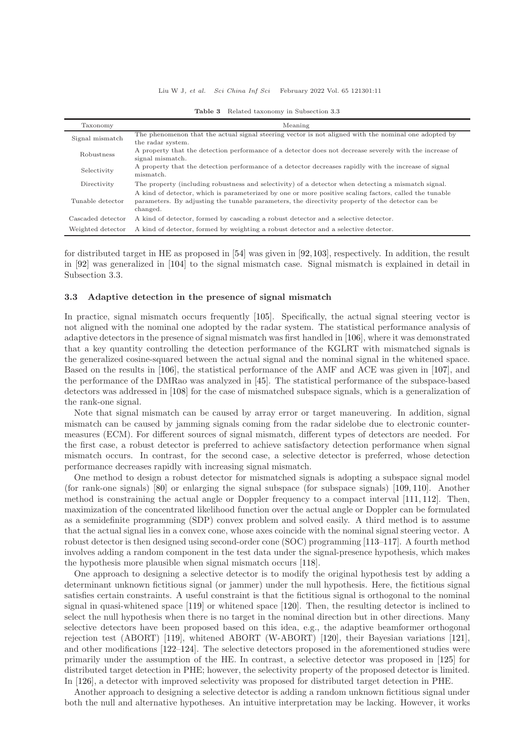**Table 3** Related taxonomy in Subsection 3.3

| Taxonomy | Meaning |
|---|---|
| Signal mismatch | The phenomenon that the actual signal steering vector is not aligned with the nominal one adopted by the radar system. |
| Robustness | A property that the detection performance of a detector does not decrease severely with the increase of signal mismatch. |
| Selectivity | A property that the detection performance of a detector decreases rapidly with the increase of signal mismatch. |
| Directivity | The property (including robustness and selectivity) of a detector when detecting a mismatch signal. |
| Tunable detector | A kind of detector, which is parameterized by one or more positive scaling factors, called the tunable parameters. By adjusting the tunable parameters, the directivity property of the detector can be changed. |
| Cascaded detector | A kind of detector, formed by cascading a robust detector and a selective detector. |
| Weighted detector | A kind of detector, formed by weighting a robust detector and a selective detector. |

for distributed target in HE as proposed in [54] was given in [92, 103], respectively. In addition, the result in [92] was generalized in [104] to the signal mismatch case. Signal mismatch is explained in detail in Subsection 3.3.

### 3.3 Adaptive detection in the presence of signal mismatch

In practice, signal mismatch occurs frequently [105]. Specifically, the actual signal steering vector is not aligned with the nominal one adopted by the radar system. The statistical performance analysis of adaptive detectors in the presence of signal mismatch was first handled in [106], where it was demonstrated that a key quantity controlling the detection performance of the KGLRT with mismatched signals is the generalized cosine-squared between the actual signal and the nominal signal in the whitened space. Based on the results in [106], the statistical performance of the AMF and ACE was given in [107], and the performance of the DMRao was analyzed in [45]. The statistical performance of the subspace-based detectors was addressed in [108] for the case of mismatched subspace signals, which is a generalization of the rank-one signal.

Note that signal mismatch can be caused by array error or target maneuvering. In addition, signal mismatch can be caused by jamming signals coming from the radar sidelobe due to electronic countermeasures (ECM). For different sources of signal mismatch, different types of detectors are needed. For the first case, a robust detector is preferred to achieve satisfactory detection performance when signal mismatch occurs. In contrast, for the second case, a selective detector is preferred, whose detection performance decreases rapidly with increasing signal mismatch.

One method to design a robust detector for mismatched signals is adopting a subspace signal model (for rank-one signals) [80] or enlarging the signal subspace (for subspace signals) [109, 110]. Another method is constraining the actual angle or Doppler frequency to a compact interval [111, 112]. Then, maximization of the concentrated likelihood function over the actual angle or Doppler can be formulated as a semidefinite programming (SDP) convex problem and solved easily. A third method is to assume that the actual signal lies in a convex cone, whose axes coincide with the nominal signal steering vector. A robust detector is then designed using second-order cone (SOC) programming [113–117]. A fourth method involves adding a random component in the test data under the signal-presence hypothesis, which makes the hypothesis more plausible when signal mismatch occurs [118].

One approach to designing a selective detector is to modify the original hypothesis test by adding a determinant unknown fictitious signal (or jammer) under the null hypothesis. Here, the fictitious signal satisfies certain constraints. A useful constraint is that the fictitious signal is orthogonal to the nominal signal in quasi-whitened space [119] or whitened space [120]. Then, the resulting detector is inclined to select the null hypothesis when there is no target in the nominal direction but in other directions. Many selective detectors have been proposed based on this idea, e.g., the adaptive beamformer orthogonal rejection test (ABORT) [119], whitened ABORT (W-ABORT) [120], their Bayesian variations [121], and other modifications [122–124]. The selective detectors proposed in the aforementioned studies were primarily under the assumption of the HE. In contrast, a selective detector was proposed in [125] for distributed target detection in PHE; however, the selectivity property of the proposed detector is limited. In [126], a detector with improved selectivity was proposed for distributed target detection in PHE.

Another approach to designing a selective detector is adding a random unknown fictitious signal under both the null and alternative hypotheses. An intuitive interpretation may be lacking. However, it works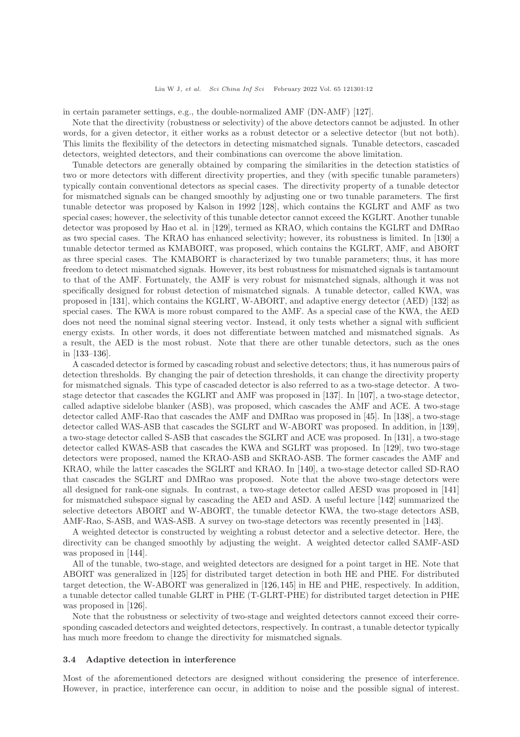in certain parameter settings, e.g., the double-normalized AMF (DN-AMF) [127].

Note that the directivity (robustness or selectivity) of the above detectors cannot be adjusted. In other words, for a given detector, it either works as a robust detector or a selective detector (but not both). This limits the flexibility of the detectors in detecting mismatched signals. Tunable detectors, cascaded detectors, weighted detectors, and their combinations can overcome the above limitation.

Tunable detectors are generally obtained by comparing the similarities in the detection statistics of two or more detectors with different directivity properties, and they (with specific tunable parameters) typically contain conventional detectors as special cases. The directivity property of a tunable detector for mismatched signals can be changed smoothly by adjusting one or two tunable parameters. The first tunable detector was proposed by Kalson in 1992 [128], which contains the KGLRT and AMF as two special cases; however, the selectivity of this tunable detector cannot exceed the KGLRT. Another tunable detector was proposed by Hao et al. in [129], termed as KRAO, which contains the KGLRT and DMRao as two special cases. The KRAO has enhanced selectivity; however, its robustness is limited. In [130] a tunable detector termed as KMABORT, was proposed, which contains the KGLRT, AMF, and ABORT as three special cases. The KMABORT is characterized by two tunable parameters; thus, it has more freedom to detect mismatched signals. However, its best robustness for mismatched signals is tantamount to that of the AMF. Fortunately, the AMF is very robust for mismatched signals, although it was not specifically designed for robust detection of mismatched signals. A tunable detector, called KWA, was proposed in [131], which contains the KGLRT, W-ABORT, and adaptive energy detector (AED) [132] as special cases. The KWA is more robust compared to the AMF. As a special case of the KWA, the AED does not need the nominal signal steering vector. Instead, it only tests whether a signal with sufficient energy exists. In other words, it does not differentiate between matched and mismatched signals. As a result, the AED is the most robust. Note that there are other tunable detectors, such as the ones in [133–136].

A cascaded detector is formed by cascading robust and selective detectors; thus, it has numerous pairs of detection thresholds. By changing the pair of detection thresholds, it can change the directivity property for mismatched signals. This type of cascaded detector is also referred to as a two-stage detector. A two-stage detector that cascades the KGLRT and AMF was proposed in [137]. In [107], a two-stage detector, called adaptive sidelobe blanker (ASB), was proposed, which cascades the AMF and ACE. A two-stage detector called AMF-Rao that cascades the AMF and DMRao was proposed in [45]. In [138], a two-stage detector called WAS-ASB that cascades the SGLRT and W-ABORT was proposed. In addition, in [139], a two-stage detector called S-ASB that cascades the SGLRT and ACE was proposed. In [131], a two-stage detector called KWAS-ASB that cascades the KWA and SGLRT was proposed. In [129], two two-stage detectors were proposed, named the KRAO-ASB and SKRAO-ASB. The former cascades the AMF and KRAO, while the latter cascades the SGLRT and KRAO. In [140], a two-stage detector called SD-RAO that cascades the SGLRT and DMRao was proposed. Note that the above two-stage detectors were all designed for rank-one signals. In contrast, a two-stage detector called AESD was proposed in [141] for mismatched subspace signal by cascading the AED and ASD. A useful lecture [142] summarized the selective detectors ABORT and W-ABORT, the tunable detector KWA, the two-stage detectors ASB, AMF-Rao, S-ASB, and WAS-ASB. A survey on two-stage detectors was recently presented in [143].

A weighted detector is constructed by weighting a robust detector and a selective detector. Here, the directivity can be changed smoothly by adjusting the weight. A weighted detector called SAMF-ASD was proposed in [144].

All of the tunable, two-stage, and weighted detectors are designed for a point target in HE. Note that ABORT was generalized in [125] for distributed target detection in both HE and PHE. For distributed target detection, the W-ABORT was generalized in [126, 145] in HE and PHE, respectively. In addition, a tunable detector called tunable GLRT in PHE (T-GLRT-PHE) for distributed target detection in PHE was proposed in [126].

Note that the robustness or selectivity of two-stage and weighted detectors cannot exceed their corresponding cascaded detectors and weighted detectors, respectively. In contrast, a tunable detector typically has much more freedom to change the directivity for mismatched signals.

### 3.4 Adaptive detection in interference

Most of the aforementioned detectors are designed without considering the presence of interference. However, in practice, interference can occur, in addition to noise and the possible signal of interest.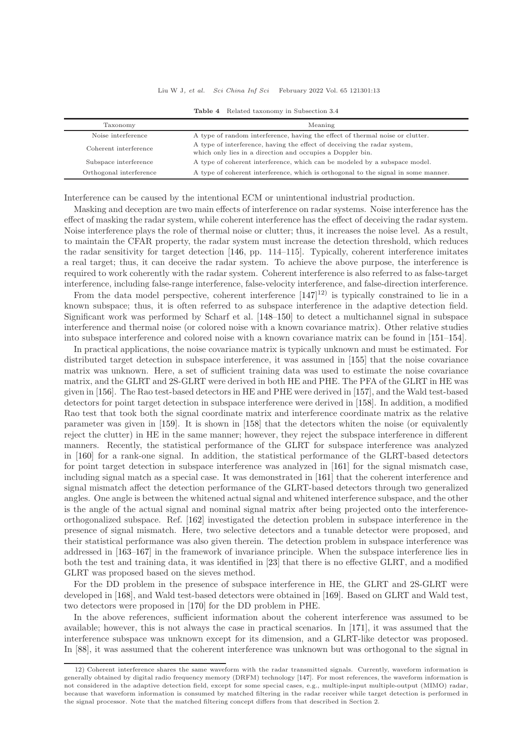**Table 4** Related taxonomy in Subsection 3.4

| Taxonomy | Meaning |
|---|---|
| Noise interference | A type of random interference, having the effect of thermal noise or clutter. |
| Coherent interference | A type of interference, having the effect of deceiving the radar system, which only lies in a direction and occupies a Doppler bin. |
| Subspace interference | A type of coherent interference, which can be modeled by a subspace model. |
| Orthogonal interference | A type of coherent interference, which is orthogonal to the signal in some manner. |

Interference can be caused by the intentional ECM or unintentional industrial production.

Masking and deception are two main effects of interference on radar systems. Noise interference has the effect of masking the radar system, while coherent interference has the effect of deceiving the radar system. Noise interference plays the role of thermal noise or clutter; thus, it increases the noise level. As a result, to maintain the CFAR property, the radar system must increase the detection threshold, which reduces the radar sensitivity for target detection [146, pp. 114–115]. Typically, coherent interference imitates a real target; thus, it can deceive the radar system. To achieve the above purpose, the interference is required to work coherently with the radar system. Coherent interference is also referred to as false-target interference, including false-range interference, false-velocity interference, and false-direction interference.

From the data model perspective, coherent interference [147][12)] is typically constrained to lie in a known subspace; thus, it is often referred to as subspace interference in the adaptive detection field. Significant work was performed by Scharf et al. [148–150] to detect a multichannel signal in subspace interference and thermal noise (or colored noise with a known covariance matrix). Other relative studies into subspace interference and colored noise with a known covariance matrix can be found in [151–154].

In practical applications, the noise covariance matrix is typically unknown and must be estimated. For distributed target detection in subspace interference, it was assumed in [155] that the noise covariance matrix was unknown. Here, a set of sufficient training data was used to estimate the noise covariance matrix, and the GLRT and 2S-GLRT were derived in both HE and PHE. The PFA of the GLRT in HE was given in [156]. The Rao test-based detectors in HE and PHE were derived in [157], and the Wald test-based detectors for point target detection in subspace interference were derived in [158]. In addition, a modified Rao test that took both the signal coordinate matrix and interference coordinate matrix as the relative parameter was given in [159]. It is shown in [158] that the detectors whiten the noise (or equivalently reject the clutter) in HE in the same manner; however, they reject the subspace interference in different manners. Recently, the statistical performance of the GLRT for subspace interference was analyzed in [160] for a rank-one signal. In addition, the statistical performance of the GLRT-based detectors for point target detection in subspace interference was analyzed in [161] for the signal mismatch case, including signal match as a special case. It was demonstrated in [161] that the coherent interference and signal mismatch affect the detection performance of the GLRT-based detectors through two generalized angles. One angle is between the whitened actual signal and whitened interference subspace, and the other is the angle of the actual signal and nominal signal matrix after being projected onto the interference-orthogonalized subspace. Ref. [162] investigated the detection problem in subspace interference in the presence of signal mismatch. Here, two selective detectors and a tunable detector were proposed, and their statistical performance was also given therein. The detection problem in subspace interference was addressed in [163–167] in the framework of invariance principle. When the subspace interference lies in both the test and training data, it was identified in [23] that there is no effective GLRT, and a modified GLRT was proposed based on the sieves method.

For the DD problem in the presence of subspace interference in HE, the GLRT and 2S-GLRT were developed in [168], and Wald test-based detectors were obtained in [169]. Based on GLRT and Wald test, two detectors were proposed in [170] for the DD problem in PHE.

In the above references, sufficient information about the coherent interference was assumed to be available; however, this is not always the case in practical scenarios. In [171], it was assumed that the interference subspace was unknown except for its dimension, and a GLRT-like detector was proposed. In [88], it was assumed that the coherent interference was unknown but was orthogonal to the signal in

---

12) Coherent interference shares the same waveform with the radar transmitted signals. Currently, waveform information is generally obtained by digital radio frequency memory (DRFM) technology [147]. For most references, the waveform information is not considered in the adaptive detection field, except for some special cases, e.g., multiple-input multiple-output (MIMO) radar, because that waveform information is consumed by matched filtering in the radar receiver while target detection is performed in the signal processor. Note that the matched filtering concept differs from that described in Section 2.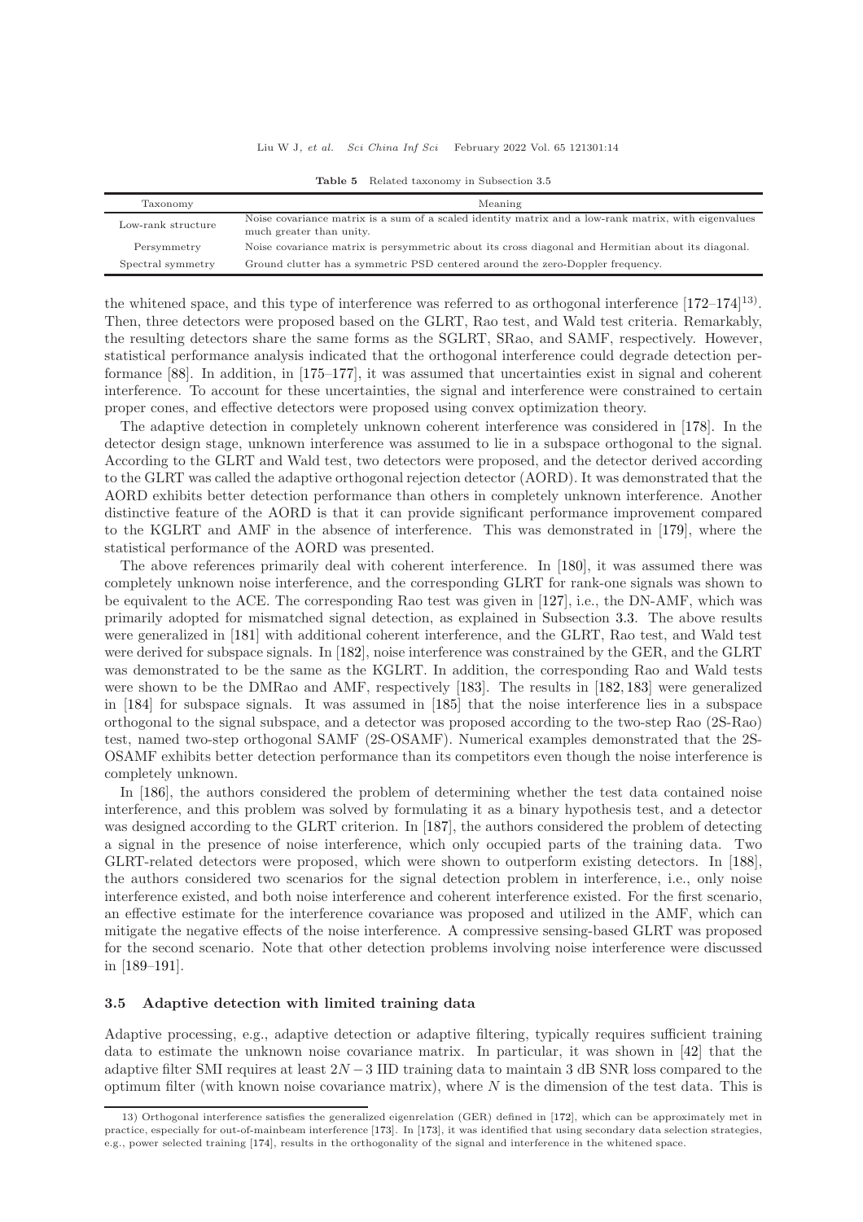Table 5 Related taxonomy in Subsection 3.5

| Taxonomy | Meaning |
|---|---|
| Low-rank structure | Noise covariance matrix is a sum of a scaled identity matrix and a low-rank matrix, with eigenvalues much greater than unity. |
| Persymmetry | Noise covariance matrix is persymmetric about its cross diagonal and Hermitian about its diagonal. |
| Spectral symmetry | Ground clutter has a symmetric PSD centered around the zero-Doppler frequency. |

the whitened space, and this type of interference was referred to as orthogonal interference [172–174][13]. Then, three detectors were proposed based on the GLRT, Rao test, and Wald test criteria. Remarkably, the resulting detectors share the same forms as the SGLRT, SRao, and SAMF, respectively. However, statistical performance analysis indicated that the orthogonal interference could degrade detection performance [88]. In addition, in [175–177], it was assumed that uncertainties exist in signal and coherent interference. To account for these uncertainties, the signal and interference were constrained to certain proper cones, and effective detectors were proposed using convex optimization theory.

The adaptive detection in completely unknown coherent interference was considered in [178]. In the detector design stage, unknown interference was assumed to lie in a subspace orthogonal to the signal. According to the GLRT and Wald test, two detectors were proposed, and the detector derived according to the GLRT was called the adaptive orthogonal rejection detector (AORD). It was demonstrated that the AORD exhibits better detection performance than others in completely unknown interference. Another distinctive feature of the AORD is that it can provide significant performance improvement compared to the KGLRT and AMF in the absence of interference. This was demonstrated in [179], where the statistical performance of the AORD was presented.

The above references primarily deal with coherent interference. In [180], it was assumed there was completely unknown noise interference, and the corresponding GLRT for rank-one signals was shown to be equivalent to the ACE. The corresponding Rao test was given in [127], i.e., the DN-AMF, which was primarily adopted for mismatched signal detection, as explained in Subsection 3.3. The above results were generalized in [181] with additional coherent interference, and the GLRT, Rao test, and Wald test were derived for subspace signals. In [182], noise interference was constrained by the GER, and the GLRT was demonstrated to be the same as the KGLRT. In addition, the corresponding Rao and Wald tests were shown to be the DMRao and AMF, respectively [183]. The results in [182, 183] were generalized in [184] for subspace signals. It was assumed in [185] that the noise interference lies in a subspace orthogonal to the signal subspace, and a detector was proposed according to the two-step Rao (2S-Rao) test, named two-step orthogonal SAMF (2S-OSAMF). Numerical examples demonstrated that the 2S-OSAMF exhibits better detection performance than its competitors even though the noise interference is completely unknown.

In [186], the authors considered the problem of determining whether the test data contained noise interference, and this problem was solved by formulating it as a binary hypothesis test, and a detector was designed according to the GLRT criterion. In [187], the authors considered the problem of detecting a signal in the presence of noise interference, which only occupied parts of the training data. Two GLRT-related detectors were proposed, which were shown to outperform existing detectors. In [188], the authors considered two scenarios for the signal detection problem in interference, i.e., only noise interference existed, and both noise interference and coherent interference existed. For the first scenario, an effective estimate for the interference covariance was proposed and utilized in the AMF, which can mitigate the negative effects of the noise interference. A compressive sensing-based GLRT was proposed for the second scenario. Note that other detection problems involving noise interference were discussed in [189–191].

### 3.5 Adaptive detection with limited training data

Adaptive processing, e.g., adaptive detection or adaptive filtering, typically requires sufficient training data to estimate the unknown noise covariance matrix. In particular, it was shown in [42] that the adaptive filter SMI requires at least $2N-3$ IID training data to maintain 3 dB SNR loss compared to the optimum filter (with known noise covariance matrix), where $N$ is the dimension of the test data. This is

---

13) Orthogonal interference satisfies the generalized eigenrelation (GER) defined in [172], which can be approximately met in practice, especially for out-of-mainbeam interference [173]. In [173], it was identified that using secondary data selection strategies, e.g., power selected training [174], results in the orthogonality of the signal and interference in the whitened space.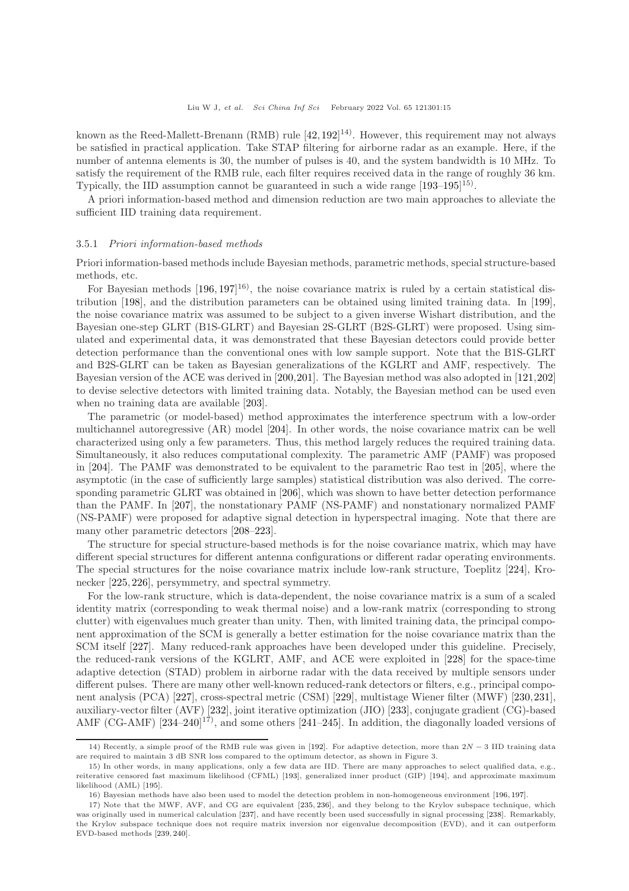known as the Reed-Mallett-Brenann (RMB) rule [42, 192][14]. However, this requirement may not always be satisfied in practical application. Take STAP filtering for airborne radar as an example. Here, if the number of antenna elements is 30, the number of pulses is 40, and the system bandwidth is 10 MHz. To satisfy the requirement of the RMB rule, each filter requires received data in the range of roughly 36 km. Typically, the IID assumption cannot be guaranteed in such a wide range [193–195][15].

A priori information-based method and dimension reduction are two main approaches to alleviate the sufficient IID training data requirement.

#### 3.5.1 *Priori information-based methods*

Priori information-based methods include Bayesian methods, parametric methods, special structure-based methods, etc.

For Bayesian methods [196, 197][16], the noise covariance matrix is ruled by a certain statistical distribution [198], and the distribution parameters can be obtained using limited training data. In [199], the noise covariance matrix was assumed to be subject to a given inverse Wishart distribution, and the Bayesian one-step GLRT (B1S-GLRT) and Bayesian 2S-GLRT (B2S-GLRT) were proposed. Using simulated and experimental data, it was demonstrated that these Bayesian detectors could provide better detection performance than the conventional ones with low sample support. Note that the B1S-GLRT and B2S-GLRT can be taken as Bayesian generalizations of the KGLRT and AMF, respectively. The Bayesian version of the ACE was derived in [200, 201]. The Bayesian method was also adopted in [121, 202] to devise selective detectors with limited training data. Notably, the Bayesian method can be used even when no training data are available [203].

The parametric (or model-based) method approximates the interference spectrum with a low-order multichannel autoregressive (AR) model [204]. In other words, the noise covariance matrix can be well characterized using only a few parameters. Thus, this method largely reduces the required training data. Simultaneously, it also reduces computational complexity. The parametric AMF (PAMF) was proposed in [204]. The PAMF was demonstrated to be equivalent to the parametric Rao test in [205], where the asymptotic (in the case of sufficiently large samples) statistical distribution was also derived. The corresponding parametric GLRT was obtained in [206], which was shown to have better detection performance than the PAMF. In [207], the nonstationary PAMF (NS-PAMF) and nonstationary normalized PAMF (NS-PAMF) were proposed for adaptive signal detection in hyperspectral imaging. Note that there are many other parametric detectors [208–223].

The structure for special structure-based methods is for the noise covariance matrix, which may have different special structures for different antenna configurations or different radar operating environments. The special structures for the noise covariance matrix include low-rank structure, Toeplitz [224], Kronecker [225, 226], persymmetry, and spectral symmetry.

For the low-rank structure, which is data-dependent, the noise covariance matrix is a sum of a scaled identity matrix (corresponding to weak thermal noise) and a low-rank matrix (corresponding to strong clutter) with eigenvalues much greater than unity. Then, with limited training data, the principal component approximation of the SCM is generally a better estimation for the noise covariance matrix than the SCM itself [227]. Many reduced-rank approaches have been developed under this guideline. Precisely, the reduced-rank versions of the KGLRT, AMF, and ACE were exploited in [228] for the space-time adaptive detection (STAD) problem in airborne radar with the data received by multiple sensors under different pulses. There are many other well-known reduced-rank detectors or filters, e.g., principal component analysis (PCA) [227], cross-spectral metric (CSM) [229], multistage Wiener filter (MWF) [230, 231], auxiliary-vector filter (AVF) [232], joint iterative optimization (JIO) [233], conjugate gradient (CG)-based AMF (CG-AMF) [234–240][17], and some others [241–245]. In addition, the diagonally loaded versions of

---

14) Recently, a simple proof of the RMB rule was given in [192]. For adaptive detection, more than $2N-3$ IID training data are required to maintain 3 dB SNR loss compared to the optimum detector, as shown in Figure 3.

15) In other words, in many applications, only a few data are IID. There are many approaches to select qualified data, e.g., reiterative censored fast maximum likelihood (CFML) [193], generalized inner product (GIP) [194], and approximate maximum likelihood (AML) [195].

16) Bayesian methods have also been used to model the detection problem in non-homogeneous environment [196, 197].

17) Note that the MWF, AVF, and CG are equivalent [235, 236], and they belong to the Krylov subspace technique, which was originally used in numerical calculation [237], and have recently been used successfully in signal processing [238]. Remarkably, the Krylov subspace technique does not require matrix inversion nor eigenvalue decomposition (EVD), and it can outperform EVD-based methods [239, 240].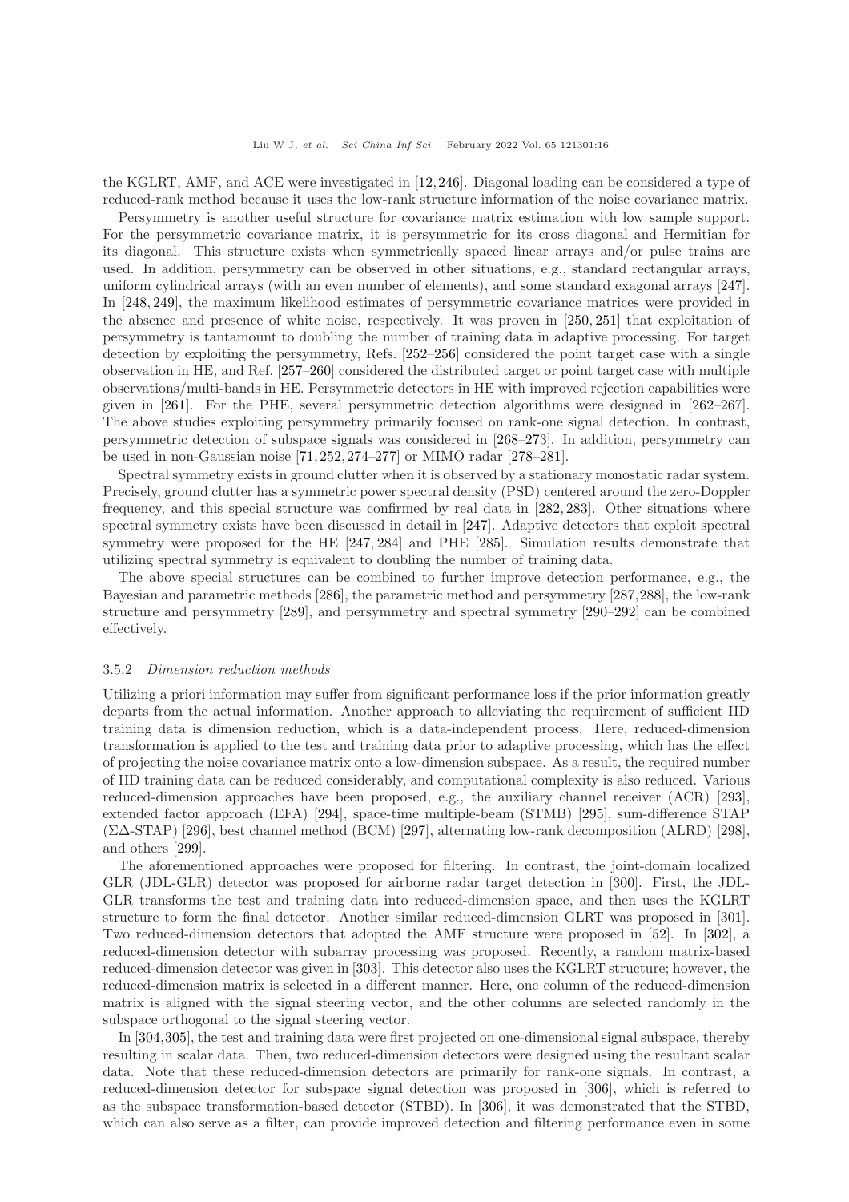the KGLRT, AMF, and ACE were investigated in [12, 246]. Diagonal loading can be considered a type of reduced-rank method because it uses the low-rank structure information of the noise covariance matrix.

Persymmetry is another useful structure for covariance matrix estimation with low sample support. For the persymmetric covariance matrix, it is persymmetric for its cross diagonal and Hermitian for its diagonal. This structure exists when symmetrically spaced linear arrays and/or pulse trains are used. In addition, persymmetry can be observed in other situations, e.g., standard rectangular arrays, uniform cylindrical arrays (with an even number of elements), and some standard exagonal arrays [247]. In [248, 249], the maximum likelihood estimates of persymmetric covariance matrices were provided in the absence and presence of white noise, respectively. It was proven in [250, 251] that exploitation of persymmetry is tantamount to doubling the number of training data in adaptive processing. For target detection by exploiting the persymmetry, Refs. [252–256] considered the point target case with a single observation in HE, and Ref. [257–260] considered the distributed target or point target case with multiple observations/multi-bands in HE. Persymmetric detectors in HE with improved rejection capabilities were given in [261]. For the PHE, several persymmetric detection algorithms were designed in [262–267]. The above studies exploiting persymmetry primarily focused on rank-one signal detection. In contrast, persymmetric detection of subspace signals was considered in [268–273]. In addition, persymmetry can be used in non-Gaussian noise [71, 252, 274–277] or MIMO radar [278–281].

Spectral symmetry exists in ground clutter when it is observed by a stationary monostatic radar system. Precisely, ground clutter has a symmetric power spectral density (PSD) centered around the zero-Doppler frequency, and this special structure was confirmed by real data in [282, 283]. Other situations where spectral symmetry exists have been discussed in detail in [247]. Adaptive detectors that exploit spectral symmetry were proposed for the HE [247, 284] and PHE [285]. Simulation results demonstrate that utilizing spectral symmetry is equivalent to doubling the number of training data.

The above special structures can be combined to further improve detection performance, e.g., the Bayesian and parametric methods [286], the parametric method and persymmetry [287, 288], the low-rank structure and persymmetry [289], and persymmetry and spectral symmetry [290–292] can be combined effectively.

#### 3.5.2 *Dimension reduction methods*

Utilizing a priori information may suffer from significant performance loss if the prior information greatly departs from the actual information. Another approach to alleviating the requirement of sufficient IID training data is dimension reduction, which is a data-independent process. Here, reduced-dimension transformation is applied to the test and training data prior to adaptive processing, which has the effect of projecting the noise covariance matrix onto a low-dimension subspace. As a result, the required number of IID training data can be reduced considerably, and computational complexity is also reduced. Various reduced-dimension approaches have been proposed, e.g., the auxiliary channel receiver (ACR) [293], extended factor approach (EFA) [294], space-time multiple-beam (STMB) [295], sum-difference STAP ($\Sigma\Delta$-STAP) [296], best channel method (BCM) [297], alternating low-rank decomposition (ALRD) [298], and others [299].

The aforementioned approaches were proposed for filtering. In contrast, the joint-domain localized GLR (JDL-GLR) detector was proposed for airborne radar target detection in [300]. First, the JDL-GLR transforms the test and training data into reduced-dimension space, and then uses the KGLRT structure to form the final detector. Another similar reduced-dimension GLRT was proposed in [301]. Two reduced-dimension detectors that adopted the AMF structure were proposed in [52]. In [302], a reduced-dimension detector with subarray processing was proposed. Recently, a random matrix-based reduced-dimension detector was given in [303]. This detector also uses the KGLRT structure; however, the reduced-dimension matrix is selected in a different manner. Here, one column of the reduced-dimension matrix is aligned with the signal steering vector, and the other columns are selected randomly in the subspace orthogonal to the signal steering vector.

In [304, 305], the test and training data were first projected on one-dimensional signal subspace, thereby resulting in scalar data. Then, two reduced-dimension detectors were designed using the resultant scalar data. Note that these reduced-dimension detectors are primarily for rank-one signals. In contrast, a reduced-dimension detector for subspace signal detection was proposed in [306], which is referred to as the subspace transformation-based detector (STBD). In [306], it was demonstrated that the STBD, which can also serve as a filter, can provide improved detection and filtering performance even in some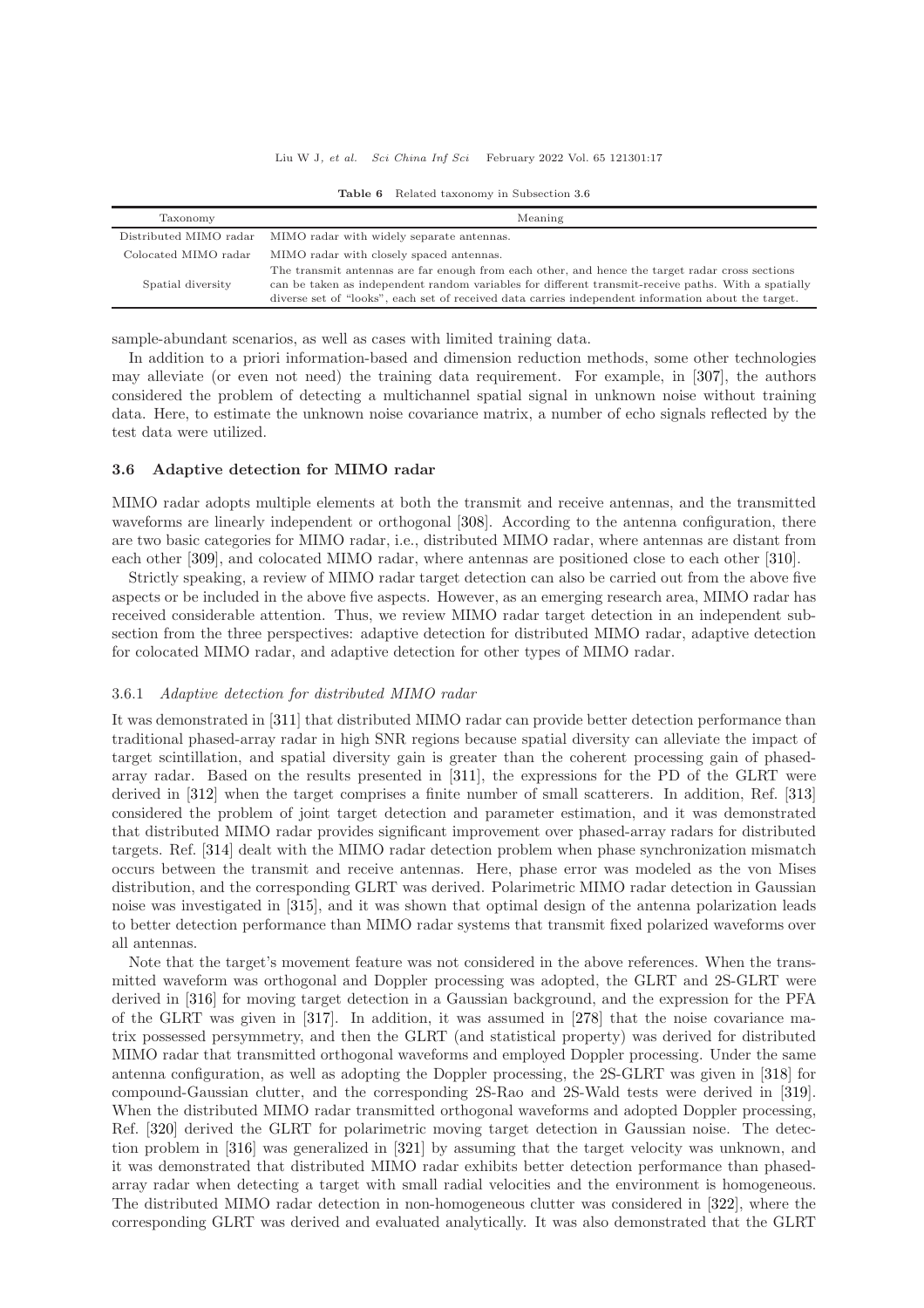**Table 6** Related taxonomy in Subsection 3.6

| Taxonomy | Meaning |
|---|---|
| Distributed MIMO radar | MIMO radar with widely separate antennas. |
| Colocated MIMO radar | MIMO radar with closely spaced antennas. |
| Spatial diversity | The transmit antennas are far enough from each other, and hence the target radar cross sections can be taken as independent random variables for different transmit-receive paths. With a spatially diverse set of "looks", each set of received data carries independent information about the target. |

sample-abundant scenarios, as well as cases with limited training data.

In addition to a priori information-based and dimension reduction methods, some other technologies may alleviate (or even not need) the training data requirement. For example, in [307], the authors considered the problem of detecting a multichannel spatial signal in unknown noise without training data. Here, to estimate the unknown noise covariance matrix, a number of echo signals reflected by the test data were utilized.

## 3.6 Adaptive detection for MIMO radar

MIMO radar adopts multiple elements at both the transmit and receive antennas, and the transmitted waveforms are linearly independent or orthogonal [308]. According to the antenna configuration, there are two basic categories for MIMO radar, i.e., distributed MIMO radar, where antennas are distant from each other [309], and colocated MIMO radar, where antennas are positioned close to each other [310].

Strictly speaking, a review of MIMO radar target detection can also be carried out from the above five aspects or be included in the above five aspects. However, as an emerging research area, MIMO radar has received considerable attention. Thus, we review MIMO radar target detection in an independent subsection from the three perspectives: adaptive detection for distributed MIMO radar, adaptive detection for colocated MIMO radar, and adaptive detection for other types of MIMO radar.

### 3.6.1 *Adaptive detection for distributed MIMO radar*

It was demonstrated in [311] that distributed MIMO radar can provide better detection performance than traditional phased-array radar in high SNR regions because spatial diversity can alleviate the impact of target scintillation, and spatial diversity gain is greater than the coherent processing gain of phased-array radar. Based on the results presented in [311], the expressions for the PD of the GLRT were derived in [312] when the target comprises a finite number of small scatterers. In addition, Ref. [313] considered the problem of joint target detection and parameter estimation, and it was demonstrated that distributed MIMO radar provides significant improvement over phased-array radars for distributed targets. Ref. [314] dealt with the MIMO radar detection problem when phase synchronization mismatch occurs between the transmit and receive antennas. Here, phase error was modeled as the von Mises distribution, and the corresponding GLRT was derived. Polarimetric MIMO radar detection in Gaussian noise was investigated in [315], and it was shown that optimal design of the antenna polarization leads to better detection performance than MIMO radar systems that transmit fixed polarized waveforms over all antennas.

Note that the target's movement feature was not considered in the above references. When the transmitted waveform was orthogonal and Doppler processing was adopted, the GLRT and 2S-GLRT were derived in [316] for moving target detection in a Gaussian background, and the expression for the PFA of the GLRT was given in [317]. In addition, it was assumed in [278] that the noise covariance matrix possessed persymmetry, and then the GLRT (and statistical property) was derived for distributed MIMO radar that transmitted orthogonal waveforms and employed Doppler processing. Under the same antenna configuration, as well as adopting the Doppler processing, the 2S-GLRT was given in [318] for compound-Gaussian clutter, and the corresponding 2S-Rao and 2S-Wald tests were derived in [319]. When the distributed MIMO radar transmitted orthogonal waveforms and adopted Doppler processing, Ref. [320] derived the GLRT for polarimetric moving target detection in Gaussian noise. The detection problem in [316] was generalized in [321] by assuming that the target velocity was unknown, and it was demonstrated that distributed MIMO radar exhibits better detection performance than phased-array radar when detecting a target with small radial velocities and the environment is homogeneous. The distributed MIMO radar detection in non-homogeneous clutter was considered in [322], where the corresponding GLRT was derived and evaluated analytically. It was also demonstrated that the GLRT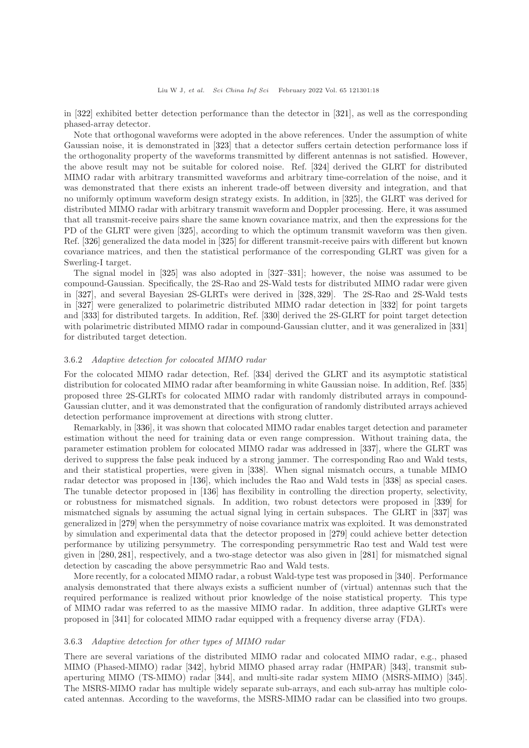in [322] exhibited better detection performance than the detector in [321], as well as the corresponding phased-array detector.

Note that orthogonal waveforms were adopted in the above references. Under the assumption of white Gaussian noise, it is demonstrated in [323] that a detector suffers certain detection performance loss if the orthogonality property of the waveforms transmitted by different antennas is not satisfied. However, the above result may not be suitable for colored noise. Ref. [324] derived the GLRT for distributed MIMO radar with arbitrary transmitted waveforms and arbitrary time-correlation of the noise, and it was demonstrated that there exists an inherent trade-off between diversity and integration, and that no uniformly optimum waveform design strategy exists. In addition, in [325], the GLRT was derived for distributed MIMO radar with arbitrary transmit waveform and Doppler processing. Here, it was assumed that all transmit-receive pairs share the same known covariance matrix, and then the expressions for the PD of the GLRT were given [325], according to which the optimum transmit waveform was then given. Ref. [326] generalized the data model in [325] for different transmit-receive pairs with different but known covariance matrices, and then the statistical performance of the corresponding GLRT was given for a Swerling-I target.

The signal model in [325] was also adopted in [327–331]; however, the noise was assumed to be compound-Gaussian. Specifically, the 2S-Rao and 2S-Wald tests for distributed MIMO radar were given in [327], and several Bayesian 2S-GLRTs were derived in [328, 329]. The 2S-Rao and 2S-Wald tests in [327] were generalized to polarimetric distributed MIMO radar detection in [332] for point targets and [333] for distributed targets. In addition, Ref. [330] derived the 2S-GLRT for point target detection with polarimetric distributed MIMO radar in compound-Gaussian clutter, and it was generalized in [331] for distributed target detection.

#### 3.6.2 *Adaptive detection for colocated MIMO radar*

For the colocated MIMO radar detection, Ref. [334] derived the GLRT and its asymptotic statistical distribution for colocated MIMO radar after beamforming in white Gaussian noise. In addition, Ref. [335] proposed three 2S-GLRTs for colocated MIMO radar with randomly distributed arrays in compound-Gaussian clutter, and it was demonstrated that the configuration of randomly distributed arrays achieved detection performance improvement at directions with strong clutter.

Remarkably, in [336], it was shown that colocated MIMO radar enables target detection and parameter estimation without the need for training data or even range compression. Without training data, the parameter estimation problem for colocated MIMO radar was addressed in [337], where the GLRT was derived to suppress the false peak induced by a strong jammer. The corresponding Rao and Wald tests, and their statistical properties, were given in [338]. When signal mismatch occurs, a tunable MIMO radar detector was proposed in [136], which includes the Rao and Wald tests in [338] as special cases. The tunable detector proposed in [136] has flexibility in controlling the direction property, selectivity, or robustness for mismatched signals. In addition, two robust detectors were proposed in [339] for mismatched signals by assuming the actual signal lying in certain subspaces. The GLRT in [337] was generalized in [279] when the persymmetry of noise covariance matrix was exploited. It was demonstrated by simulation and experimental data that the detector proposed in [279] could achieve better detection performance by utilizing persymmetry. The corresponding persymmetric Rao test and Wald test were given in [280, 281], respectively, and a two-stage detector was also given in [281] for mismatched signal detection by cascading the above persymmetric Rao and Wald tests.

More recently, for a colocated MIMO radar, a robust Wald-type test was proposed in [340]. Performance analysis demonstrated that there always exists a sufficient number of (virtual) antennas such that the required performance is realized without prior knowledge of the noise statistical property. This type of MIMO radar was referred to as the massive MIMO radar. In addition, three adaptive GLRTs were proposed in [341] for colocated MIMO radar equipped with a frequency diverse array (FDA).

#### 3.6.3 *Adaptive detection for other types of MIMO radar*

There are several variations of the distributed MIMO radar and colocated MIMO radar, e.g., phased MIMO (Phased-MIMO) radar [342], hybrid MIMO phased array radar (HMPAR) [343], transmit subaperturing MIMO (TS-MIMO) radar [344], and multi-site radar system MIMO (MSRS-MIMO) [345]. The MSRS-MIMO radar has multiple widely separate sub-arrays, and each sub-array has multiple colocated antennas. According to the waveforms, the MSRS-MIMO radar can be classified into two groups.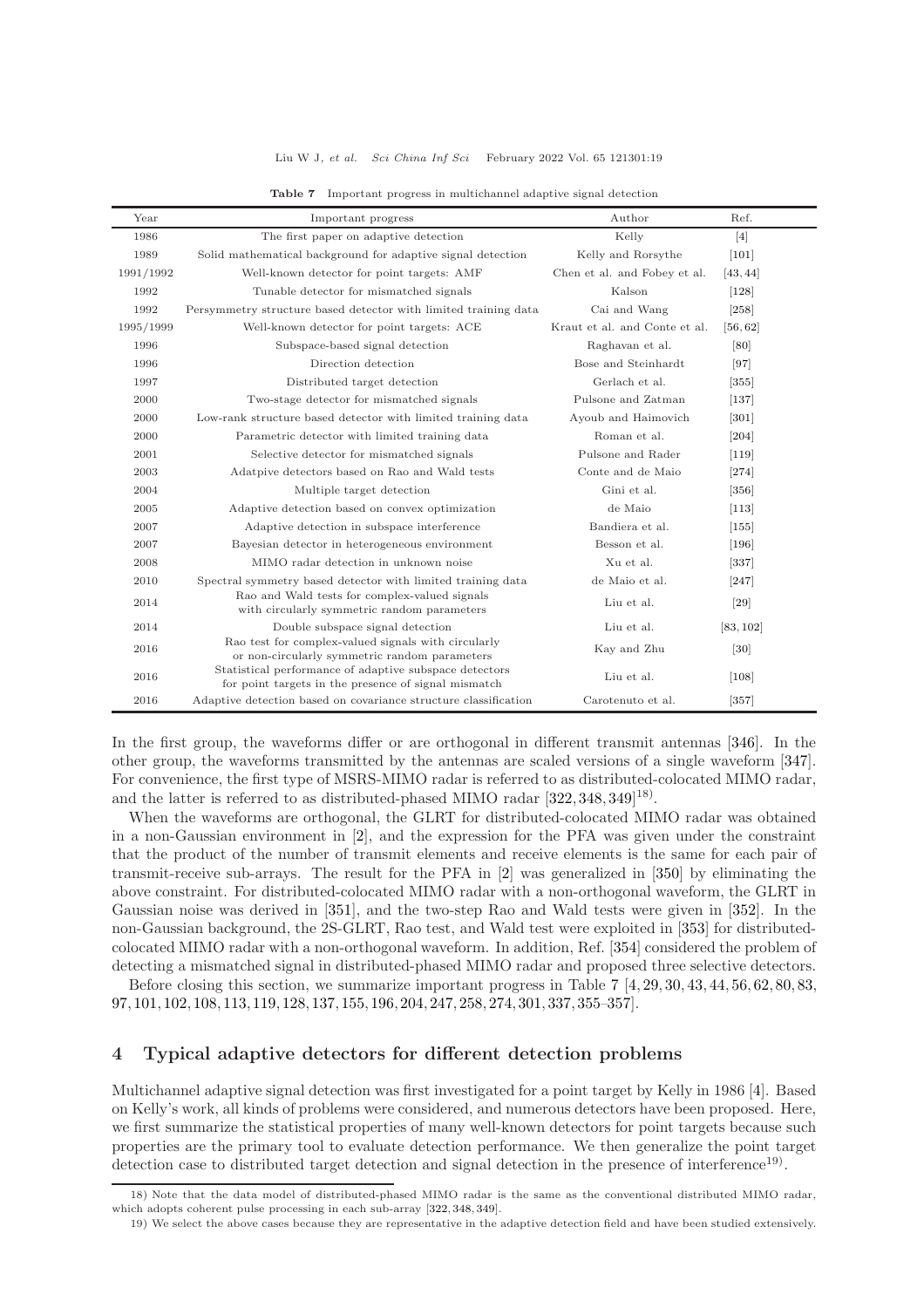**Table 7** Important progress in multichannel adaptive signal detection

| Year | Important progress | Author | Ref. |
|---|---|---|---|
| 1986 | The first paper on adaptive detection | Kelly | [4] |
| 1989 | Solid mathematical background for adaptive signal detection | Kelly and Rorsythe | [101] |
| 1991/1992 | Well-known detector for point targets: AMF | Chen et al. and Fobey et al. | [43, 44] |
| 1992 | Tunable detector for mismatched signals | Kalson | [128] |
| 1992 | Persymmetry structure based detector with limited training data | Cai and Wang | [258] |
| 1995/1999 | Well-known detector for point targets: ACE | Kraut et al. and Conte et al. | [56, 62] |
| 1996 | Subspace-based signal detection | Raghavan et al. | [80] |
| 1996 | Direction detection | Bose and Steinhardt | [97] |
| 1997 | Distributed target detection | Gerlach et al. | [355] |
| 2000 | Two-stage detector for mismatched signals | Pulsone and Zatman | [137] |
| 2000 | Low-rank structure based detector with limited training data | Ayoub and Haimovich | [301] |
| 2000 | Parametric detector with limited training data | Roman et al. | [204] |
| 2001 | Selective detector for mismatched signals | Pulsone and Rader | [119] |
| 2003 | Adatpive detectors based on Rao and Wald tests | Conte and de Maio | [274] |
| 2004 | Multiple target detection | Gini et al. | [356] |
| 2005 | Adaptive detection based on convex optimization | de Maio | [113] |
| 2007 | Adaptive detection in subspace interference | Bandiera et al. | [155] |
| 2007 | Bayesian detector in heterogeneous environment | Besson et al. | [196] |
| 2008 | MIMO radar detection in unknown noise | Xu et al. | [337] |
| 2010 | Spectral symmetry based detector with limited training data | de Maio et al. | [247] |
| 2014 | Rao and Wald tests for complex-valued signals with circularly symmetric random parameters | Liu et al. | [29] |
| 2014 | Double subspace signal detection | Liu et al. | [83, 102] |
| 2016 | Rao test for complex-valued signals with circularly or non-circularly symmetric random parameters | Kay and Zhu | [30] |
| 2016 | Statistical performance of adaptive subspace detectors for point targets in the presence of signal mismatch | Liu et al. | [108] |
| 2016 | Adaptive detection based on covariance structure classification | Carotenuto et al. | [357] |

In the first group, the waveforms differ or are orthogonal in different transmit antennas [346]. In the other group, the waveforms transmitted by the antennas are scaled versions of a single waveform [347]. For convenience, the first type of MSRS-MIMO radar is referred to as distributed-colocated MIMO radar, and the latter is referred to as distributed-phased MIMO radar [322, 348, 349][18)].

When the waveforms are orthogonal, the GLRT for distributed-colocated MIMO radar was obtained in a non-Gaussian environment in [2], and the expression for the PFA was given under the constraint that the product of the number of transmit elements and receive elements is the same for each pair of transmit-receive sub-arrays. The result for the PFA in [2] was generalized in [350] by eliminating the above constraint. For distributed-colocated MIMO radar with a non-orthogonal waveform, the GLRT in Gaussian noise was derived in [351], and the two-step Rao and Wald tests were given in [352]. In the non-Gaussian background, the 2S-GLRT, Rao test, and Wald test were exploited in [353] for distributed-colocated MIMO radar with a non-orthogonal waveform. In addition, Ref. [354] considered the problem of detecting a mismatched signal in distributed-phased MIMO radar and proposed three selective detectors.

Before closing this section, we summarize important progress in Table 7 [4, 29, 30, 43, 44, 56, 62, 80, 83, 97, 101, 102, 108, 113, 119, 128, 137, 155, 196, 204, 247, 258, 274, 301, 337, 355–357].

## 4 Typical adaptive detectors for different detection problems

Multichannel adaptive signal detection was first investigated for a point target by Kelly in 1986 [4]. Based on Kelly's work, all kinds of problems were considered, and numerous detectors have been proposed. Here, we first summarize the statistical properties of many well-known detectors for point targets because such properties are the primary tool to evaluate detection performance. We then generalize the point target detection case to distributed target detection and signal detection in the presence of interference[19)].

18) Note that the data model of distributed-phased MIMO radar is the same as the conventional distributed MIMO radar, which adopts coherent pulse processing in each sub-array [322, 348, 349].

19) We select the above cases because they are representative in the adaptive detection field and have been studied extensively.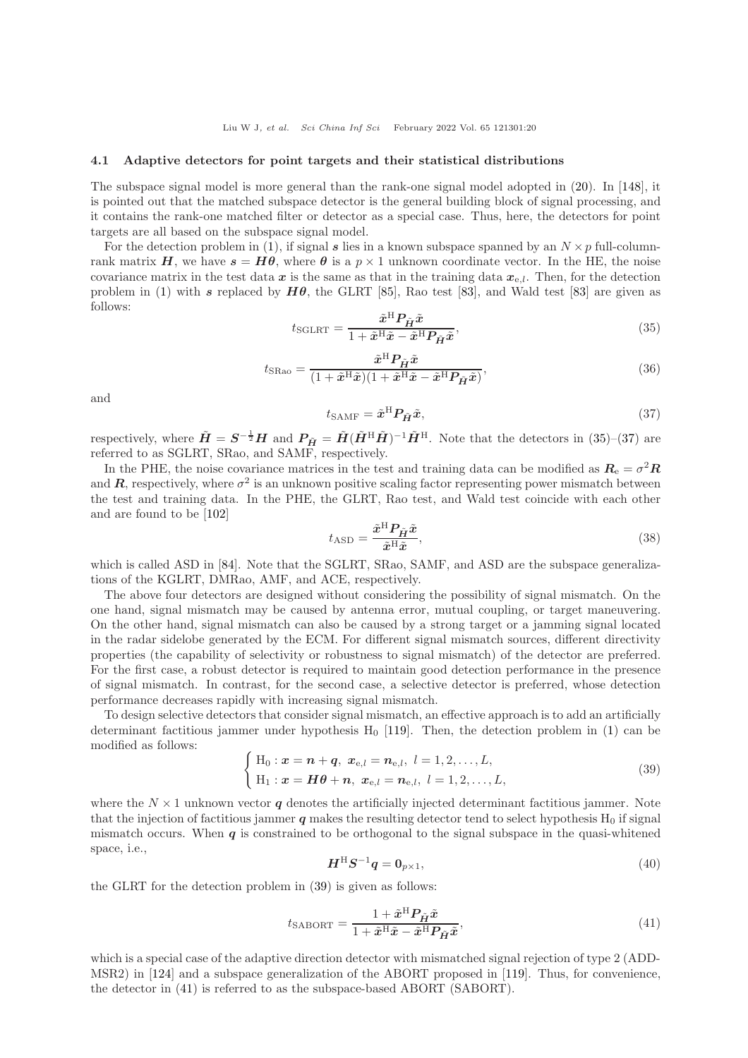### 4.1 Adaptive detectors for point targets and their statistical distributions

The subspace signal model is more general than the rank-one signal model adopted in (20). In [148], it is pointed out that the matched subspace detector is the general building block of signal processing, and it contains the rank-one matched filter or detector as a special case. Thus, here, the detectors for point targets are all based on the subspace signal model.

For the detection problem in (1), if signal $\boldsymbol{s}$ lies in a known subspace spanned by an $N \times p$ full-column-rank matrix $\boldsymbol{H}$, we have $\boldsymbol{s} = \boldsymbol{H}\boldsymbol{\theta}$, where $\boldsymbol{\theta}$ is a $p \times 1$ unknown coordinate vector. In the HE, the noise covariance matrix in the test data $\boldsymbol{x}$ is the same as that in the training data $\boldsymbol{x}_{\mathrm{e},l}$. Then, for the detection problem in (1) with $\boldsymbol{s}$ replaced by $\boldsymbol{H}\boldsymbol{\theta}$, the GLRT [85], Rao test [83], and Wald test [83] are given as follows:

$$t_{\mathrm{SGLRT}} = \frac{\tilde{\boldsymbol{x}}^{\mathrm{H}} \boldsymbol{P}_{\tilde{\boldsymbol{H}}} \tilde{\boldsymbol{x}}}{1 + \tilde{\boldsymbol{x}}^{\mathrm{H}} \tilde{\boldsymbol{x}} - \tilde{\boldsymbol{x}}^{\mathrm{H}} \boldsymbol{P}_{\tilde{\boldsymbol{H}}} \tilde{\boldsymbol{x}}}, \tag{35}$$

$$t_{\mathrm{SRao}} = \frac{\tilde{\boldsymbol{x}}^{\mathrm{H}} \boldsymbol{P}_{\tilde{\boldsymbol{H}}} \tilde{\boldsymbol{x}}}{(1 + \tilde{\boldsymbol{x}}^{\mathrm{H}} \tilde{\boldsymbol{x}})(1 + \tilde{\boldsymbol{x}}^{\mathrm{H}} \tilde{\boldsymbol{x}} - \tilde{\boldsymbol{x}}^{\mathrm{H}} \boldsymbol{P}_{\tilde{\boldsymbol{H}}} \tilde{\boldsymbol{x}})}, \tag{36}$$

and

$$t_{\mathrm{SAMF}} = \tilde{\boldsymbol{x}}^{\mathrm{H}} \boldsymbol{P}_{\tilde{\boldsymbol{H}}} \tilde{\boldsymbol{x}}, \tag{37}$$

respectively, where $\tilde{\boldsymbol{H}} = \boldsymbol{S}^{-\frac{1}{2}} \boldsymbol{H}$ and $\boldsymbol{P}_{\tilde{\boldsymbol{H}}} = \tilde{\boldsymbol{H}} (\tilde{\boldsymbol{H}}^{\mathrm{H}} \tilde{\boldsymbol{H}})^{-1} \tilde{\boldsymbol{H}}^{\mathrm{H}}$. Note that the detectors in (35)–(37) are referred to as SGLRT, SRao, and SAMF, respectively.

In the PHE, the noise covariance matrices in the test and training data can be modified as $\boldsymbol{R}_{\mathrm{e}} = \sigma^2 \boldsymbol{R}$ and $\boldsymbol{R}$, respectively, where $\sigma^2$ is an unknown positive scaling factor representing power mismatch between the test and training data. In the PHE, the GLRT, Rao test, and Wald test coincide with each other and are found to be [102]

$$t_{\mathrm{ASD}} = \frac{\tilde{\boldsymbol{x}}^{\mathrm{H}} \boldsymbol{P}_{\tilde{\boldsymbol{H}}} \tilde{\boldsymbol{x}}}{\tilde{\boldsymbol{x}}^{\mathrm{H}} \tilde{\boldsymbol{x}}}, \tag{38}$$

which is called ASD in [84]. Note that the SGLRT, SRao, SAMF, and ASD are the subspace generalizations of the KGLRT, DMRao, AMF, and ACE, respectively.

The above four detectors are designed without considering the possibility of signal mismatch. On the one hand, signal mismatch may be caused by antenna error, mutual coupling, or target maneuvering. On the other hand, signal mismatch can also be caused by a strong target or a jamming signal located in the radar sidelobe generated by the ECM. For different signal mismatch sources, different directivity properties (the capability of selectivity or robustness to signal mismatch) of the detector are preferred. For the first case, a robust detector is required to maintain good detection performance in the presence of signal mismatch. In contrast, for the second case, a selective detector is preferred, whose detection performance decreases rapidly with increasing signal mismatch.

To design selective detectors that consider signal mismatch, an effective approach is to add an artificially determinant factitious jammer under hypothesis $\mathrm{H}_0$ [119]. Then, the detection problem in (1) can be modified as follows:

$$\begin{cases} \mathrm{H}_0 : \boldsymbol{x} = \boldsymbol{n} + \boldsymbol{q},\ \boldsymbol{x}_{\mathrm{e},l} = \boldsymbol{n}_{\mathrm{e},l},\ l = 1, 2, \ldots, L, \\ \mathrm{H}_1 : \boldsymbol{x} = \boldsymbol{H}\boldsymbol{\theta} + \boldsymbol{n},\ \boldsymbol{x}_{\mathrm{e},l} = \boldsymbol{n}_{\mathrm{e},l},\ l = 1, 2, \ldots, L, \end{cases} \tag{39}$$

where the $N \times 1$ unknown vector $\boldsymbol{q}$ denotes the artificially injected determinant factitious jammer. Note that the injection of factitious jammer $\boldsymbol{q}$ makes the resulting detector tend to select hypothesis $\mathrm{H}_0$ if signal mismatch occurs. When $\boldsymbol{q}$ is constrained to be orthogonal to the signal subspace in the quasi-whitened space, i.e.,

$$\boldsymbol{H}^{\mathrm{H}} \boldsymbol{S}^{-1} \boldsymbol{q} = \boldsymbol{0}_{p \times 1}, \tag{40}$$

the GLRT for the detection problem in (39) is given as follows:

$$t_{\mathrm{SABORT}} = \frac{1 + \tilde{\boldsymbol{x}}^{\mathrm{H}} \boldsymbol{P}_{\tilde{\boldsymbol{H}}} \tilde{\boldsymbol{x}}}{1 + \tilde{\boldsymbol{x}}^{\mathrm{H}} \tilde{\boldsymbol{x}} - \tilde{\boldsymbol{x}}^{\mathrm{H}} \boldsymbol{P}_{\tilde{\boldsymbol{H}}} \tilde{\boldsymbol{x}}}, \tag{41}$$

which is a special case of the adaptive direction detector with mismatched signal rejection of type 2 (ADD-MSR2) in [124] and a subspace generalization of the ABORT proposed in [119]. Thus, for convenience, the detector in (41) is referred to as the subspace-based ABORT (SABORT).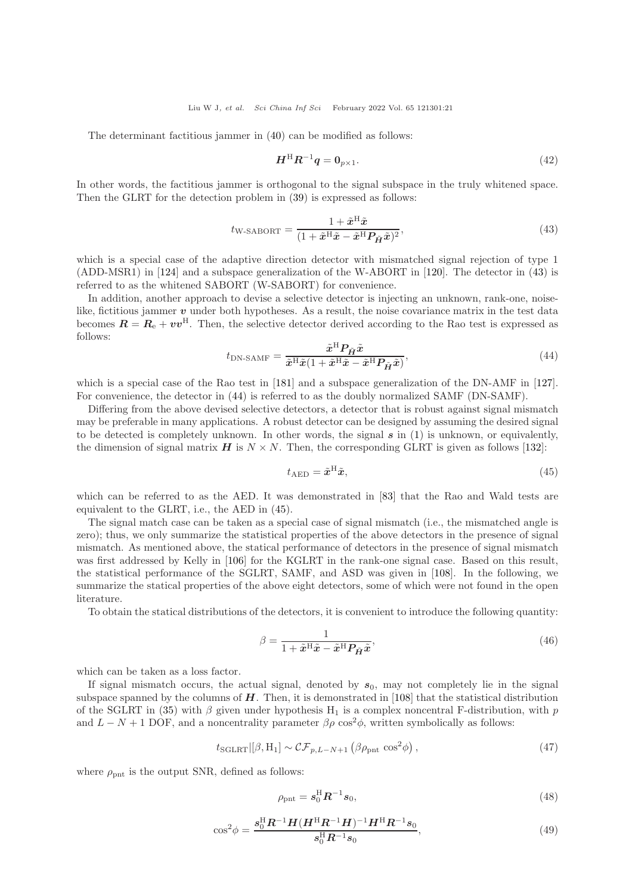The determinant factitious jammer in (40) can be modified as follows:

$$\boldsymbol{H}^{\mathrm{H}}\boldsymbol{R}^{-1}\boldsymbol{q} = \boldsymbol{0}_{p\times 1}. \tag{42}$$

In other words, the factitious jammer is orthogonal to the signal subspace in the truly whitened space. Then the GLRT for the detection problem in (39) is expressed as follows:

$$t_{\text{W-SABORT}} = \frac{1+\tilde{\boldsymbol{x}}^{\mathrm{H}}\tilde{\boldsymbol{x}}}{(1+\tilde{\boldsymbol{x}}^{\mathrm{H}}\tilde{\boldsymbol{x}}-\tilde{\boldsymbol{x}}^{\mathrm{H}}\boldsymbol{P}_{\tilde{\boldsymbol{H}}}\tilde{\boldsymbol{x}})^2}, \tag{43}$$

which is a special case of the adaptive direction detector with mismatched signal rejection of type 1 (ADD-MSR1) in [124] and a subspace generalization of the W-ABORT in [120]. The detector in (43) is referred to as the whitened SABORT (W-SABORT) for convenience.

In addition, another approach to devise a selective detector is injecting an unknown, rank-one, noise-like, fictitious jammer $\boldsymbol{v}$ under both hypotheses. As a result, the noise covariance matrix in the test data becomes $\boldsymbol{R} = \boldsymbol{R}_{\mathrm{e}} + \boldsymbol{v}\boldsymbol{v}^{\mathrm{H}}$. Then, the selective detector derived according to the Rao test is expressed as follows:

$$t_{\text{DN-SAMF}} = \frac{\tilde{\boldsymbol{x}}^{\mathrm{H}}\boldsymbol{P}_{\tilde{\boldsymbol{H}}}\tilde{\boldsymbol{x}}}{\tilde{\boldsymbol{x}}^{\mathrm{H}}\tilde{\boldsymbol{x}}(1+\tilde{\boldsymbol{x}}^{\mathrm{H}}\tilde{\boldsymbol{x}}-\tilde{\boldsymbol{x}}^{\mathrm{H}}\boldsymbol{P}_{\tilde{\boldsymbol{H}}}\tilde{\boldsymbol{x}})}, \tag{44}$$

which is a special case of the Rao test in [181] and a subspace generalization of the DN-AMF in [127]. For convenience, the detector in (44) is referred to as the doubly normalized SAMF (DN-SAMF).

Differing from the above devised selective detectors, a detector that is robust against signal mismatch may be preferable in many applications. A robust detector can be designed by assuming the desired signal to be detected is completely unknown. In other words, the signal $\boldsymbol{s}$ in (1) is unknown, or equivalently, the dimension of signal matrix $\boldsymbol{H}$ is $N \times N$. Then, the corresponding GLRT is given as follows [132]:

$$t_{\text{AED}} = \tilde{\boldsymbol{x}}^{\mathrm{H}}\tilde{\boldsymbol{x}}, \tag{45}$$

which can be referred to as the AED. It was demonstrated in [83] that the Rao and Wald tests are equivalent to the GLRT, i.e., the AED in (45).

The signal match case can be taken as a special case of signal mismatch (i.e., the mismatched angle is zero); thus, we only summarize the statistical properties of the above detectors in the presence of signal mismatch. As mentioned above, the statical performance of detectors in the presence of signal mismatch was first addressed by Kelly in [106] for the KGLRT in the rank-one signal case. Based on this result, the statistical performance of the SGLRT, SAMF, and ASD was given in [108]. In the following, we summarize the statical properties of the above eight detectors, some of which were not found in the open literature.

To obtain the statical distributions of the detectors, it is convenient to introduce the following quantity:

$$\beta = \frac{1}{1+\tilde{\boldsymbol{x}}^{\mathrm{H}}\tilde{\boldsymbol{x}}-\tilde{\boldsymbol{x}}^{\mathrm{H}}\boldsymbol{P}_{\tilde{\boldsymbol{H}}}\tilde{\boldsymbol{x}}}, \tag{46}$$

which can be taken as a loss factor.

If signal mismatch occurs, the actual signal, denoted by $\boldsymbol{s}_0$, may not completely lie in the signal subspace spanned by the columns of $\boldsymbol{H}$. Then, it is demonstrated in [108] that the statistical distribution of the SGLRT in (35) with $\beta$ given under hypothesis $\mathrm{H}_1$ is a complex noncentral F-distribution, with $p$ and $L-N+1$ DOF, and a noncentrality parameter $\beta\rho\cos^2\phi$, written symbolically as follows:

$$t_{\text{SGLRT}}|[\beta, \mathrm{H}_1] \sim \mathcal{CF}_{p,L-N+1}\left(\beta\rho_{\text{pnt}}\cos^2\phi\right), \tag{47}$$

where $\rho_{\text{pnt}}$ is the output SNR, defined as follows:

$$\rho_{\text{pnt}} = \boldsymbol{s}_0^{\mathrm{H}}\boldsymbol{R}^{-1}\boldsymbol{s}_0, \tag{48}$$

$$\cos^2\phi = \frac{\boldsymbol{s}_0^{\mathrm{H}}\boldsymbol{R}^{-1}\boldsymbol{H}(\boldsymbol{H}^{\mathrm{H}}\boldsymbol{R}^{-1}\boldsymbol{H})^{-1}\boldsymbol{H}^{\mathrm{H}}\boldsymbol{R}^{-1}\boldsymbol{s}_0}{\boldsymbol{s}_0^{\mathrm{H}}\boldsymbol{R}^{-1}\boldsymbol{s}_0}, \tag{49}$$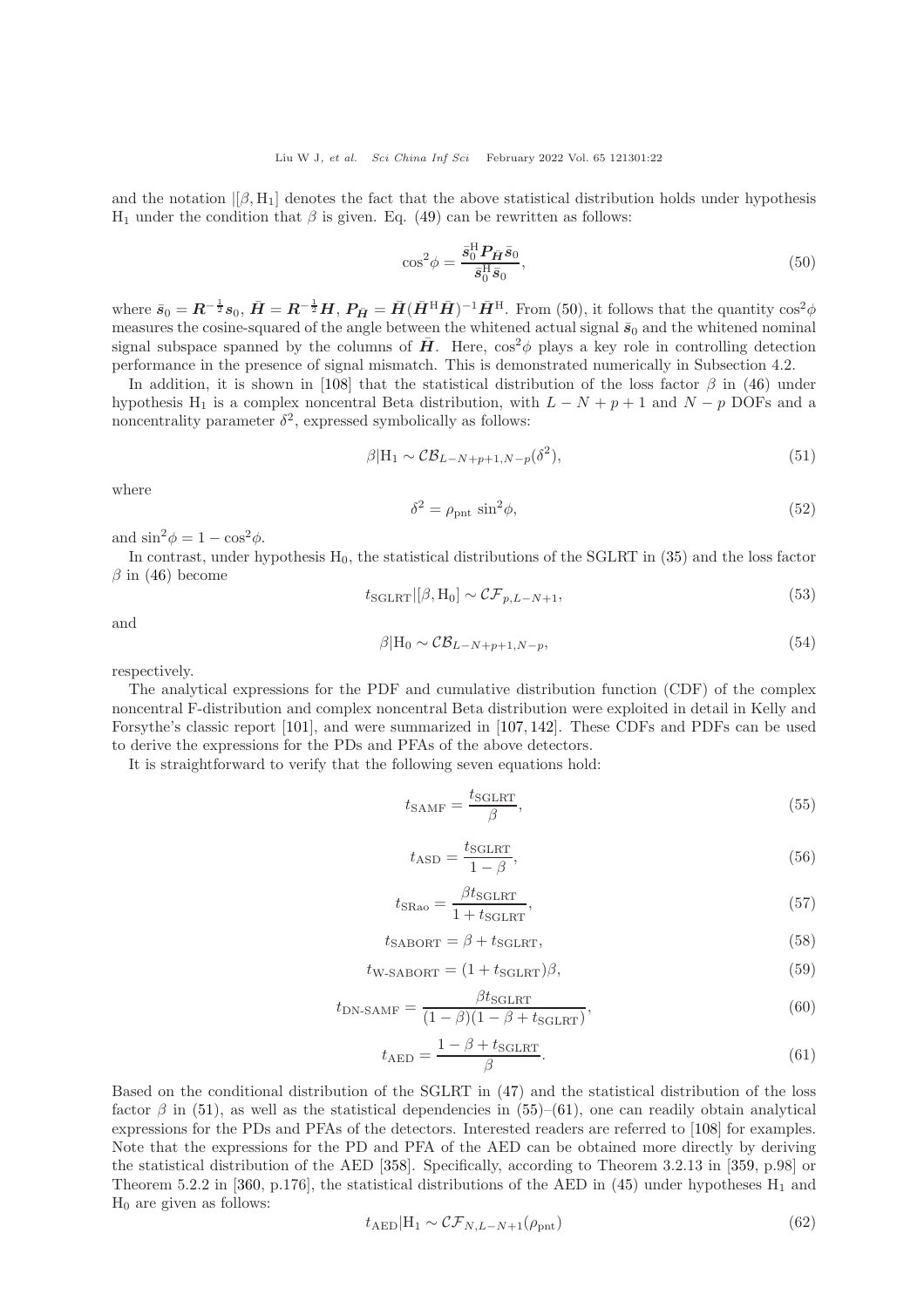and the notation $|[\beta, \mathrm{H}_1]$ denotes the fact that the above statistical distribution holds under hypothesis $\mathrm{H}_1$ under the condition that $\beta$ is given. Eq. (49) can be rewritten as follows:

$$\cos^2\phi = \frac{\bar{\boldsymbol{s}}_0^{\mathrm{H}} \boldsymbol{P}_{\bar{\boldsymbol{H}}} \bar{\boldsymbol{s}}_0}{\bar{\boldsymbol{s}}_0^{\mathrm{H}} \bar{\boldsymbol{s}}_0}, \tag{50}$$

where $\bar{\boldsymbol{s}}_0 = \boldsymbol{R}^{-\frac{1}{2}} \boldsymbol{s}_0$, $\bar{\boldsymbol{H}} = \boldsymbol{R}^{-\frac{1}{2}} \boldsymbol{H}$, $\boldsymbol{P}_{\bar{\boldsymbol{H}}} = \bar{\boldsymbol{H}}(\bar{\boldsymbol{H}}^{\mathrm{H}} \bar{\boldsymbol{H}})^{-1} \bar{\boldsymbol{H}}^{\mathrm{H}}$. From (50), it follows that the quantity $\cos^2\phi$ measures the cosine-squared of the angle between the whitened actual signal $\bar{\boldsymbol{s}}_0$ and the whitened nominal signal subspace spanned by the columns of $\bar{\boldsymbol{H}}$. Here, $\cos^2\phi$ plays a key role in controlling detection performance in the presence of signal mismatch. This is demonstrated numerically in Subsection 4.2.

In addition, it is shown in [108] that the statistical distribution of the loss factor $\beta$ in (46) under hypothesis $\mathrm{H}_1$ is a complex noncentral Beta distribution, with $L - N + p + 1$ and $N - p$ DOFs and a noncentrality parameter $\delta^2$, expressed symbolically as follows:

$$\beta | \mathrm{H}_1 \sim \mathcal{CB}_{L-N+p+1, N-p}(\delta^2), \tag{51}$$

where

$$\delta^2 = \rho_{\mathrm{pnt}} \sin^2\phi, \tag{52}$$

and $\sin^2\phi = 1 - \cos^2\phi$.

In contrast, under hypothesis $\mathrm{H}_0$, the statistical distributions of the SGLRT in (35) and the loss factor $\beta$ in (46) become

$$t_{\mathrm{SGLRT}} | [\beta, \mathrm{H}_0] \sim \mathcal{CF}_{p, L-N+1}, \tag{53}$$

and

$$\beta | \mathrm{H}_0 \sim \mathcal{CB}_{L-N+p+1, N-p}, \tag{54}$$

respectively.

The analytical expressions for the PDF and cumulative distribution function (CDF) of the complex noncentral F-distribution and complex noncentral Beta distribution were exploited in detail in Kelly and Forsythe's classic report [101], and were summarized in [107, 142]. These CDFs and PDFs can be used to derive the expressions for the PDs and PFAs of the above detectors.

It is straightforward to verify that the following seven equations hold:

$$t_{\mathrm{SAMF}} = \frac{t_{\mathrm{SGLRT}}}{\beta}, \tag{55}$$

$$t_{\mathrm{ASD}} = \frac{t_{\mathrm{SGLRT}}}{1 - \beta}, \tag{56}$$

$$t_{\mathrm{SRao}} = \frac{\beta t_{\mathrm{SGLRT}}}{1 + t_{\mathrm{SGLRT}}}, \tag{57}$$

$$t_{\mathrm{SABORT}} = \beta + t_{\mathrm{SGLRT}}, \tag{58}$$

$$t_{\mathrm{W\text{-}SABORT}} = (1 + t_{\mathrm{SGLRT}})\beta, \tag{59}$$

$$t_{\mathrm{DN\text{-}SAMF}} = \frac{\beta t_{\mathrm{SGLRT}}}{(1 - \beta)(1 - \beta + t_{\mathrm{SGLRT}})}, \tag{60}$$

$$t_{\mathrm{AED}} = \frac{1 - \beta + t_{\mathrm{SGLRT}}}{\beta}. \tag{61}$$

Based on the conditional distribution of the SGLRT in (47) and the statistical distribution of the loss factor $\beta$ in (51), as well as the statistical dependencies in (55)–(61), one can readily obtain analytical expressions for the PDs and PFAs of the detectors. Interested readers are referred to [108] for examples. Note that the expressions for the PD and PFA of the AED can be obtained more directly by deriving the statistical distribution of the AED [358]. Specifically, according to Theorem 3.2.13 in [359, p.98] or Theorem 5.2.2 in [360, p.176], the statistical distributions of the AED in (45) under hypotheses $\mathrm{H}_1$ and $\mathrm{H}_0$ are given as follows:

$$t_{\mathrm{AED}} | \mathrm{H}_1 \sim \mathcal{CF}_{N, L-N+1}(\rho_{\mathrm{pnt}}) \tag{62}$$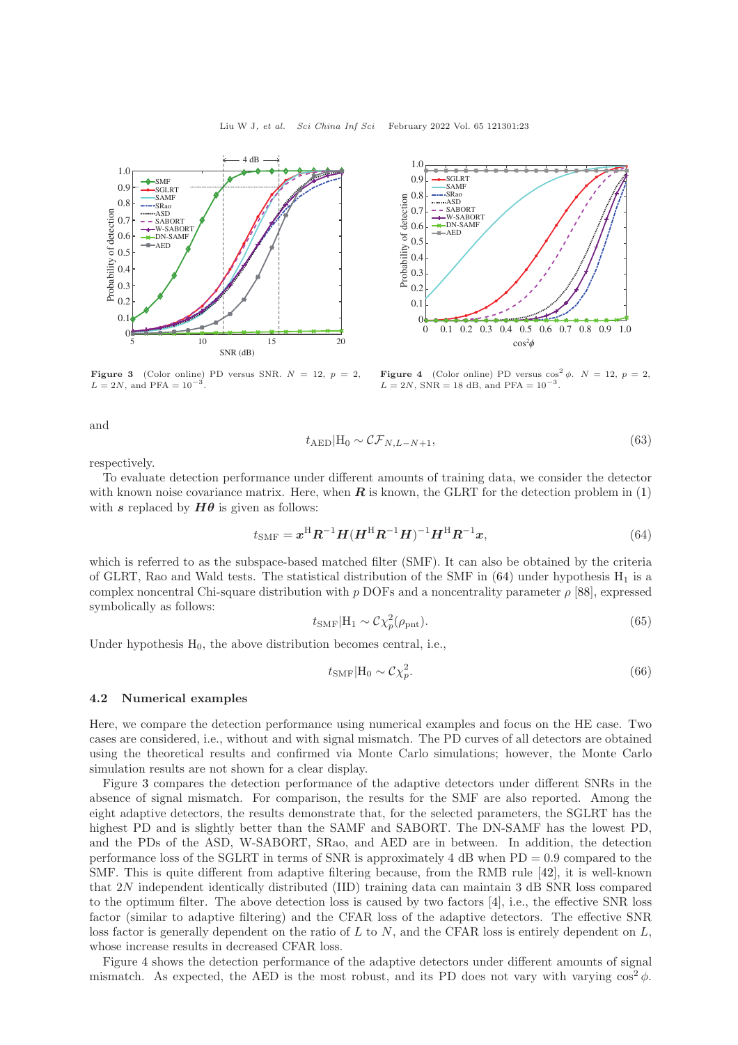Figure 3 (Color online) PD versus SNR. $N = 12$, $p = 2$, $L = 2N$, and PFA $= 10^{-3}$.

Figure 4 (Color online) PD versus $\cos^2\phi$. $N = 12$, $p = 2$, $L = 2N$, SNR = 18 dB, and PFA $= 10^{-3}$.

and

$$t_{\rm AED}|{\rm H}_0 \sim \mathcal{CF}_{N,L-N+1}, \tag{63}$$

respectively.

To evaluate detection performance under different amounts of training data, we consider the detector with known noise covariance matrix. Here, when $\boldsymbol{R}$ is known, the GLRT for the detection problem in (1) with $\boldsymbol{s}$ replaced by $\boldsymbol{H\theta}$ is given as follows:

$$t_{\rm SMF} = \boldsymbol{x}^{\rm H}\boldsymbol{R}^{-1}\boldsymbol{H}(\boldsymbol{H}^{\rm H}\boldsymbol{R}^{-1}\boldsymbol{H})^{-1}\boldsymbol{H}^{\rm H}\boldsymbol{R}^{-1}\boldsymbol{x}, \tag{64}$$

which is referred to as the subspace-based matched filter (SMF). It can also be obtained by the criteria of GLRT, Rao and Wald tests. The statistical distribution of the SMF in (64) under hypothesis $\rm H_1$ is a complex noncentral Chi-square distribution with $p$ DOFs and a noncentrality parameter $\rho$ [88], expressed symbolically as follows:

$$t_{\rm SMF}|{\rm H}_1 \sim \mathcal{C}\chi_p^2(\rho_{\rm pnt}). \tag{65}$$

Under hypothesis $\rm H_0$, the above distribution becomes central, i.e.,

$$t_{\rm SMF}|{\rm H}_0 \sim \mathcal{C}\chi_p^2. \tag{66}$$

### 4.2 Numerical examples

Here, we compare the detection performance using numerical examples and focus on the HE case. Two cases are considered, i.e., without and with signal mismatch. The PD curves of all detectors are obtained using the theoretical results and confirmed via Monte Carlo simulations; however, the Monte Carlo simulation results are not shown for a clear display.

Figure 3 compares the detection performance of the adaptive detectors under different SNRs in the absence of signal mismatch. For comparison, the results for the SMF are also reported. Among the eight adaptive detectors, the results demonstrate that, for the selected parameters, the SGLRT has the highest PD and is slightly better than the SAMF and SABORT. The DN-SAMF has the lowest PD, and the PDs of the ASD, W-SABORT, SRao, and AED are in between. In addition, the detection performance loss of the SGLRT in terms of SNR is approximately 4 dB when PD = 0.9 compared to the SMF. This is quite different from adaptive filtering because, from the RMB rule [42], it is well-known that $2N$ independent identically distributed (IID) training data can maintain 3 dB SNR loss compared to the optimum filter. The above detection loss is caused by two factors [4], i.e., the effective SNR loss factor (similar to adaptive filtering) and the CFAR loss of the adaptive detectors. The effective SNR loss factor is generally dependent on the ratio of $L$ to $N$, and the CFAR loss is entirely dependent on $L$, whose increase results in decreased CFAR loss.

Figure 4 shows the detection performance of the adaptive detectors under different amounts of signal mismatch. As expected, the AED is the most robust, and its PD does not vary with varying $\cos^2\phi$.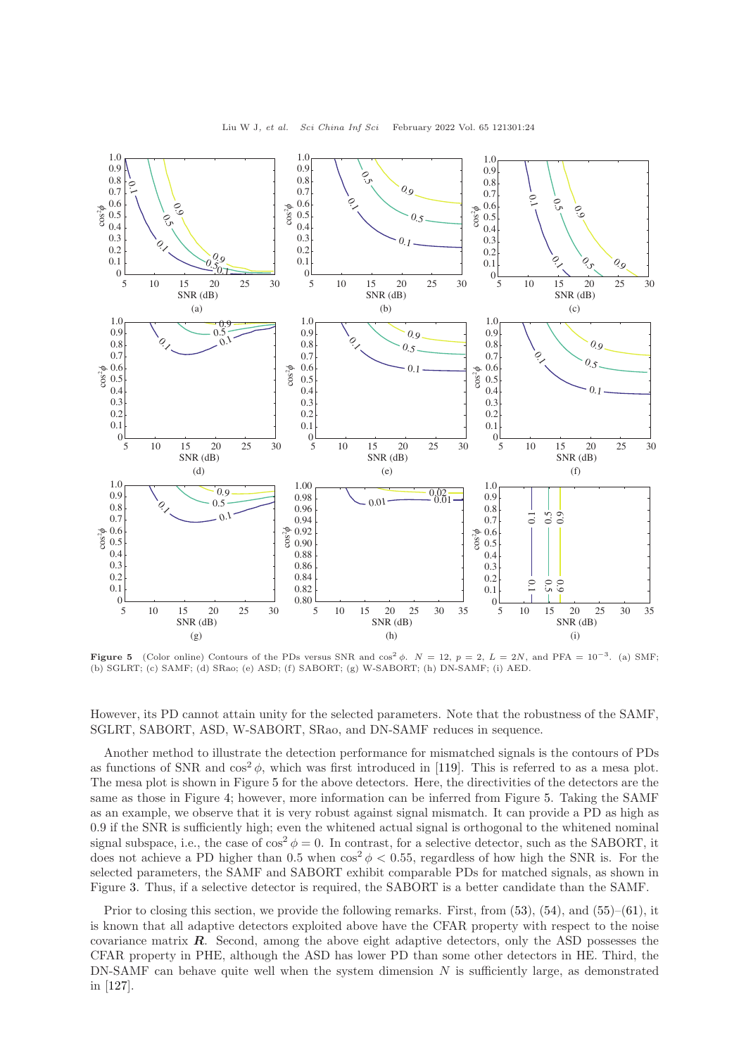**Figure 5** (Color online) Contours of the PDs versus SNR and $\cos^2\phi$. $N = 12$, $p = 2$, $L = 2N$, and PFA $= 10^{-3}$. (a) SMF; (b) SGLRT; (c) SAMF; (d) SRao; (e) ASD; (f) SABORT; (g) W-SABORT; (h) DN-SAMF; (i) AED.

However, its PD cannot attain unity for the selected parameters. Note that the robustness of the SAMF, SGLRT, SABORT, ASD, W-SABORT, SRao, and DN-SAMF reduces in sequence.

Another method to illustrate the detection performance for mismatched signals is the contours of PDs as functions of SNR and $\cos^2\phi$, which was first introduced in [119]. This is referred to as a mesa plot. The mesa plot is shown in Figure 5 for the above detectors. Here, the directivities of the detectors are the same as those in Figure 4; however, more information can be inferred from Figure 5. Taking the SAMF as an example, we observe that it is very robust against signal mismatch. It can provide a PD as high as 0.9 if the SNR is sufficiently high; even the whitened actual signal is orthogonal to the whitened nominal signal subspace, i.e., the case of $\cos^2\phi = 0$. In contrast, for a selective detector, such as the SABORT, it does not achieve a PD higher than 0.5 when $\cos^2\phi < 0.55$, regardless of how high the SNR is. For the selected parameters, the SAMF and SABORT exhibit comparable PDs for matched signals, as shown in Figure 3. Thus, if a selective detector is required, the SABORT is a better candidate than the SAMF.

Prior to closing this section, we provide the following remarks. First, from (53), (54), and (55)–(61), it is known that all adaptive detectors exploited above have the CFAR property with respect to the noise covariance matrix $\boldsymbol{R}$. Second, among the above eight adaptive detectors, only the ASD possesses the CFAR property in PHE, although the ASD has lower PD than some other detectors in HE. Third, the DN-SAMF can behave quite well when the system dimension $N$ is sufficiently large, as demonstrated in [127].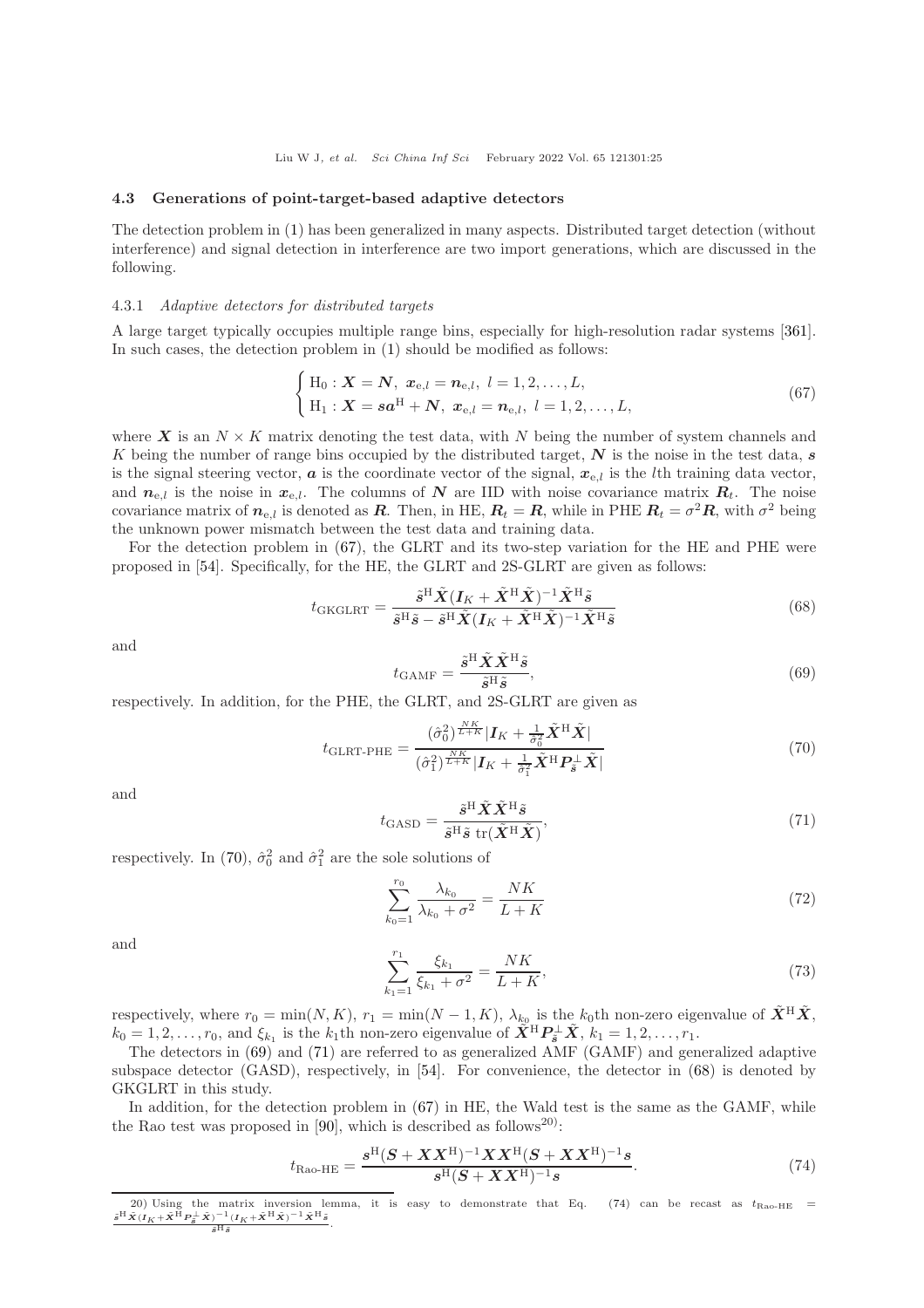### 4.3 Generations of point-target-based adaptive detectors

The detection problem in (1) has been generalized in many aspects. Distributed target detection (without interference) and signal detection in interference are two import generations, which are discussed in the following.

#### 4.3.1 *Adaptive detectors for distributed targets*

A large target typically occupies multiple range bins, especially for high-resolution radar systems [361]. In such cases, the detection problem in (1) should be modified as follows:

$$
\begin{cases} \mathrm{H}_0: \boldsymbol{X} = \boldsymbol{N},\ \boldsymbol{x}_{\mathrm{e},l} = \boldsymbol{n}_{\mathrm{e},l},\ l = 1, 2, \ldots, L, \\ \mathrm{H}_1: \boldsymbol{X} = \boldsymbol{s}\boldsymbol{a}^{\mathrm{H}} + \boldsymbol{N},\ \boldsymbol{x}_{\mathrm{e},l} = \boldsymbol{n}_{\mathrm{e},l},\ l = 1, 2, \ldots, L, \end{cases} \tag{67}
$$

where $\boldsymbol{X}$ is an $N \times K$ matrix denoting the test data, with $N$ being the number of system channels and $K$ being the number of range bins occupied by the distributed target, $\boldsymbol{N}$ is the noise in the test data, $\boldsymbol{s}$ is the signal steering vector, $\boldsymbol{a}$ is the coordinate vector of the signal, $\boldsymbol{x}_{\mathrm{e},l}$ is the $l$th training data vector, and $\boldsymbol{n}_{\mathrm{e},l}$ is the noise in $\boldsymbol{x}_{\mathrm{e},l}$. The columns of $\boldsymbol{N}$ are IID with noise covariance matrix $\boldsymbol{R}_t$. The noise covariance matrix of $\boldsymbol{n}_{\mathrm{e},l}$ is denoted as $\boldsymbol{R}$. Then, in HE, $\boldsymbol{R}_t = \boldsymbol{R}$, while in PHE $\boldsymbol{R}_t = \sigma^2\boldsymbol{R}$, with $\sigma^2$ being the unknown power mismatch between the test data and training data.

For the detection problem in (67), the GLRT and its two-step variation for the HE and PHE were proposed in [54]. Specifically, for the HE, the GLRT and 2S-GLRT are given as follows:

$$
t_{\mathrm{GKGLRT}} = \frac{\tilde{\boldsymbol{s}}^{\mathrm{H}}\tilde{\boldsymbol{X}}(\boldsymbol{I}_K + \tilde{\boldsymbol{X}}^{\mathrm{H}}\tilde{\boldsymbol{X}})^{-1}\tilde{\boldsymbol{X}}^{\mathrm{H}}\tilde{\boldsymbol{s}}}{\tilde{\boldsymbol{s}}^{\mathrm{H}}\tilde{\boldsymbol{s}} - \tilde{\boldsymbol{s}}^{\mathrm{H}}\tilde{\boldsymbol{X}}(\boldsymbol{I}_K + \tilde{\boldsymbol{X}}^{\mathrm{H}}\tilde{\boldsymbol{X}})^{-1}\tilde{\boldsymbol{X}}^{\mathrm{H}}\tilde{\boldsymbol{s}}} \tag{68}
$$

and

$$
t_{\mathrm{GAMF}} = \frac{\tilde{\boldsymbol{s}}^{\mathrm{H}}\tilde{\boldsymbol{X}}\tilde{\boldsymbol{X}}^{\mathrm{H}}\tilde{\boldsymbol{s}}}{\tilde{\boldsymbol{s}}^{\mathrm{H}}\tilde{\boldsymbol{s}}}, \tag{69}
$$

respectively. In addition, for the PHE, the GLRT, and 2S-GLRT are given as

$$
t_{\mathrm{GLRT\text{-}PHE}} = \frac{(\hat{\sigma}_0^2)^{\frac{NK}{L+K}}|\boldsymbol{I}_K + \frac{1}{\hat{\sigma}_0^2}\tilde{\boldsymbol{X}}^{\mathrm{H}}\tilde{\boldsymbol{X}}|}{(\hat{\sigma}_1^2)^{\frac{NK}{L+K}}|\boldsymbol{I}_K + \frac{1}{\hat{\sigma}_1^2}\tilde{\boldsymbol{X}}^{\mathrm{H}}\boldsymbol{P}_{\tilde{\boldsymbol{s}}}^{\perp}\tilde{\boldsymbol{X}}|} \tag{70}
$$

and

$$
t_{\mathrm{GASD}} = \frac{\tilde{\boldsymbol{s}}^{\mathrm{H}}\tilde{\boldsymbol{X}}\tilde{\boldsymbol{X}}^{\mathrm{H}}\tilde{\boldsymbol{s}}}{\tilde{\boldsymbol{s}}^{\mathrm{H}}\tilde{\boldsymbol{s}}\ \mathrm{tr}(\tilde{\boldsymbol{X}}^{\mathrm{H}}\tilde{\boldsymbol{X}})}, \tag{71}
$$

respectively. In (70), $\hat{\sigma}_0^2$ and $\hat{\sigma}_1^2$ are the sole solutions of

$$
\sum_{k_0=1}^{r_0} \frac{\lambda_{k_0}}{\lambda_{k_0} + \sigma^2} = \frac{NK}{L+K} \tag{72}
$$

and

$$
\sum_{k_1=1}^{r_1} \frac{\xi_{k_1}}{\xi_{k_1} + \sigma^2} = \frac{NK}{L+K}, \tag{73}
$$

respectively, where $r_0 = \min(N, K)$, $r_1 = \min(N-1, K)$, $\lambda_{k_0}$ is the $k_0$th non-zero eigenvalue of $\tilde{\boldsymbol{X}}^{\mathrm{H}}\tilde{\boldsymbol{X}}$, $k_0 = 1, 2, \ldots, r_0$, and $\xi_{k_1}$ is the $k_1$th non-zero eigenvalue of $\tilde{\boldsymbol{X}}^{\mathrm{H}}\boldsymbol{P}_{\tilde{\boldsymbol{s}}}^{\perp}\tilde{\boldsymbol{X}}$, $k_1 = 1, 2, \ldots, r_1$.

The detectors in (69) and (71) are referred to as generalized AMF (GAMF) and generalized adaptive subspace detector (GASD), respectively, in [54]. For convenience, the detector in (68) is denoted by GKGLRT in this study.

In addition, for the detection problem in (67) in HE, the Wald test is the same as the GAMF, while the Rao test was proposed in [90], which is described as follows[20]:

$$
t_{\mathrm{Rao\text{-}HE}} = \frac{\boldsymbol{s}^{\mathrm{H}}(\boldsymbol{S} + \boldsymbol{X}\boldsymbol{X}^{\mathrm{H}})^{-1}\boldsymbol{X}\boldsymbol{X}^{\mathrm{H}}(\boldsymbol{S} + \boldsymbol{X}\boldsymbol{X}^{\mathrm{H}})^{-1}\boldsymbol{s}}{\boldsymbol{s}^{\mathrm{H}}(\boldsymbol{S} + \boldsymbol{X}\boldsymbol{X}^{\mathrm{H}})^{-1}\boldsymbol{s}}. \tag{74}
$$

---

20) Using the matrix inversion lemma, it is easy to demonstrate that Eq. (74) can be recast as $t_{\mathrm{Rao\text{-}HE}} = \frac{\tilde{\boldsymbol{s}}^{\mathrm{H}}\tilde{\boldsymbol{X}}(\boldsymbol{I}_K + \tilde{\boldsymbol{X}}^{\mathrm{H}}\boldsymbol{P}_{\tilde{\boldsymbol{s}}}^{\perp}\tilde{\boldsymbol{X}})^{-1}(\boldsymbol{I}_K + \tilde{\boldsymbol{X}}^{\mathrm{H}}\tilde{\boldsymbol{X}})^{-1}\tilde{\boldsymbol{X}}^{\mathrm{H}}\tilde{\boldsymbol{s}}}{\tilde{\boldsymbol{s}}^{\mathrm{H}}\tilde{\boldsymbol{s}}}$.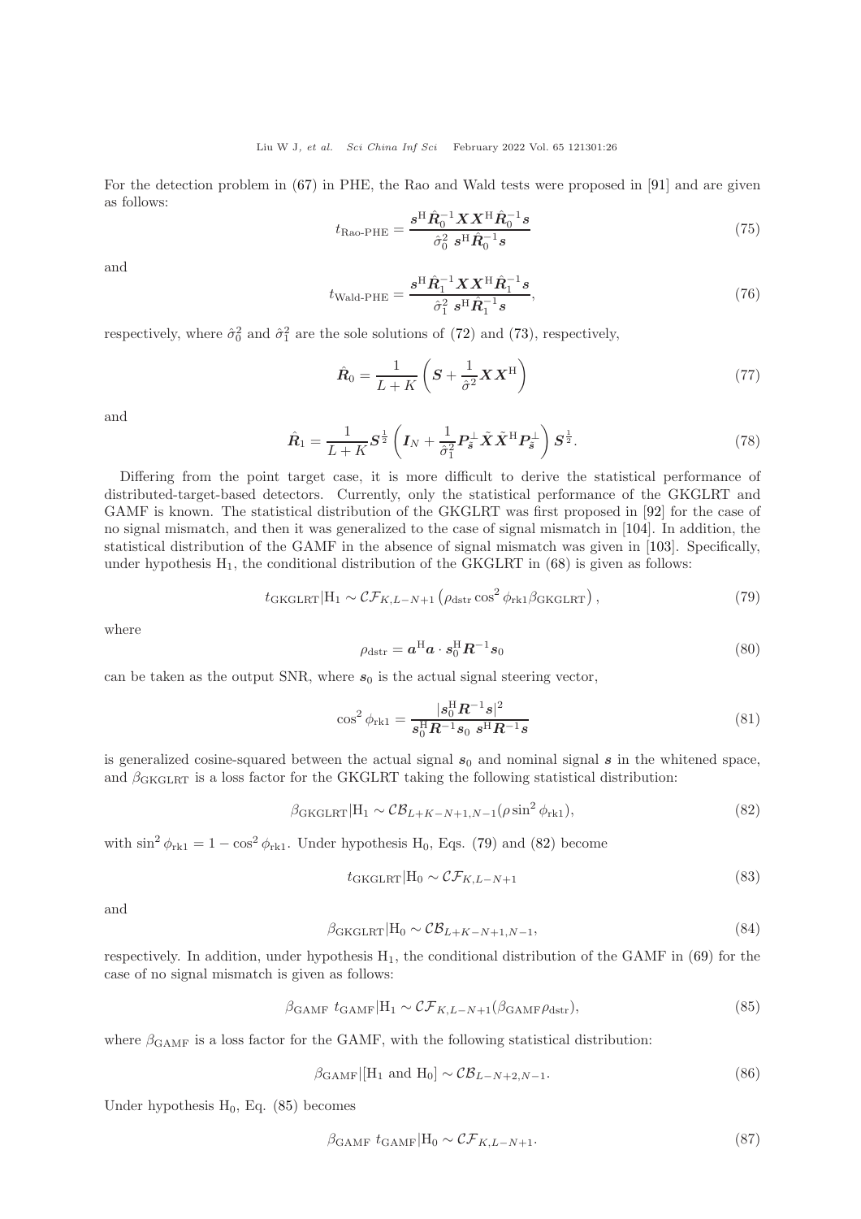For the detection problem in (67) in PHE, the Rao and Wald tests were proposed in [91] and are given as follows:

$$t_{\text{Rao-PHE}} = \frac{\boldsymbol{s}^{\mathrm{H}}\hat{\boldsymbol{R}}_0^{-1}\boldsymbol{X}\boldsymbol{X}^{\mathrm{H}}\hat{\boldsymbol{R}}_0^{-1}\boldsymbol{s}}{\hat{\sigma}_0^2\ \boldsymbol{s}^{\mathrm{H}}\hat{\boldsymbol{R}}_0^{-1}\boldsymbol{s}} \tag{75}$$

and

$$t_{\text{Wald-PHE}} = \frac{\boldsymbol{s}^{\mathrm{H}}\hat{\boldsymbol{R}}_1^{-1}\boldsymbol{X}\boldsymbol{X}^{\mathrm{H}}\hat{\boldsymbol{R}}_1^{-1}\boldsymbol{s}}{\hat{\sigma}_1^2\ \boldsymbol{s}^{\mathrm{H}}\hat{\boldsymbol{R}}_1^{-1}\boldsymbol{s}}, \tag{76}$$

respectively, where $\hat{\sigma}_0^2$ and $\hat{\sigma}_1^2$ are the sole solutions of (72) and (73), respectively,

$$\hat{\boldsymbol{R}}_0 = \frac{1}{L+K}\left(\boldsymbol{S} + \frac{1}{\hat{\sigma}^2}\boldsymbol{X}\boldsymbol{X}^{\mathrm{H}}\right) \tag{77}$$

and

$$\hat{\boldsymbol{R}}_1 = \frac{1}{L+K}\boldsymbol{S}^{\frac{1}{2}}\left(\boldsymbol{I}_N + \frac{1}{\hat{\sigma}_1^2}\boldsymbol{P}_{\tilde{\boldsymbol{s}}}^{\perp}\tilde{\boldsymbol{X}}\tilde{\boldsymbol{X}}^{\mathrm{H}}\boldsymbol{P}_{\tilde{\boldsymbol{s}}}^{\perp}\right)\boldsymbol{S}^{\frac{1}{2}}. \tag{78}$$

Differing from the point target case, it is more difficult to derive the statistical performance of distributed-target-based detectors. Currently, only the statistical performance of the GKGLRT and GAMF is known. The statistical distribution of the GKGLRT was first proposed in [92] for the case of no signal mismatch, and then it was generalized to the case of signal mismatch in [104]. In addition, the statistical distribution of the GAMF in the absence of signal mismatch was given in [103]. Specifically, under hypothesis $\mathrm{H}_1$, the conditional distribution of the GKGLRT in (68) is given as follows:

$$t_{\text{GKGLRT}}|\mathrm{H}_1 \sim \mathcal{CF}_{K,L-N+1}\left(\rho_{\text{dstr}}\cos^2\phi_{\text{rk1}}\beta_{\text{GKGLRT}}\right), \tag{79}$$

where

$$\rho_{\text{dstr}} = \boldsymbol{a}^{\mathrm{H}}\boldsymbol{a}\cdot\boldsymbol{s}_0^{\mathrm{H}}\boldsymbol{R}^{-1}\boldsymbol{s}_0 \tag{80}$$

can be taken as the output SNR, where $\boldsymbol{s}_0$ is the actual signal steering vector,

$$\cos^2\phi_{\text{rk1}} = \frac{|\boldsymbol{s}_0^{\mathrm{H}}\boldsymbol{R}^{-1}\boldsymbol{s}|^2}{\boldsymbol{s}_0^{\mathrm{H}}\boldsymbol{R}^{-1}\boldsymbol{s}_0\ \boldsymbol{s}^{\mathrm{H}}\boldsymbol{R}^{-1}\boldsymbol{s}} \tag{81}$$

is generalized cosine-squared between the actual signal $\boldsymbol{s}_0$ and nominal signal $\boldsymbol{s}$ in the whitened space, and $\beta_{\text{GKGLRT}}$ is a loss factor for the GKGLRT taking the following statistical distribution:

$$\beta_{\text{GKGLRT}}|\mathrm{H}_1 \sim \mathcal{CB}_{L+K-N+1,N-1}(\rho\sin^2\phi_{\text{rk1}}), \tag{82}$$

with $\sin^2\phi_{\text{rk1}} = 1-\cos^2\phi_{\text{rk1}}$. Under hypothesis $\mathrm{H}_0$, Eqs. (79) and (82) become

$$t_{\text{GKGLRT}}|\mathrm{H}_0 \sim \mathcal{CF}_{K,L-N+1} \tag{83}$$

and

$$\beta_{\text{GKGLRT}}|\mathrm{H}_0 \sim \mathcal{CB}_{L+K-N+1,N-1}, \tag{84}$$

respectively. In addition, under hypothesis $\mathrm{H}_1$, the conditional distribution of the GAMF in (69) for the case of no signal mismatch is given as follows:

$$\beta_{\text{GAMF}}\ t_{\text{GAMF}}|\mathrm{H}_1 \sim \mathcal{CF}_{K,L-N+1}(\beta_{\text{GAMF}}\rho_{\text{dstr}}), \tag{85}$$

where $\beta_{\text{GAMF}}$ is a loss factor for the GAMF, with the following statistical distribution:

$$\beta_{\text{GAMF}}|[\mathrm{H}_1 \text{ and } \mathrm{H}_0] \sim \mathcal{CB}_{L-N+2,N-1}. \tag{86}$$

Under hypothesis $\mathrm{H}_0$, Eq. (85) becomes

$$\beta_{\text{GAMF}}\ t_{\text{GAMF}}|\mathrm{H}_0 \sim \mathcal{CF}_{K,L-N+1}. \tag{87}$$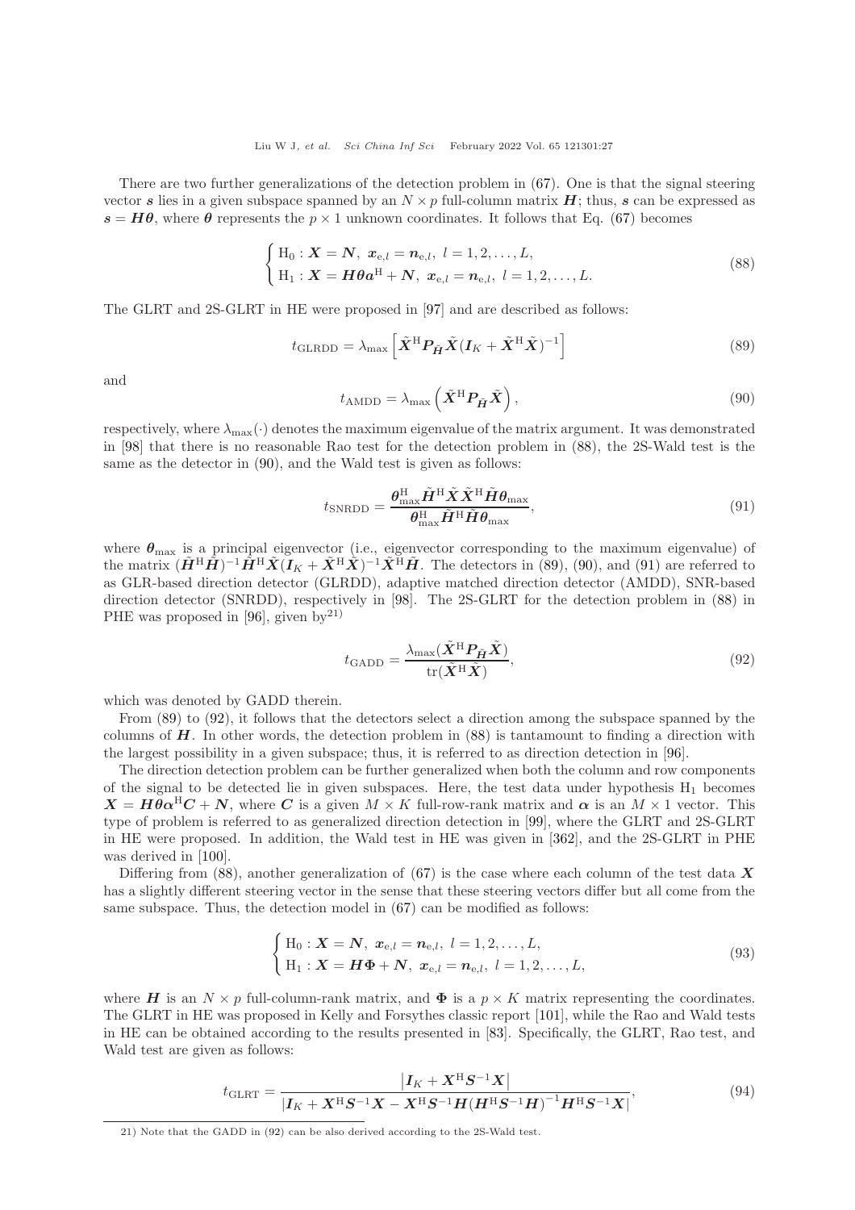There are two further generalizations of the detection problem in (67). One is that the signal steering vector $\boldsymbol{s}$ lies in a given subspace spanned by an $N \times p$ full-column matrix $\boldsymbol{H}$; thus, $\boldsymbol{s}$ can be expressed as $\boldsymbol{s} = \boldsymbol{H}\boldsymbol{\theta}$, where $\boldsymbol{\theta}$ represents the $p \times 1$ unknown coordinates. It follows that Eq. (67) becomes

$$
\begin{cases}
\mathrm{H}_0 : \boldsymbol{X} = \boldsymbol{N},\ \boldsymbol{x}_{\mathrm{e},l} = \boldsymbol{n}_{\mathrm{e},l},\ l = 1, 2, \ldots, L, \\
\mathrm{H}_1 : \boldsymbol{X} = \boldsymbol{H}\boldsymbol{\theta}\boldsymbol{a}^{\mathrm{H}} + \boldsymbol{N},\ \boldsymbol{x}_{\mathrm{e},l} = \boldsymbol{n}_{\mathrm{e},l},\ l = 1, 2, \ldots, L.
\end{cases}
\tag{88}
$$

The GLRT and 2S-GLRT in HE were proposed in [97] and are described as follows:

$$
t_{\mathrm{GLRDD}} = \lambda_{\max}\left[\tilde{\boldsymbol{X}}^{\mathrm{H}}\boldsymbol{P}_{\tilde{\boldsymbol{H}}}\tilde{\boldsymbol{X}}(\boldsymbol{I}_K + \tilde{\boldsymbol{X}}^{\mathrm{H}}\tilde{\boldsymbol{X}})^{-1}\right]
\tag{89}
$$

and

$$
t_{\mathrm{AMDD}} = \lambda_{\max}\left(\tilde{\boldsymbol{X}}^{\mathrm{H}}\boldsymbol{P}_{\tilde{\boldsymbol{H}}}\tilde{\boldsymbol{X}}\right),
\tag{90}
$$

respectively, where $\lambda_{\max}(\cdot)$ denotes the maximum eigenvalue of the matrix argument. It was demonstrated in [98] that there is no reasonable Rao test for the detection problem in (88), the 2S-Wald test is the same as the detector in (90), and the Wald test is given as follows:

$$
t_{\mathrm{SNRDD}} = \frac{\boldsymbol{\theta}_{\max}^{\mathrm{H}}\tilde{\boldsymbol{H}}^{\mathrm{H}}\tilde{\boldsymbol{X}}\tilde{\boldsymbol{X}}^{\mathrm{H}}\tilde{\boldsymbol{H}}\boldsymbol{\theta}_{\max}}{\boldsymbol{\theta}_{\max}^{\mathrm{H}}\tilde{\boldsymbol{H}}^{\mathrm{H}}\tilde{\boldsymbol{H}}\boldsymbol{\theta}_{\max}},
\tag{91}
$$

where $\boldsymbol{\theta}_{\max}$ is a principal eigenvector (i.e., eigenvector corresponding to the maximum eigenvalue) of the matrix $(\tilde{\boldsymbol{H}}^{\mathrm{H}}\tilde{\boldsymbol{H}})^{-1}\tilde{\boldsymbol{H}}^{\mathrm{H}}\tilde{\boldsymbol{X}}(\boldsymbol{I}_K + \tilde{\boldsymbol{X}}^{\mathrm{H}}\tilde{\boldsymbol{X}})^{-1}\tilde{\boldsymbol{X}}^{\mathrm{H}}\tilde{\boldsymbol{H}}$. The detectors in (89), (90), and (91) are referred to as GLR-based direction detector (GLRDD), adaptive matched direction detector (AMDD), SNR-based direction detector (SNRDD), respectively in [98]. The 2S-GLRT for the detection problem in (88) in PHE was proposed in [96], given by[21]

$$
t_{\mathrm{GADD}} = \frac{\lambda_{\max}(\tilde{\boldsymbol{X}}^{\mathrm{H}}\boldsymbol{P}_{\tilde{\boldsymbol{H}}}\tilde{\boldsymbol{X}})}{\mathrm{tr}(\tilde{\boldsymbol{X}}^{\mathrm{H}}\tilde{\boldsymbol{X}})},
\tag{92}
$$

which was denoted by GADD therein.

From (89) to (92), it follows that the detectors select a direction among the subspace spanned by the columns of $\boldsymbol{H}$. In other words, the detection problem in (88) is tantamount to finding a direction with the largest possibility in a given subspace; thus, it is referred to as direction detection in [96].

The direction detection problem can be further generalized when both the column and row components of the signal to be detected lie in given subspaces. Here, the test data under hypothesis $\mathrm{H}_1$ becomes $\boldsymbol{X} = \boldsymbol{H}\boldsymbol{\theta}\boldsymbol{\alpha}^{\mathrm{H}}\boldsymbol{C} + \boldsymbol{N}$, where $\boldsymbol{C}$ is a given $M \times K$ full-row-rank matrix and $\boldsymbol{\alpha}$ is an $M \times 1$ vector. This type of problem is referred to as generalized direction detection in [99], where the GLRT and 2S-GLRT in HE were proposed. In addition, the Wald test in HE was given in [362], and the 2S-GLRT in PHE was derived in [100].

Differing from (88), another generalization of (67) is the case where each column of the test data $\boldsymbol{X}$ has a slightly different steering vector in the sense that these steering vectors differ but all come from the same subspace. Thus, the detection model in (67) can be modified as follows:

$$
\begin{cases}
\mathrm{H}_0 : \boldsymbol{X} = \boldsymbol{N},\ \boldsymbol{x}_{\mathrm{e},l} = \boldsymbol{n}_{\mathrm{e},l},\ l = 1, 2, \ldots, L, \\
\mathrm{H}_1 : \boldsymbol{X} = \boldsymbol{H}\boldsymbol{\Phi} + \boldsymbol{N},\ \boldsymbol{x}_{\mathrm{e},l} = \boldsymbol{n}_{\mathrm{e},l},\ l = 1, 2, \ldots, L,
\end{cases}
\tag{93}
$$

where $\boldsymbol{H}$ is an $N \times p$ full-column-rank matrix, and $\boldsymbol{\Phi}$ is a $p \times K$ matrix representing the coordinates. The GLRT in HE was proposed in Kelly and Forsythes classic report [101], while the Rao and Wald tests in HE can be obtained according to the results presented in [83]. Specifically, the GLRT, Rao test, and Wald test are given as follows:

$$
t_{\mathrm{GLRT}} = \frac{\left|\boldsymbol{I}_K + \boldsymbol{X}^{\mathrm{H}}\boldsymbol{S}^{-1}\boldsymbol{X}\right|}{\left|\boldsymbol{I}_K + \boldsymbol{X}^{\mathrm{H}}\boldsymbol{S}^{-1}\boldsymbol{X} - \boldsymbol{X}^{\mathrm{H}}\boldsymbol{S}^{-1}\boldsymbol{H}(\boldsymbol{H}^{\mathrm{H}}\boldsymbol{S}^{-1}\boldsymbol{H})^{-1}\boldsymbol{H}^{\mathrm{H}}\boldsymbol{S}^{-1}\boldsymbol{X}\right|},
\tag{94}
$$

21) Note that the GADD in (92) can be also derived according to the 2S-Wald test.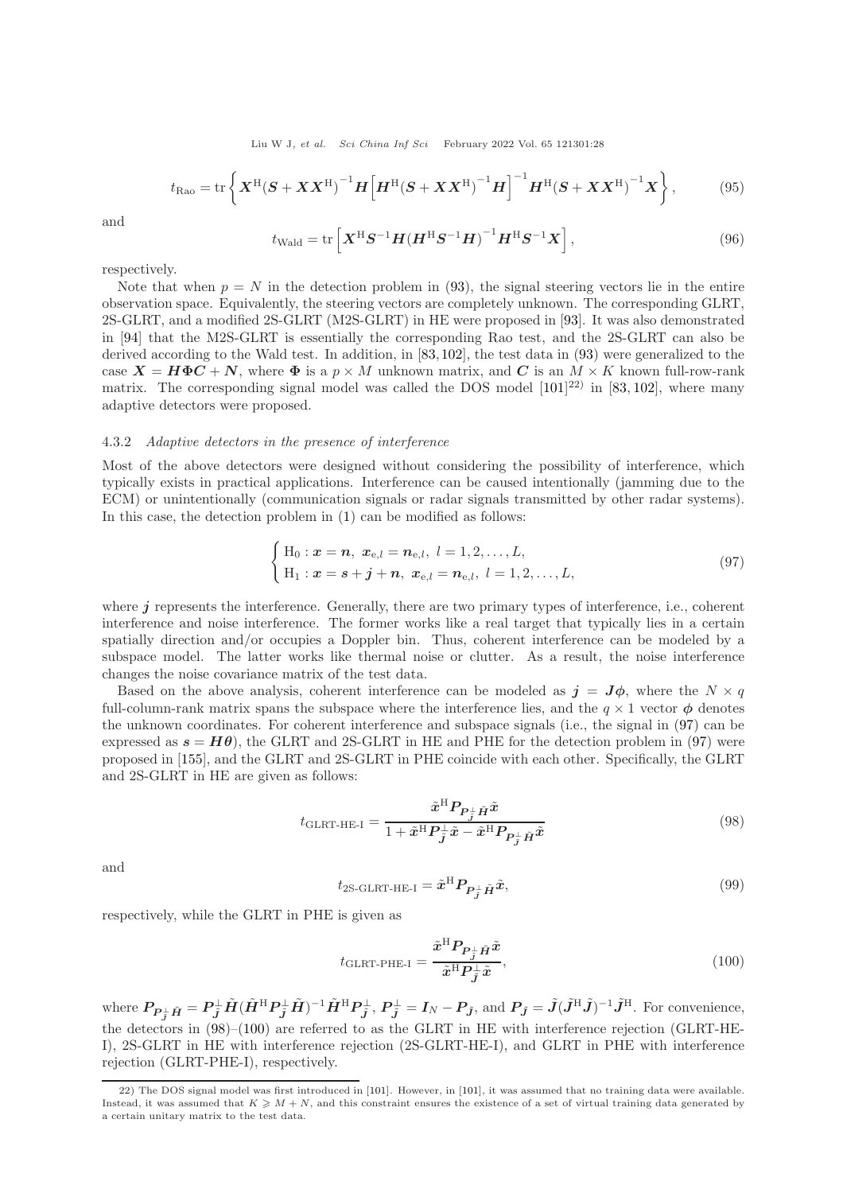$$t_{\mathrm{Rao}} = \mathrm{tr}\left\{ \boldsymbol{X}^{\mathrm{H}}(\boldsymbol{S}+\boldsymbol{X}\boldsymbol{X}^{\mathrm{H}})^{-1}\boldsymbol{H}\left[\boldsymbol{H}^{\mathrm{H}}(\boldsymbol{S}+\boldsymbol{X}\boldsymbol{X}^{\mathrm{H}})^{-1}\boldsymbol{H}\right]^{-1}\boldsymbol{H}^{\mathrm{H}}(\boldsymbol{S}+\boldsymbol{X}\boldsymbol{X}^{\mathrm{H}})^{-1}\boldsymbol{X}\right\}, \tag{95}$$

and

$$t_{\mathrm{Wald}} = \mathrm{tr}\left[\boldsymbol{X}^{\mathrm{H}}\boldsymbol{S}^{-1}\boldsymbol{H}(\boldsymbol{H}^{\mathrm{H}}\boldsymbol{S}^{-1}\boldsymbol{H})^{-1}\boldsymbol{H}^{\mathrm{H}}\boldsymbol{S}^{-1}\boldsymbol{X}\right], \tag{96}$$

respectively.

Note that when $p = N$ in the detection problem in (93), the signal steering vectors lie in the entire observation space. Equivalently, the steering vectors are completely unknown. The corresponding GLRT, 2S-GLRT, and a modified 2S-GLRT (M2S-GLRT) in HE were proposed in [93]. It was also demonstrated in [94] that the M2S-GLRT is essentially the corresponding Rao test, and the 2S-GLRT can also be derived according to the Wald test. In addition, in [83, 102], the test data in (93) were generalized to the case $\boldsymbol{X} = \boldsymbol{H}\boldsymbol{\Phi}\boldsymbol{C} + \boldsymbol{N}$, where $\boldsymbol{\Phi}$ is a $p \times M$ unknown matrix, and $\boldsymbol{C}$ is an $M \times K$ known full-row-rank matrix. The corresponding signal model was called the DOS model [101][22] in [83, 102], where many adaptive detectors were proposed.

#### 4.3.2 *Adaptive detectors in the presence of interference*

Most of the above detectors were designed without considering the possibility of interference, which typically exists in practical applications. Interference can be caused intentionally (jamming due to the ECM) or unintentionally (communication signals or radar signals transmitted by other radar systems). In this case, the detection problem in (1) can be modified as follows:

$$\begin{cases} \mathrm{H}_0 : \boldsymbol{x} = \boldsymbol{n},\ \boldsymbol{x}_{\mathrm{e},l} = \boldsymbol{n}_{\mathrm{e},l},\ l = 1, 2, \ldots, L, \\ \mathrm{H}_1 : \boldsymbol{x} = \boldsymbol{s} + \boldsymbol{j} + \boldsymbol{n},\ \boldsymbol{x}_{\mathrm{e},l} = \boldsymbol{n}_{\mathrm{e},l},\ l = 1, 2, \ldots, L, \end{cases} \tag{97}$$

where $\boldsymbol{j}$ represents the interference. Generally, there are two primary types of interference, i.e., coherent interference and noise interference. The former works like a real target that typically lies in a certain spatially direction and/or occupies a Doppler bin. Thus, coherent interference can be modeled by a subspace model. The latter works like thermal noise or clutter. As a result, the noise interference changes the noise covariance matrix of the test data.

Based on the above analysis, coherent interference can be modeled as $\boldsymbol{j} = \boldsymbol{J}\boldsymbol{\phi}$, where the $N \times q$ full-column-rank matrix spans the subspace where the interference lies, and the $q \times 1$ vector $\boldsymbol{\phi}$ denotes the unknown coordinates. For coherent interference and subspace signals (i.e., the signal in (97) can be expressed as $\boldsymbol{s} = \boldsymbol{H}\boldsymbol{\theta}$), the GLRT and 2S-GLRT in HE and PHE for the detection problem in (97) were proposed in [155], and the GLRT and 2S-GLRT in PHE coincide with each other. Specifically, the GLRT and 2S-GLRT in HE are given as follows:

$$t_{\text{GLRT-HE-I}} = \frac{\tilde{\boldsymbol{x}}^{\mathrm{H}}\boldsymbol{P}_{\boldsymbol{P}_{\tilde{\boldsymbol{J}}}^{\perp}\tilde{\boldsymbol{H}}}\tilde{\boldsymbol{x}}}{1 + \tilde{\boldsymbol{x}}^{\mathrm{H}}\boldsymbol{P}_{\tilde{\boldsymbol{J}}}^{\perp}\tilde{\boldsymbol{x}} - \tilde{\boldsymbol{x}}^{\mathrm{H}}\boldsymbol{P}_{\boldsymbol{P}_{\tilde{\boldsymbol{J}}}^{\perp}\tilde{\boldsymbol{H}}}\tilde{\boldsymbol{x}}} \tag{98}$$

and

$$t_{\text{2S-GLRT-HE-I}} = \tilde{\boldsymbol{x}}^{\mathrm{H}}\boldsymbol{P}_{\boldsymbol{P}_{\tilde{\boldsymbol{J}}}^{\perp}\tilde{\boldsymbol{H}}}\tilde{\boldsymbol{x}}, \tag{99}$$

respectively, while the GLRT in PHE is given as

$$t_{\text{GLRT-PHE-I}} = \frac{\tilde{\boldsymbol{x}}^{\mathrm{H}}\boldsymbol{P}_{\boldsymbol{P}_{\tilde{\boldsymbol{J}}}^{\perp}\tilde{\boldsymbol{H}}}\tilde{\boldsymbol{x}}}{\tilde{\boldsymbol{x}}^{\mathrm{H}}\boldsymbol{P}_{\tilde{\boldsymbol{J}}}^{\perp}\tilde{\boldsymbol{x}}}, \tag{100}$$

where $\boldsymbol{P}_{\boldsymbol{P}_{\tilde{\boldsymbol{J}}}^{\perp}\tilde{\boldsymbol{H}}} = \boldsymbol{P}_{\tilde{\boldsymbol{J}}}^{\perp}\tilde{\boldsymbol{H}}(\tilde{\boldsymbol{H}}^{\mathrm{H}}\boldsymbol{P}_{\tilde{\boldsymbol{J}}}^{\perp}\tilde{\boldsymbol{H}})^{-1}\tilde{\boldsymbol{H}}^{\mathrm{H}}\boldsymbol{P}_{\tilde{\boldsymbol{J}}}^{\perp}$, $\boldsymbol{P}_{\tilde{\boldsymbol{J}}}^{\perp} = \boldsymbol{I}_N - \boldsymbol{P}_{\tilde{\boldsymbol{J}}}$, and $\boldsymbol{P}_{\tilde{\boldsymbol{J}}} = \tilde{\boldsymbol{J}}(\tilde{\boldsymbol{J}}^{\mathrm{H}}\tilde{\boldsymbol{J}})^{-1}\tilde{\boldsymbol{J}}^{\mathrm{H}}$. For convenience, the detectors in (98)–(100) are referred to as the GLRT in HE with interference rejection (GLRT-HE-I), 2S-GLRT in HE with interference rejection (2S-GLRT-HE-I), and GLRT in PHE with interference rejection (GLRT-PHE-I), respectively.

---

22) The DOS signal model was first introduced in [101]. However, in [101], it was assumed that no training data were available. Instead, it was assumed that $K \geqslant M + N$, and this constraint ensures the existence of a set of virtual training data generated by a certain unitary matrix to the test data.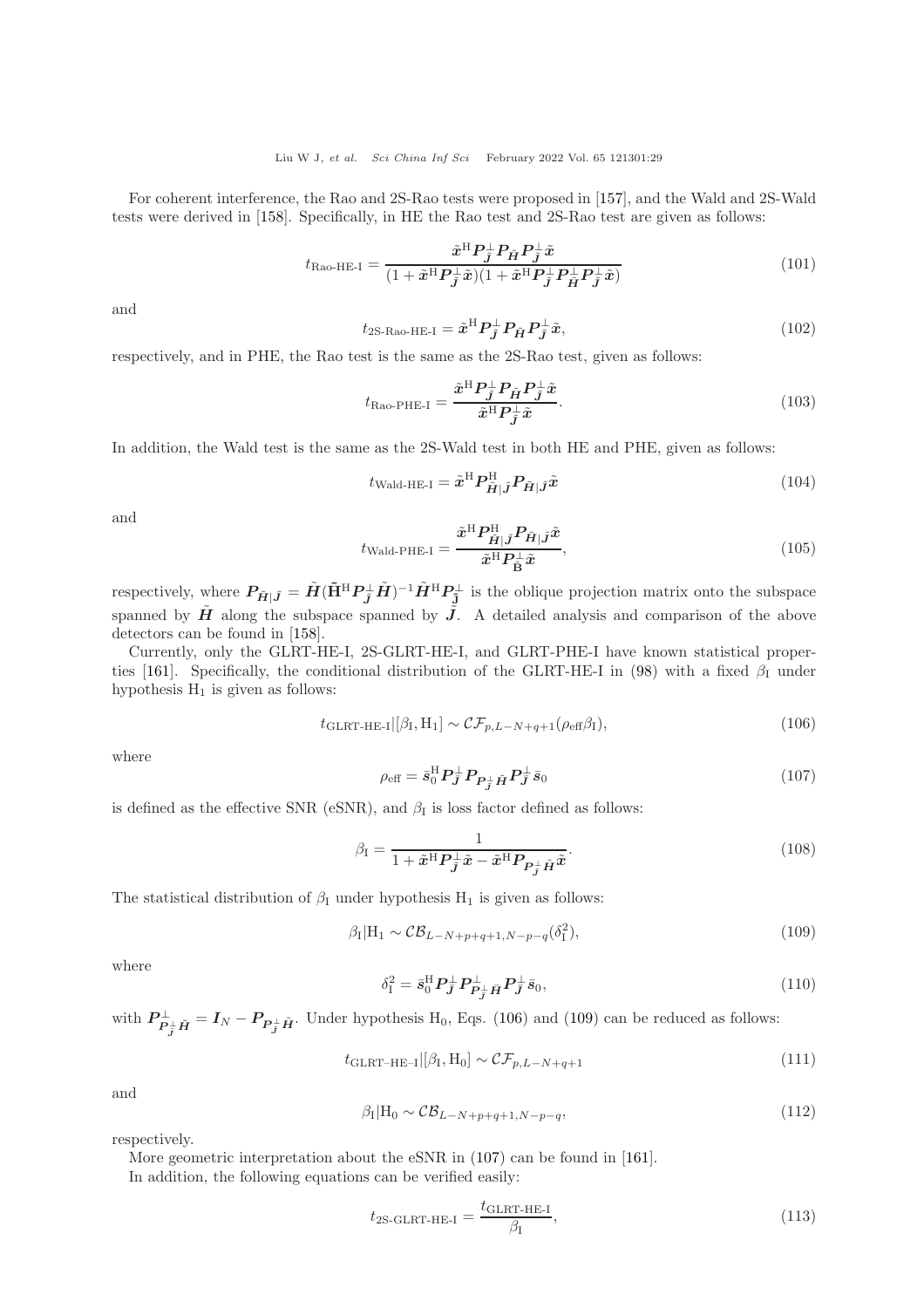For coherent interference, the Rao and 2S-Rao tests were proposed in [157], and the Wald and 2S-Wald tests were derived in [158]. Specifically, in HE the Rao test and 2S-Rao test are given as follows:

$$t_{\text{Rao-HE-I}} = \frac{\tilde{\boldsymbol{x}}^{\text{H}} \boldsymbol{P}_{\tilde{\boldsymbol{J}}}^{\perp} \boldsymbol{P}_{\tilde{\boldsymbol{H}}} \boldsymbol{P}_{\tilde{\boldsymbol{J}}}^{\perp} \tilde{\boldsymbol{x}}}{(1 + \tilde{\boldsymbol{x}}^{\text{H}} \boldsymbol{P}_{\tilde{\boldsymbol{J}}}^{\perp} \tilde{\boldsymbol{x}})(1 + \tilde{\boldsymbol{x}}^{\text{H}} \boldsymbol{P}_{\tilde{\boldsymbol{J}}}^{\perp} \boldsymbol{P}_{\tilde{\boldsymbol{H}}}^{\perp} \boldsymbol{P}_{\tilde{\boldsymbol{J}}}^{\perp} \tilde{\boldsymbol{x}})} \tag{101}$$

and

$$t_{\text{2S-Rao-HE-I}} = \tilde{\boldsymbol{x}}^{\text{H}} \boldsymbol{P}_{\tilde{\boldsymbol{J}}}^{\perp} \boldsymbol{P}_{\tilde{\boldsymbol{H}}} \boldsymbol{P}_{\tilde{\boldsymbol{J}}}^{\perp} \tilde{\boldsymbol{x}}, \tag{102}$$

respectively, and in PHE, the Rao test is the same as the 2S-Rao test, given as follows:

$$t_{\text{Rao-PHE-I}} = \frac{\tilde{\boldsymbol{x}}^{\text{H}} \boldsymbol{P}_{\tilde{\boldsymbol{J}}}^{\perp} \boldsymbol{P}_{\tilde{\boldsymbol{H}}} \boldsymbol{P}_{\tilde{\boldsymbol{J}}}^{\perp} \tilde{\boldsymbol{x}}}{\tilde{\boldsymbol{x}}^{\text{H}} \boldsymbol{P}_{\tilde{\boldsymbol{J}}}^{\perp} \tilde{\boldsymbol{x}}}. \tag{103}$$

In addition, the Wald test is the same as the 2S-Wald test in both HE and PHE, given as follows:

$$t_{\text{Wald-HE-I}} = \tilde{\boldsymbol{x}}^{\text{H}} \boldsymbol{P}_{\tilde{\boldsymbol{H}}|\tilde{\boldsymbol{J}}}^{\text{H}} \boldsymbol{P}_{\tilde{\boldsymbol{H}}|\tilde{\boldsymbol{J}}} \tilde{\boldsymbol{x}} \tag{104}$$

and

$$t_{\text{Wald-PHE-I}} = \frac{\tilde{\boldsymbol{x}}^{\text{H}} \boldsymbol{P}_{\tilde{\boldsymbol{H}}|\tilde{\boldsymbol{J}}}^{\text{H}} \boldsymbol{P}_{\tilde{\boldsymbol{H}}|\tilde{\boldsymbol{J}}} \tilde{\boldsymbol{x}}}{\tilde{\boldsymbol{x}}^{\text{H}} \boldsymbol{P}_{\tilde{\mathbf{B}}}^{\perp} \tilde{\boldsymbol{x}}}, \tag{105}$$

respectively, where $\boldsymbol{P}_{\tilde{\boldsymbol{H}}|\tilde{\boldsymbol{J}}} = \tilde{\boldsymbol{H}}(\tilde{\mathbf{H}}^{\text{H}} \boldsymbol{P}_{\tilde{\boldsymbol{J}}}^{\perp} \tilde{\boldsymbol{H}})^{-1} \tilde{\boldsymbol{H}}^{\text{H}} \boldsymbol{P}_{\tilde{\mathbf{J}}}^{\perp}$ is the oblique projection matrix onto the subspace spanned by $\tilde{\boldsymbol{H}}$ along the subspace spanned by $\tilde{\boldsymbol{J}}$. A detailed analysis and comparison of the above detectors can be found in [158].

Currently, only the GLRT-HE-I, 2S-GLRT-HE-I, and GLRT-PHE-I have known statistical properties [161]. Specifically, the conditional distribution of the GLRT-HE-I in (98) with a fixed $\beta_{\text{I}}$ under hypothesis $\text{H}_1$ is given as follows:

$$t_{\text{GLRT-HE-I}} | [\beta_{\text{I}}, \text{H}_1] \sim \mathcal{CF}_{p, L-N+q+1}(\rho_{\text{eff}} \beta_{\text{I}}), \tag{106}$$

where

$$\rho_{\text{eff}} = \bar{\boldsymbol{s}}_0^{\text{H}} \boldsymbol{P}_{\bar{\boldsymbol{J}}}^{\perp} \boldsymbol{P}_{\boldsymbol{P}_{\bar{\boldsymbol{J}}}^{\perp} \bar{\boldsymbol{H}}} \boldsymbol{P}_{\bar{\boldsymbol{J}}}^{\perp} \bar{\boldsymbol{s}}_0 \tag{107}$$

is defined as the effective SNR (eSNR), and $\beta_{\text{I}}$ is loss factor defined as follows:

$$\beta_{\text{I}} = \frac{1}{1 + \tilde{\boldsymbol{x}}^{\text{H}} \boldsymbol{P}_{\tilde{\boldsymbol{J}}}^{\perp} \tilde{\boldsymbol{x}} - \tilde{\boldsymbol{x}}^{\text{H}} \boldsymbol{P}_{\boldsymbol{P}_{\tilde{\boldsymbol{J}}}^{\perp} \tilde{\boldsymbol{H}}} \tilde{\boldsymbol{x}}}. \tag{108}$$

The statistical distribution of $\beta_{\text{I}}$ under hypothesis $\text{H}_1$ is given as follows:

$$\beta_{\text{I}} | \text{H}_1 \sim \mathcal{CB}_{L-N+p+q+1, N-p-q}(\delta_{\text{I}}^2), \tag{109}$$

where

$$\delta_{\text{I}}^2 = \bar{\boldsymbol{s}}_0^{\text{H}} \boldsymbol{P}_{\bar{\boldsymbol{J}}}^{\perp} \boldsymbol{P}_{\boldsymbol{P}_{\bar{\boldsymbol{J}}}^{\perp} \bar{\boldsymbol{H}}}^{\perp} \boldsymbol{P}_{\bar{\boldsymbol{J}}}^{\perp} \bar{\boldsymbol{s}}_0, \tag{110}$$

with $\boldsymbol{P}_{\boldsymbol{P}_{\tilde{\boldsymbol{J}}}^{\perp} \tilde{\boldsymbol{H}}}^{\perp} = \boldsymbol{I}_N - \boldsymbol{P}_{\boldsymbol{P}_{\tilde{\boldsymbol{J}}}^{\perp} \tilde{\boldsymbol{H}}}$. Under hypothesis $\text{H}_0$, Eqs. (106) and (109) can be reduced as follows:

$$t_{\text{GLRT–HE–I}} | [\beta_{\text{I}}, \text{H}_0] \sim \mathcal{CF}_{p, L-N+q+1} \tag{111}$$

and

$$\beta_{\text{I}} | \text{H}_0 \sim \mathcal{CB}_{L-N+p+q+1, N-p-q}, \tag{112}$$

respectively.

More geometric interpretation about the eSNR in (107) can be found in [161].

In addition, the following equations can be verified easily:

$$t_{\text{2S-GLRT-HE-I}} = \frac{t_{\text{GLRT-HE-I}}}{\beta_{\text{I}}}, \tag{113}$$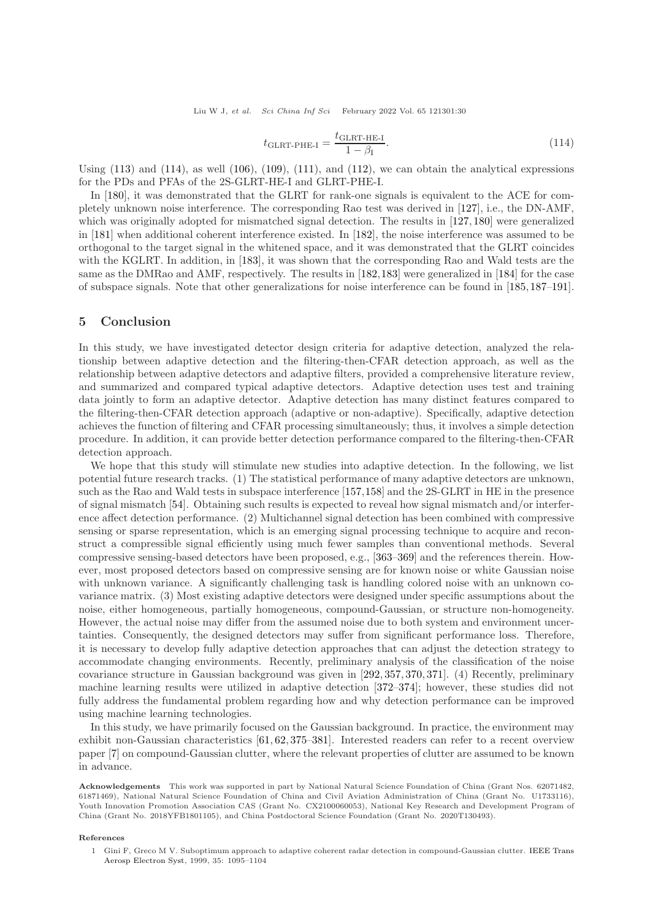$$t_{\text{GLRT-PHE-I}} = \frac{t_{\text{GLRT-HE-I}}}{1-\beta_{\text{I}}}. \tag{114}$$

Using (113) and (114), as well (106), (109), (111), and (112), we can obtain the analytical expressions for the PDs and PFAs of the 2S-GLRT-HE-I and GLRT-PHE-I.

In [180], it was demonstrated that the GLRT for rank-one signals is equivalent to the ACE for completely unknown noise interference. The corresponding Rao test was derived in [127], i.e., the DN-AMF, which was originally adopted for mismatched signal detection. The results in [127, 180] were generalized in [181] when additional coherent interference existed. In [182], the noise interference was assumed to be orthogonal to the target signal in the whitened space, and it was demonstrated that the GLRT coincides with the KGLRT. In addition, in [183], it was shown that the corresponding Rao and Wald tests are the same as the DMRao and AMF, respectively. The results in [182, 183] were generalized in [184] for the case of subspace signals. Note that other generalizations for noise interference can be found in [185, 187–191].

## 5 Conclusion

In this study, we have investigated detector design criteria for adaptive detection, analyzed the relationship between adaptive detection and the filtering-then-CFAR detection approach, as well as the relationship between adaptive detectors and adaptive filters, provided a comprehensive literature review, and summarized and compared typical adaptive detectors. Adaptive detection uses test and training data jointly to form an adaptive detector. Adaptive detection has many distinct features compared to the filtering-then-CFAR detection approach (adaptive or non-adaptive). Specifically, adaptive detection achieves the function of filtering and CFAR processing simultaneously; thus, it involves a simple detection procedure. In addition, it can provide better detection performance compared to the filtering-then-CFAR detection approach.

We hope that this study will stimulate new studies into adaptive detection. In the following, we list potential future research tracks. (1) The statistical performance of many adaptive detectors are unknown, such as the Rao and Wald tests in subspace interference [157, 158] and the 2S-GLRT in HE in the presence of signal mismatch [54]. Obtaining such results is expected to reveal how signal mismatch and/or interference affect detection performance. (2) Multichannel signal detection has been combined with compressive sensing or sparse representation, which is an emerging signal processing technique to acquire and reconstruct a compressible signal efficiently using much fewer samples than conventional methods. Several compressive sensing-based detectors have been proposed, e.g., [363–369] and the references therein. However, most proposed detectors based on compressive sensing are for known noise or white Gaussian noise with unknown variance. A significantly challenging task is handling colored noise with an unknown covariance matrix. (3) Most existing adaptive detectors were designed under specific assumptions about the noise, either homogeneous, partially homogeneous, compound-Gaussian, or structure non-homogeneity. However, the actual noise may differ from the assumed noise due to both system and environment uncertainties. Consequently, the designed detectors may suffer from significant performance loss. Therefore, it is necessary to develop fully adaptive detection approaches that can adjust the detection strategy to accommodate changing environments. Recently, preliminary analysis of the classification of the noise covariance structure in Gaussian background was given in [292, 357, 370, 371]. (4) Recently, preliminary machine learning results were utilized in adaptive detection [372–374]; however, these studies did not fully address the fundamental problem regarding how and why detection performance can be improved using machine learning technologies.

In this study, we have primarily focused on the Gaussian background. In practice, the environment may exhibit non-Gaussian characteristics [61, 62, 375–381]. Interested readers can refer to a recent overview paper [7] on compound-Gaussian clutter, where the relevant properties of clutter are assumed to be known in advance.

**Acknowledgements** This work was supported in part by National Natural Science Foundation of China (Grant Nos. 62071482, 61871469), National Natural Science Foundation of China and Civil Aviation Administration of China (Grant No. U1733116), Youth Innovation Promotion Association CAS (Grant No. CX2100060053), National Key Research and Development Program of China (Grant No. 2018YFB1801105), and China Postdoctoral Science Foundation (Grant No. 2020T130493).

**References**

1 Gini F, Greco M V. Suboptimum approach to adaptive coherent radar detection in compound-Gaussian clutter. IEEE Trans Aerosp Electron Syst, 1999, 35: 1095–1104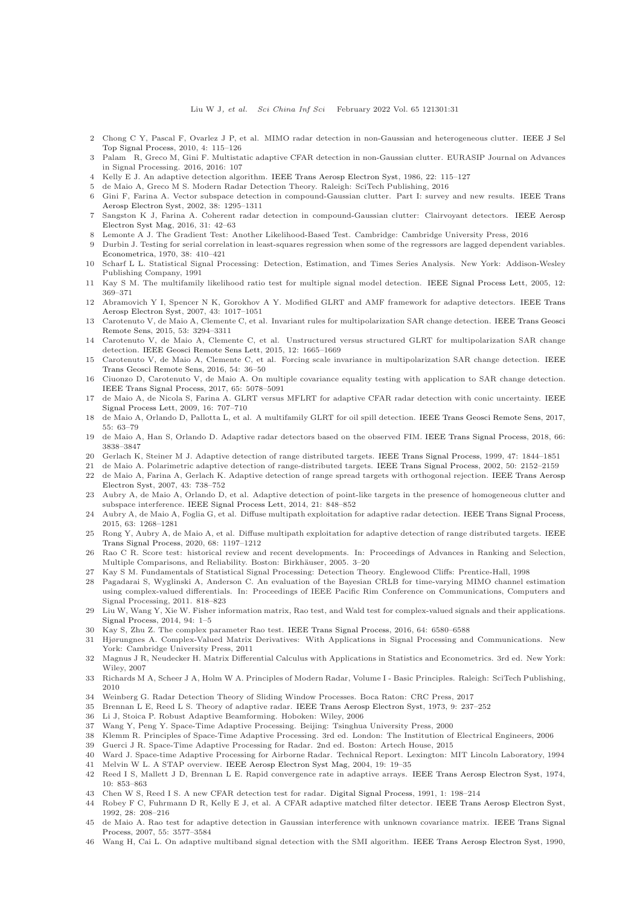2 Chong C Y, Pascal F, Ovarlez J P, et al. MIMO radar detection in non-Gaussian and heterogeneous clutter. IEEE J Sel Top Signal Process, 2010, 4: 115–126

3 Palam R, Greco M, Gini F. Multistatic adaptive CFAR detection in non-Gaussian clutter. EURASIP Journal on Advances in Signal Processing. 2016, 2016: 107

4 Kelly E J. An adaptive detection algorithm. IEEE Trans Aerosp Electron Syst, 1986, 22: 115–127

5 de Maio A, Greco M S. Modern Radar Detection Theory. Raleigh: SciTech Publishing, 2016

6 Gini F, Farina A. Vector subspace detection in compound-Gaussian clutter. Part I: survey and new results. IEEE Trans Aerosp Electron Syst, 2002, 38: 1295–1311

7 Sangston K J, Farina A. Coherent radar detection in compound-Gaussian clutter: Clairvoyant detectors. IEEE Aerosp Electron Syst Mag, 2016, 31: 42–63

8 Lemonte A J. The Gradient Test: Another Likelihood-Based Test. Cambridge: Cambridge University Press, 2016

9 Durbin J. Testing for serial correlation in least-squares regression when some of the regressors are lagged dependent variables. Econometrica, 1970, 38: 410–421

10 Scharf L L. Statistical Signal Processing: Detection, Estimation, and Times Series Analysis. New York: Addison-Wesley Publishing Company, 1991

11 Kay S M. The multifamily likelihood ratio test for multiple signal model detection. IEEE Signal Process Lett, 2005, 12: 369–371

12 Abramovich Y I, Spencer N K, Gorokhov A Y. Modified GLRT and AMF framework for adaptive detectors. IEEE Trans Aerosp Electron Syst, 2007, 43: 1017–1051

13 Carotenuto V, de Maio A, Clemente C, et al. Invariant rules for multipolarization SAR change detection. IEEE Trans Geosci Remote Sens, 2015, 53: 3294–3311

14 Carotenuto V, de Maio A, Clemente C, et al. Unstructured versus structured GLRT for multipolarization SAR change detection. IEEE Geosci Remote Sens Lett, 2015, 12: 1665–1669

15 Carotenuto V, de Maio A, Clemente C, et al. Forcing scale invariance in multipolarization SAR change detection. IEEE Trans Geosci Remote Sens, 2016, 54: 36–50

16 Ciuonzo D, Carotenuto V, de Maio A. On multiple covariance equality testing with application to SAR change detection. IEEE Trans Signal Process, 2017, 65: 5078–5091

17 de Maio A, de Nicola S, Farina A. GLRT versus MFLRT for adaptive CFAR radar detection with conic uncertainty. IEEE Signal Process Lett, 2009, 16: 707–710

18 de Maio A, Orlando D, Pallotta L, et al. A multifamily GLRT for oil spill detection. IEEE Trans Geosci Remote Sens, 2017, 55: 63–79

19 de Maio A, Han S, Orlando D. Adaptive radar detectors based on the observed FIM. IEEE Trans Signal Process, 2018, 66: 3838–3847

20 Gerlach K, Steiner M J. Adaptive detection of range distributed targets. IEEE Trans Signal Process, 1999, 47: 1844–1851

21 de Maio A. Polarimetric adaptive detection of range-distributed targets. IEEE Trans Signal Process, 2002, 50: 2152–2159

22 de Maio A, Farina A, Gerlach K. Adaptive detection of range spread targets with orthogonal rejection. IEEE Trans Aerosp Electron Syst, 2007, 43: 738–752

23 Aubry A, de Maio A, Orlando D, et al. Adaptive detection of point-like targets in the presence of homogeneous clutter and subspace interference. IEEE Signal Process Lett, 2014, 21: 848–852

24 Aubry A, de Maio A, Foglia G, et al. Diffuse multipath exploitation for adaptive radar detection. IEEE Trans Signal Process, 2015, 63: 1268–1281

25 Rong Y, Aubry A, de Maio A, et al. Diffuse multipath exploitation for adaptive detection of range distributed targets. IEEE Trans Signal Process, 2020, 68: 1197–1212

26 Rao C R. Score test: historical review and recent developments. In: Proceedings of Advances in Ranking and Selection, Multiple Comparisons, and Reliability. Boston: Birkhäuser, 2005. 3–20

27 Kay S M. Fundamentals of Statistical Signal Processing: Detection Theory. Englewood Cliffs: Prentice-Hall, 1998

28 Pagadarai S, Wyglinski A, Anderson C. An evaluation of the Bayesian CRLB for time-varying MIMO channel estimation using complex-valued differentials. In: Proceedings of IEEE Pacific Rim Conference on Communications, Computers and Signal Processing, 2011. 818–823

29 Liu W, Wang Y, Xie W. Fisher information matrix, Rao test, and Wald test for complex-valued signals and their applications. Signal Process, 2014, 94: 1–5

30 Kay S, Zhu Z. The complex parameter Rao test. IEEE Trans Signal Process, 2016, 64: 6580–6588

31 Hjørungnes A. Complex-Valued Matrix Derivatives: With Applications in Signal Processing and Communications. New York: Cambridge University Press, 2011

32 Magnus J R, Neudecker H. Matrix Differential Calculus with Applications in Statistics and Econometrics. 3rd ed. New York: Wiley, 2007

33 Richards M A, Scheer J A, Holm W A. Principles of Modern Radar, Volume I - Basic Principles. Raleigh: SciTech Publishing, 2010

34 Weinberg G. Radar Detection Theory of Sliding Window Processes. Boca Raton: CRC Press, 2017

35 Brennan L E, Reed L S. Theory of adaptive radar. IEEE Trans Aerosp Electron Syst, 1973, 9: 237–252

36 Li J, Stoica P. Robust Adaptive Beamforming. Hoboken: Wiley, 2006

37 Wang Y, Peng Y. Space-Time Adaptive Processing. Beijing: Tsinghua University Press, 2000

38 Klemm R. Principles of Space-Time Adaptive Processing. 3rd ed. London: The Institution of Electrical Engineers, 2006

39 Guerci J R. Space-Time Adaptive Processing for Radar. 2nd ed. Boston: Artech House, 2015

40 Ward J. Space-time Adaptive Processing for Airborne Radar. Technical Report. Lexington: MIT Lincoln Laboratory, 1994

41 Melvin W L. A STAP overview. IEEE Aerosp Electron Syst Mag, 2004, 19: 19–35

42 Reed I S, Mallett J D, Brennan L E. Rapid convergence rate in adaptive arrays. IEEE Trans Aerosp Electron Syst, 1974, 10: 853–863

43 Chen W S, Reed I S. A new CFAR detection test for radar. Digital Signal Process, 1991, 1: 198–214

44 Robey F C, Fuhrmann D R, Kelly E J, et al. A CFAR adaptive matched filter detector. IEEE Trans Aerosp Electron Syst, 1992, 28: 208–216

45 de Maio A. Rao test for adaptive detection in Gaussian interference with unknown covariance matrix. IEEE Trans Signal Process, 2007, 55: 3577–3584

46 Wang H, Cai L. On adaptive multiband signal detection with the SMI algorithm. IEEE Trans Aerosp Electron Syst, 1990,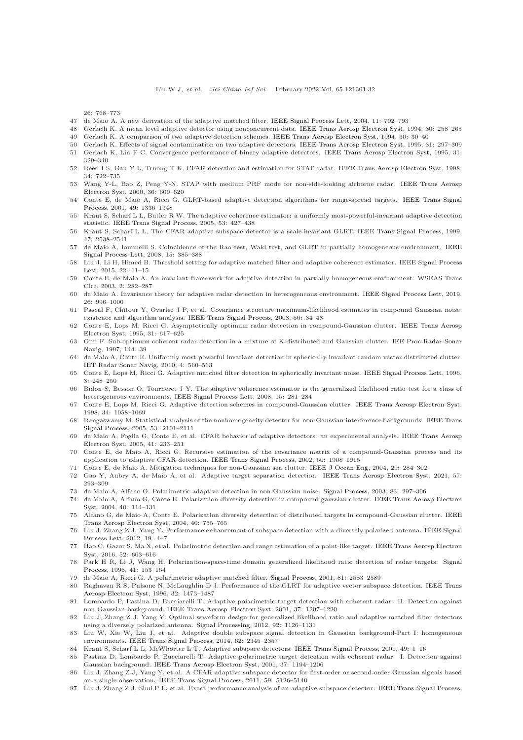26: 768–773

47 de Maio A. A new derivation of the adaptive matched filter. IEEE Signal Process Lett, 2004, 11: 792–793

48 Gerlach K. A mean level adaptive detector using nonconcurrent data. IEEE Trans Aerosp Electron Syst, 1994, 30: 258–265

49 Gerlach K. A comparison of two adaptive detection schemes. IEEE Trans Aerosp Electron Syst, 1994, 30: 30–40

50 Gerlach K. Effects of signal contamination on two adaptive detectors. IEEE Trans Aerosp Electron Syst, 1995, 31: 297–309

51 Gerlach K, Lin F C. Convergence performance of binary adaptive detectors. IEEE Trans Aerosp Electron Syst, 1995, 31: 329–340

52 Reed I S, Gau Y L, Truong T K. CFAR detection and estimation for STAP radar. IEEE Trans Aerosp Electron Syst, 1998, 34: 722–735

53 Wang Y-L, Bao Z, Peng Y-N. STAP with medium PRF mode for non-side-looking airborne radar. IEEE Trans Aerosp Electron Syst, 2000, 36: 609–620

54 Conte E, de Maio A, Ricci G. GLRT-based adaptive detection algorithms for range-spread targets. IEEE Trans Signal Process, 2001, 49: 1336–1348

55 Kraut S, Scharf L L, Butler R W. The adaptive coherence estimator: a uniformly most-powerful-invariant adaptive detection statistic. IEEE Trans Signal Process, 2005, 53: 427–438

56 Kraut S, Scharf L L. The CFAR adaptive subspace detector is a scale-invariant GLRT. IEEE Trans Signal Process, 1999, 47: 2538–2541

57 de Maio A, Iommelli S. Coincidence of the Rao test, Wald test, and GLRT in partially homogeneous environment. IEEE Signal Process Lett, 2008, 15: 385–388

58 Liu J, Li H, Himed B. Threshold setting for adaptive matched filter and adaptive coherence estimator. IEEE Signal Process Lett, 2015, 22: 11–15

59 Conte E, de Maio A. An invariant framework for adaptive detection in partially homogeneous environment. WSEAS Trans Circ, 2003, 2: 282–287

60 de Maio A. Invariance theory for adaptive radar detection in heterogeneous environment. IEEE Signal Process Lett, 2019, 26: 996–1000

61 Pascal F, Chitour Y, Ovarlez J P, et al. Covariance structure maximum-likelihood estimates in compound Gaussian noise: existence and algorithm analysis. IEEE Trans Signal Process, 2008, 56: 34–48

62 Conte E, Lops M, Ricci G. Asymptotically optimum radar detection in compound-Gaussian clutter. IEEE Trans Aerosp Electron Syst, 1995, 31: 617–625

63 Gini F. Sub-optimum coherent radar detection in a mixture of K-distributed and Gaussian clutter. IEE Proc Radar Sonar Navig, 1997, 144: 39

64 de Maio A, Conte E. Uniformly most powerful invariant detection in spherically invariant random vector distributed clutter. IET Radar Sonar Navig, 2010, 4: 560–563

65 Conte E, Lops M, Ricci G. Adaptive matched filter detection in spherically invariant noise. IEEE Signal Process Lett, 1996, 3: 248–250

66 Bidon S, Besson O, Tourneret J Y. The adaptive coherence estimator is the generalized likelihood ratio test for a class of heterogeneous environments. IEEE Signal Process Lett, 2008, 15: 281–284

67 Conte E, Lops M, Ricci G. Adaptive detection schemes in compound-Gaussian clutter. IEEE Trans Aerosp Electron Syst, 1998, 34: 1058–1069

68 Rangaswamy M. Statistical analysis of the nonhomogeneity detector for non-Gaussian interference backgrounds. IEEE Trans Signal Process, 2005, 53: 2101–2111

69 de Maio A, Foglia G, Conte E, et al. CFAR behavior of adaptive detectors: an experimental analysis. IEEE Trans Aerosp Electron Syst, 2005, 41: 233–251

70 Conte E, de Maio A, Ricci G. Recursive estimation of the covariance matrix of a compound-Gaussian process and its application to adaptive CFAR detection. IEEE Trans Signal Process, 2002, 50: 1908–1915

71 Conte E, de Maio A. Mitigation techniques for non-Gaussian sea clutter. IEEE J Ocean Eng, 2004, 29: 284–302

72 Gao Y, Aubry A, de Maio A, et al. Adaptive target separation detection. IEEE Trans Aerosp Electron Syst, 2021, 57: 293–309

73 de Maio A, Alfano G. Polarimetric adaptive detection in non-Gaussian noise. Signal Process, 2003, 83: 297–306

74 de Maio A, Alfano G, Conte E. Polarization diversity detection in compound-gaussian clutter. IEEE Trans Aerosp Electron Syst, 2004, 40: 114–131

75 Alfano G, de Maio A, Conte E. Polarization diversity detection of distributed targets in compound-Gaussian clutter. IEEE Trans Aerosp Electron Syst, 2004, 40: 755–765

76 Liu J, Zhang Z J, Yang Y. Performance enhancement of subspace detection with a diversely polarized antenna. IEEE Signal Process Lett, 2012, 19: 4–7

77 Hao C, Gazor S, Ma X, et al. Polarimetric detection and range estimation of a point-like target. IEEE Trans Aerosp Electron Syst, 2016, 52: 603–616

78 Park H R, Li J, Wang H. Polarization-space-time domain generalized likelihood ratio detection of radar targets. Signal Process, 1995, 41: 153–164

79 de Maio A, Ricci G. A polarimetric adaptive matched filter. Signal Process, 2001, 81: 2583–2589

80 Raghavan R S, Pulsone N, McLaughlin D J. Performance of the GLRT for adaptive vector subspace detection. IEEE Trans Aerosp Electron Syst, 1996, 32: 1473–1487

81 Lombardo P, Pastina D, Bucciarelli T. Adaptive polarimetric target detection with coherent radar. II. Detection against non-Gaussian background. IEEE Trans Aerosp Electron Syst, 2001, 37: 1207–1220

82 Liu J, Zhang Z J, Yang Y. Optimal waveform design for generalized likelihood ratio and adaptive matched filter detectors using a diversely polarized antenna. Signal Processing, 2012, 92: 1126–1131

83 Liu W, Xie W, Liu J, et al. Adaptive double subspace signal detection in Gaussian background-Part I: homogeneous environments. IEEE Trans Signal Process, 2014, 62: 2345–2357

84 Kraut S, Scharf L L, McWhorter L T. Adaptive subspace detectors. IEEE Trans Signal Process, 2001, 49: 1–16

85 Pastina D, Lombardo P, Bucciarelli T. Adaptive polarimetric target detection with coherent radar. I. Detection against Gaussian background. IEEE Trans Aerosp Electron Syst, 2001, 37: 1194–1206

86 Liu J, Zhang Z-J, Yang Y, et al. A CFAR adaptive subspace detector for first-order or second-order Gaussian signals based on a single observation. IEEE Trans Signal Process, 2011, 59: 5126–5140

87 Liu J, Zhang Z-J, Shui P L, et al. Exact performance analysis of an adaptive subspace detector. IEEE Trans Signal Process,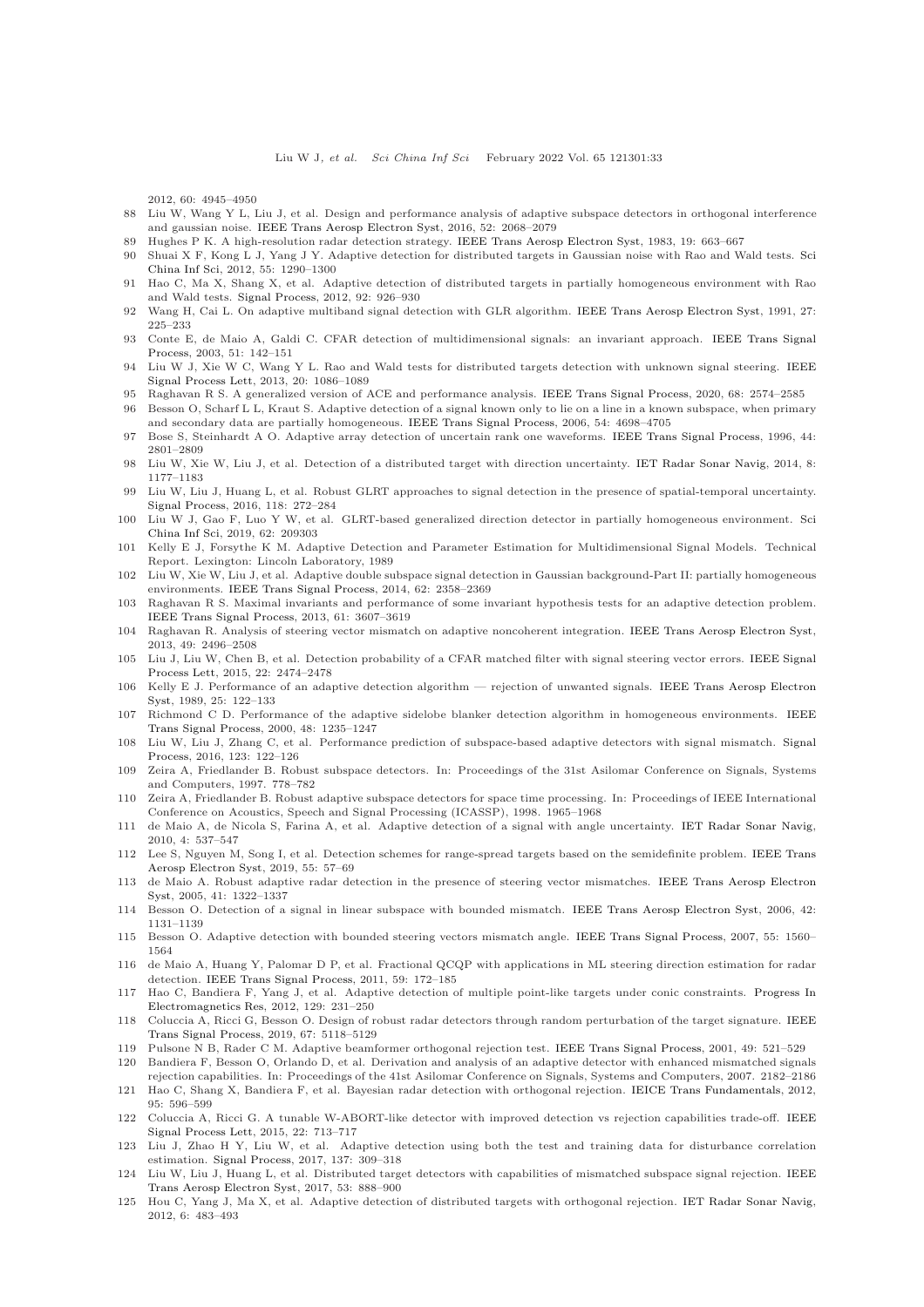2012, 60: 4945–4950

88 Liu W, Wang Y L, Liu J, et al. Design and performance analysis of adaptive subspace detectors in orthogonal interference and gaussian noise. IEEE Trans Aerosp Electron Syst, 2016, 52: 2068–2079

89 Hughes P K. A high-resolution radar detection strategy. IEEE Trans Aerosp Electron Syst, 1983, 19: 663–667

90 Shuai X F, Kong L J, Yang J Y. Adaptive detection for distributed targets in Gaussian noise with Rao and Wald tests. Sci China Inf Sci, 2012, 55: 1290–1300

91 Hao C, Ma X, Shang X, et al. Adaptive detection of distributed targets in partially homogeneous environment with Rao and Wald tests. Signal Process, 2012, 92: 926–930

92 Wang H, Cai L. On adaptive multiband signal detection with GLR algorithm. IEEE Trans Aerosp Electron Syst, 1991, 27: 225–233

93 Conte E, de Maio A, Galdi C. CFAR detection of multidimensional signals: an invariant approach. IEEE Trans Signal Process, 2003, 51: 142–151

94 Liu W J, Xie W C, Wang Y L. Rao and Wald tests for distributed targets detection with unknown signal steering. IEEE Signal Process Lett, 2013, 20: 1086–1089

95 Raghavan R S. A generalized version of ACE and performance analysis. IEEE Trans Signal Process, 2020, 68: 2574–2585

96 Besson O, Scharf L L, Kraut S. Adaptive detection of a signal known only to lie on a line in a known subspace, when primary and secondary data are partially homogeneous. IEEE Trans Signal Process, 2006, 54: 4698–4705

97 Bose S, Steinhardt A O. Adaptive array detection of uncertain rank one waveforms. IEEE Trans Signal Process, 1996, 44: 2801–2809

98 Liu W, Xie W, Liu J, et al. Detection of a distributed target with direction uncertainty. IET Radar Sonar Navig, 2014, 8: 1177–1183

99 Liu W, Liu J, Huang L, et al. Robust GLRT approaches to signal detection in the presence of spatial-temporal uncertainty. Signal Process, 2016, 118: 272–284

100 Liu W J, Gao F, Luo Y W, et al. GLRT-based generalized direction detector in partially homogeneous environment. Sci China Inf Sci, 2019, 62: 209303

101 Kelly E J, Forsythe K M. Adaptive Detection and Parameter Estimation for Multidimensional Signal Models. Technical Report. Lexington: Lincoln Laboratory, 1989

102 Liu W, Xie W, Liu J, et al. Adaptive double subspace signal detection in Gaussian background-Part II: partially homogeneous environments. IEEE Trans Signal Process, 2014, 62: 2358–2369

103 Raghavan R S. Maximal invariants and performance of some invariant hypothesis tests for an adaptive detection problem. IEEE Trans Signal Process, 2013, 61: 3607–3619

104 Raghavan R. Analysis of steering vector mismatch on adaptive noncoherent integration. IEEE Trans Aerosp Electron Syst, 2013, 49: 2496–2508

105 Liu J, Liu W, Chen B, et al. Detection probability of a CFAR matched filter with signal steering vector errors. IEEE Signal Process Lett, 2015, 22: 2474–2478

106 Kelly E J. Performance of an adaptive detection algorithm — rejection of unwanted signals. IEEE Trans Aerosp Electron Syst, 1989, 25: 122–133

107 Richmond C D. Performance of the adaptive sidelobe blanker detection algorithm in homogeneous environments. IEEE Trans Signal Process, 2000, 48: 1235–1247

108 Liu W, Liu J, Zhang C, et al. Performance prediction of subspace-based adaptive detectors with signal mismatch. Signal Process, 2016, 123: 122–126

109 Zeira A, Friedlander B. Robust subspace detectors. In: Proceedings of the 31st Asilomar Conference on Signals, Systems and Computers, 1997. 778–782

110 Zeira A, Friedlander B. Robust adaptive subspace detectors for space time processing. In: Proceedings of IEEE International Conference on Acoustics, Speech and Signal Processing (ICASSP), 1998. 1965–1968

111 de Maio A, de Nicola S, Farina A, et al. Adaptive detection of a signal with angle uncertainty. IET Radar Sonar Navig, 2010, 4: 537–547

112 Lee S, Nguyen M, Song I, et al. Detection schemes for range-spread targets based on the semidefinite problem. IEEE Trans Aerosp Electron Syst, 2019, 55: 57–69

113 de Maio A. Robust adaptive radar detection in the presence of steering vector mismatches. IEEE Trans Aerosp Electron Syst, 2005, 41: 1322–1337

114 Besson O. Detection of a signal in linear subspace with bounded mismatch. IEEE Trans Aerosp Electron Syst, 2006, 42: 1131–1139

115 Besson O. Adaptive detection with bounded steering vectors mismatch angle. IEEE Trans Signal Process, 2007, 55: 1560–1564

116 de Maio A, Huang Y, Palomar D P, et al. Fractional QCQP with applications in ML steering direction estimation for radar detection. IEEE Trans Signal Process, 2011, 59: 172–185

117 Hao C, Bandiera F, Yang J, et al. Adaptive detection of multiple point-like targets under conic constraints. Progress In Electromagnetics Res, 2012, 129: 231–250

118 Coluccia A, Ricci G, Besson O. Design of robust radar detectors through random perturbation of the target signature. IEEE Trans Signal Process, 2019, 67: 5118–5129

119 Pulsone N B, Rader C M. Adaptive beamformer orthogonal rejection test. IEEE Trans Signal Process, 2001, 49: 521–529

120 Bandiera F, Besson O, Orlando D, et al. Derivation and analysis of an adaptive detector with enhanced mismatched signals rejection capabilities. In: Proceedings of the 41st Asilomar Conference on Signals, Systems and Computers, 2007. 2182–2186

121 Hao C, Shang X, Bandiera F, et al. Bayesian radar detection with orthogonal rejection. IEICE Trans Fundamentals, 2012, 95: 596–599

122 Coluccia A, Ricci G. A tunable W-ABORT-like detector with improved detection vs rejection capabilities trade-off. IEEE Signal Process Lett, 2015, 22: 713–717

123 Liu J, Zhao H Y, Liu W, et al. Adaptive detection using both the test and training data for disturbance correlation estimation. Signal Process, 2017, 137: 309–318

124 Liu W, Liu J, Huang L, et al. Distributed target detectors with capabilities of mismatched subspace signal rejection. IEEE Trans Aerosp Electron Syst, 2017, 53: 888–900

125 Hou C, Yang J, Ma X, et al. Adaptive detection of distributed targets with orthogonal rejection. IET Radar Sonar Navig, 2012, 6: 483–493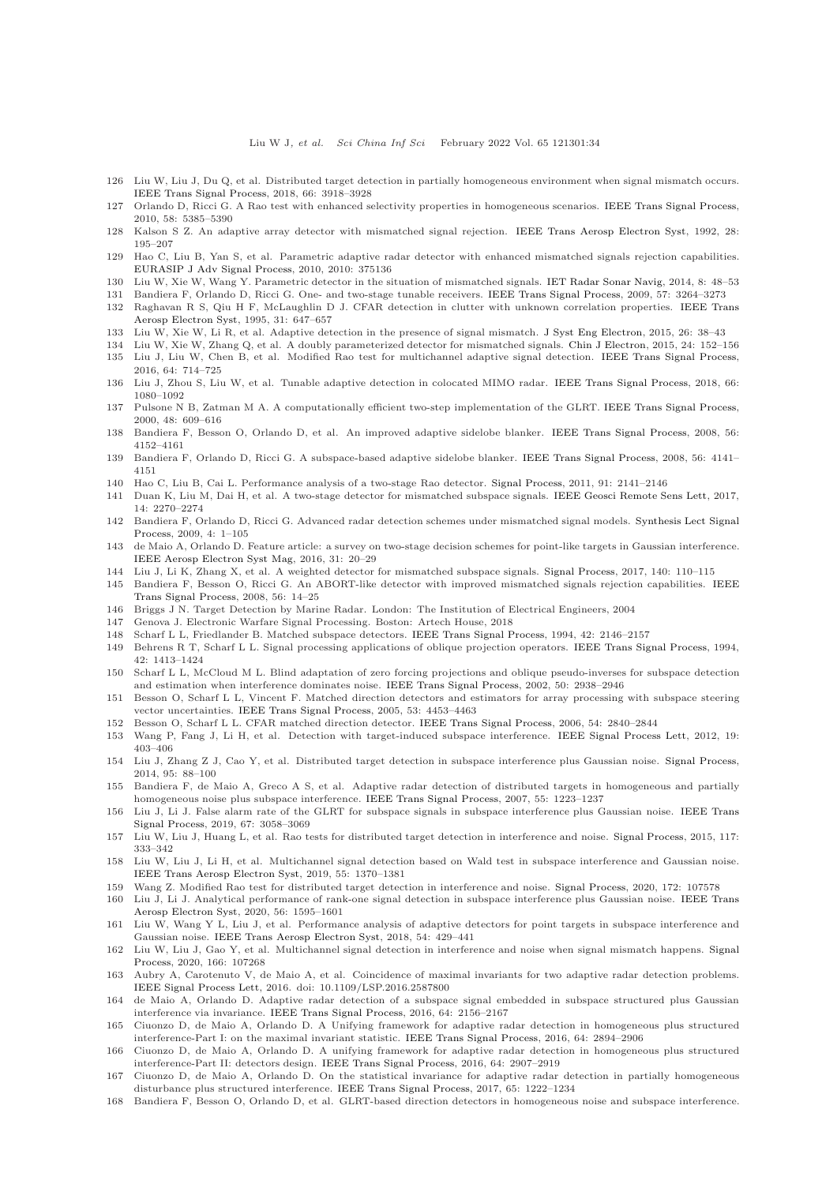126 Liu W, Liu J, Du Q, et al. Distributed target detection in partially homogeneous environment when signal mismatch occurs. IEEE Trans Signal Process, 2018, 66: 3918–3928

127 Orlando D, Ricci G. A Rao test with enhanced selectivity properties in homogeneous scenarios. IEEE Trans Signal Process, 2010, 58: 5385–5390

128 Kalson S Z. An adaptive array detector with mismatched signal rejection. IEEE Trans Aerosp Electron Syst, 1992, 28: 195–207

129 Hao C, Liu B, Yan S, et al. Parametric adaptive radar detector with enhanced mismatched signals rejection capabilities. EURASIP J Adv Signal Process, 2010, 2010: 375136

130 Liu W, Xie W, Wang Y. Parametric detector in the situation of mismatched signals. IET Radar Sonar Navig, 2014, 8: 48–53

131 Bandiera F, Orlando D, Ricci G. One- and two-stage tunable receivers. IEEE Trans Signal Process, 2009, 57: 3264–3273

132 Raghavan R S, Qiu H F, McLaughlin D J. CFAR detection in clutter with unknown correlation properties. IEEE Trans Aerosp Electron Syst, 1995, 31: 647–657

133 Liu W, Xie W, Li R, et al. Adaptive detection in the presence of signal mismatch. J Syst Eng Electron, 2015, 26: 38–43

134 Liu W, Xie W, Zhang Q, et al. A doubly parameterized detector for mismatched signals. Chin J Electron, 2015, 24: 152–156

135 Liu J, Liu W, Chen B, et al. Modified Rao test for multichannel adaptive signal detection. IEEE Trans Signal Process, 2016, 64: 714–725

136 Liu J, Zhou S, Liu W, et al. Tunable adaptive detection in colocated MIMO radar. IEEE Trans Signal Process, 2018, 66: 1080–1092

137 Pulsone N B, Zatman M A. A computationally efficient two-step implementation of the GLRT. IEEE Trans Signal Process, 2000, 48: 609–616

138 Bandiera F, Besson O, Orlando D, et al. An improved adaptive sidelobe blanker. IEEE Trans Signal Process, 2008, 56: 4152–4161

139 Bandiera F, Orlando D, Ricci G. A subspace-based adaptive sidelobe blanker. IEEE Trans Signal Process, 2008, 56: 4141–4151

140 Hao C, Liu B, Cai L. Performance analysis of a two-stage Rao detector. Signal Process, 2011, 91: 2141–2146

141 Duan K, Liu M, Dai H, et al. A two-stage detector for mismatched subspace signals. IEEE Geosci Remote Sens Lett, 2017, 14: 2270–2274

142 Bandiera F, Orlando D, Ricci G. Advanced radar detection schemes under mismatched signal models. Synthesis Lect Signal Process, 2009, 4: 1–105

143 de Maio A, Orlando D. Feature article: a survey on two-stage decision schemes for point-like targets in Gaussian interference. IEEE Aerosp Electron Syst Mag, 2016, 31: 20–29

144 Liu J, Li K, Zhang X, et al. A weighted detector for mismatched subspace signals. Signal Process, 2017, 140: 110–115

145 Bandiera F, Besson O, Ricci G. An ABORT-like detector with improved mismatched signals rejection capabilities. IEEE Trans Signal Process, 2008, 56: 14–25

146 Briggs J N. Target Detection by Marine Radar. London: The Institution of Electrical Engineers, 2004

147 Genova J. Electronic Warfare Signal Processing. Boston: Artech House, 2018

148 Scharf L L, Friedlander B. Matched subspace detectors. IEEE Trans Signal Process, 1994, 42: 2146–2157

149 Behrens R T, Scharf L L. Signal processing applications of oblique projection operators. IEEE Trans Signal Process, 1994, 42: 1413–1424

150 Scharf L L, McCloud M L. Blind adaptation of zero forcing projections and oblique pseudo-inverses for subspace detection and estimation when interference dominates noise. IEEE Trans Signal Process, 2002, 50: 2938–2946

151 Besson O, Scharf L L, Vincent F. Matched direction detectors and estimators for array processing with subspace steering vector uncertainties. IEEE Trans Signal Process, 2005, 53: 4453–4463

152 Besson O, Scharf L L. CFAR matched direction detector. IEEE Trans Signal Process, 2006, 54: 2840–2844

153 Wang P, Fang J, Li H, et al. Detection with target-induced subspace interference. IEEE Signal Process Lett, 2012, 19: 403–406

154 Liu J, Zhang Z J, Cao Y, et al. Distributed target detection in subspace interference plus Gaussian noise. Signal Process, 2014, 95: 88–100

155 Bandiera F, de Maio A, Greco A S, et al. Adaptive radar detection of distributed targets in homogeneous and partially homogeneous noise plus subspace interference. IEEE Trans Signal Process, 2007, 55: 1223–1237

156 Liu J, Li J. False alarm rate of the GLRT for subspace signals in subspace interference plus Gaussian noise. IEEE Trans Signal Process, 2019, 67: 3058–3069

157 Liu W, Liu J, Huang L, et al. Rao tests for distributed target detection in interference and noise. Signal Process, 2015, 117: 333–342

158 Liu W, Liu J, Li H, et al. Multichannel signal detection based on Wald test in subspace interference and Gaussian noise. IEEE Trans Aerosp Electron Syst, 2019, 55: 1370–1381

159 Wang Z. Modified Rao test for distributed target detection in interference and noise. Signal Process, 2020, 172: 107578

160 Liu J, Li J. Analytical performance of rank-one signal detection in subspace interference plus Gaussian noise. IEEE Trans Aerosp Electron Syst, 2020, 56: 1595–1601

161 Liu W, Wang Y L, Liu J, et al. Performance analysis of adaptive detectors for point targets in subspace interference and Gaussian noise. IEEE Trans Aerosp Electron Syst, 2018, 54: 429–441

162 Liu W, Liu J, Gao Y, et al. Multichannel signal detection in interference and noise when signal mismatch happens. Signal Process, 2020, 166: 107268

163 Aubry A, Carotenuto V, de Maio A, et al. Coincidence of maximal invariants for two adaptive radar detection problems. IEEE Signal Process Lett, 2016. doi: 10.1109/LSP.2016.2587800

164 de Maio A, Orlando D. Adaptive radar detection of a subspace signal embedded in subspace structured plus Gaussian interference via invariance. IEEE Trans Signal Process, 2016, 64: 2156–2167

165 Ciuonzo D, de Maio A, Orlando D. A Unifying framework for adaptive radar detection in homogeneous plus structured interference-Part I: on the maximal invariant statistic. IEEE Trans Signal Process, 2016, 64: 2894–2906

166 Ciuonzo D, de Maio A, Orlando D. A unifying framework for adaptive radar detection in homogeneous plus structured interference-Part II: detectors design. IEEE Trans Signal Process, 2016, 64: 2907–2919

167 Ciuonzo D, de Maio A, Orlando D. On the statistical invariance for adaptive radar detection in partially homogeneous disturbance plus structured interference. IEEE Trans Signal Process, 2017, 65: 1222–1234

168 Bandiera F, Besson O, Orlando D, et al. GLRT-based direction detectors in homogeneous noise and subspace interference.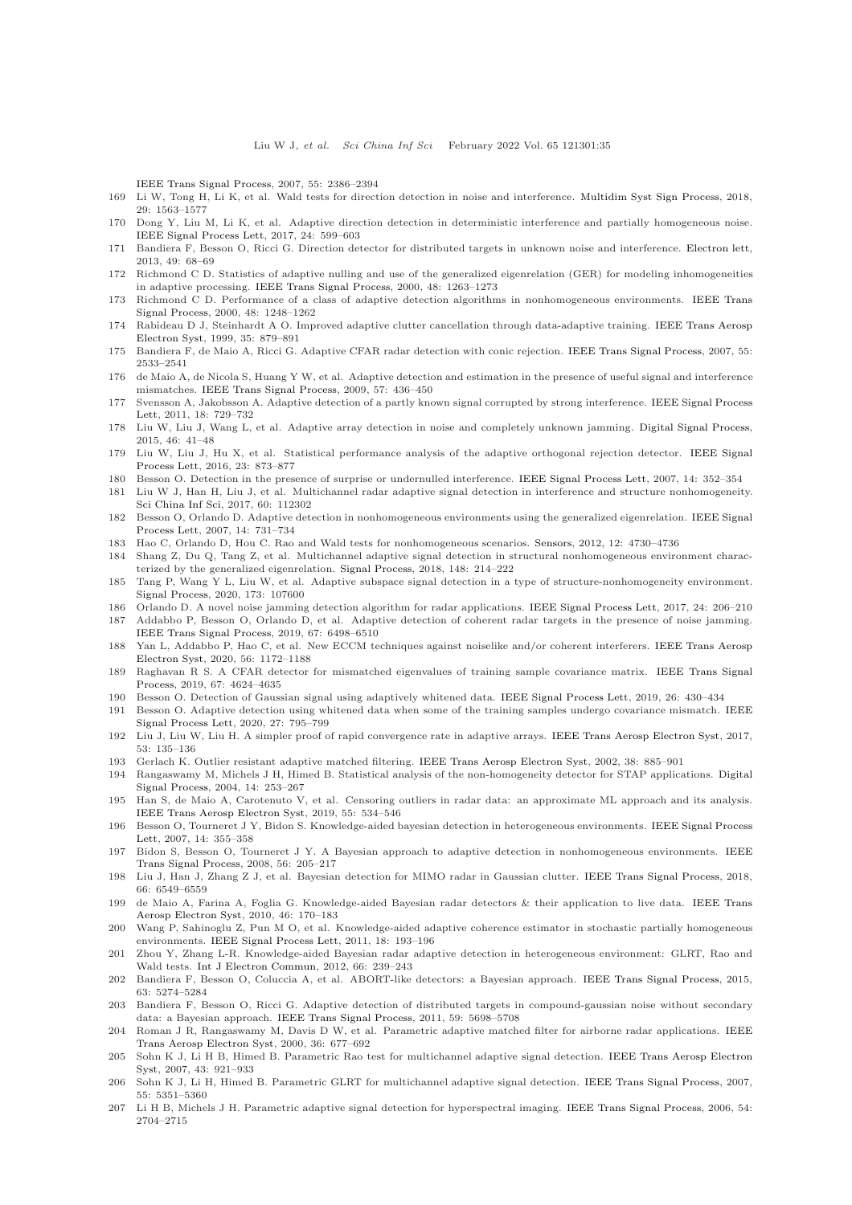IEEE Trans Signal Process, 2007, 55: 2386–2394

169 Li W, Tong H, Li K, et al. Wald tests for direction detection in noise and interference. Multidim Syst Sign Process, 2018, 29: 1563–1577

170 Dong Y, Liu M, Li K, et al. Adaptive direction detection in deterministic interference and partially homogeneous noise. IEEE Signal Process Lett, 2017, 24: 599–603

171 Bandiera F, Besson O, Ricci G. Direction detector for distributed targets in unknown noise and interference. Electron lett, 2013, 49: 68–69

172 Richmond C D. Statistics of adaptive nulling and use of the generalized eigenrelation (GER) for modeling inhomogeneities in adaptive processing. IEEE Trans Signal Process, 2000, 48: 1263–1273

173 Richmond C D. Performance of a class of adaptive detection algorithms in nonhomogeneous environments. IEEE Trans Signal Process, 2000, 48: 1248–1262

174 Rabideau D J, Steinhardt A O. Improved adaptive clutter cancellation through data-adaptive training. IEEE Trans Aerosp Electron Syst, 1999, 35: 879–891

175 Bandiera F, de Maio A, Ricci G. Adaptive CFAR radar detection with conic rejection. IEEE Trans Signal Process, 2007, 55: 2533–2541

176 de Maio A, de Nicola S, Huang Y W, et al. Adaptive detection and estimation in the presence of useful signal and interference mismatches. IEEE Trans Signal Process, 2009, 57: 436–450

177 Svensson A, Jakobsson A. Adaptive detection of a partly known signal corrupted by strong interference. IEEE Signal Process Lett, 2011, 18: 729–732

178 Liu W, Liu J, Wang L, et al. Adaptive array detection in noise and completely unknown jamming. Digital Signal Process, 2015, 46: 41–48

179 Liu W, Liu J, Hu X, et al. Statistical performance analysis of the adaptive orthogonal rejection detector. IEEE Signal Process Lett, 2016, 23: 873–877

180 Besson O. Detection in the presence of surprise or undernulled interference. IEEE Signal Process Lett, 2007, 14: 352–354

181 Liu W J, Han H, Liu J, et al. Multichannel radar adaptive signal detection in interference and structure nonhomogeneity. Sci China Inf Sci, 2017, 60: 112302

182 Besson O, Orlando D. Adaptive detection in nonhomogeneous environments using the generalized eigenrelation. IEEE Signal Process Lett, 2007, 14: 731–734

183 Hao C, Orlando D, Hou C. Rao and Wald tests for nonhomogeneous scenarios. Sensors, 2012, 12: 4730–4736

184 Shang Z, Du Q, Tang Z, et al. Multichannel adaptive signal detection in structural nonhomogeneous environment characterized by the generalized eigenrelation. Signal Process, 2018, 148: 214–222

185 Tang P, Wang Y L, Liu W, et al. Adaptive subspace signal detection in a type of structure-nonhomogeneity environment. Signal Process, 2020, 173: 107600

186 Orlando D. A novel noise jamming detection algorithm for radar applications. IEEE Signal Process Lett, 2017, 24: 206–210

187 Addabbo P, Besson O, Orlando D, et al. Adaptive detection of coherent radar targets in the presence of noise jamming. IEEE Trans Signal Process, 2019, 67: 6498–6510

188 Yan L, Addabbo P, Hao C, et al. New ECCM techniques against noiselike and/or coherent interferers. IEEE Trans Aerosp Electron Syst, 2020, 56: 1172–1188

189 Raghavan R S. A CFAR detector for mismatched eigenvalues of training sample covariance matrix. IEEE Trans Signal Process, 2019, 67: 4624–4635

190 Besson O. Detection of Gaussian signal using adaptively whitened data. IEEE Signal Process Lett, 2019, 26: 430–434

191 Besson O. Adaptive detection using whitened data when some of the training samples undergo covariance mismatch. IEEE Signal Process Lett, 2020, 27: 795–799

192 Liu J, Liu W, Liu H. A simpler proof of rapid convergence rate in adaptive arrays. IEEE Trans Aerosp Electron Syst, 2017, 53: 135–136

193 Gerlach K. Outlier resistant adaptive matched filtering. IEEE Trans Aerosp Electron Syst, 2002, 38: 885–901

194 Rangaswamy M, Michels J H, Himed B. Statistical analysis of the non-homogeneity detector for STAP applications. Digital Signal Process, 2004, 14: 253–267

195 Han S, de Maio A, Carotenuto V, et al. Censoring outliers in radar data: an approximate ML approach and its analysis. IEEE Trans Aerosp Electron Syst, 2019, 55: 534–546

196 Besson O, Tourneret J Y, Bidon S. Knowledge-aided bayesian detection in heterogeneous environments. IEEE Signal Process Lett, 2007, 14: 355–358

197 Bidon S, Besson O, Tourneret J Y. A Bayesian approach to adaptive detection in nonhomogeneous environments. IEEE Trans Signal Process, 2008, 56: 205–217

198 Liu J, Han J, Zhang Z J, et al. Bayesian detection for MIMO radar in Gaussian clutter. IEEE Trans Signal Process, 2018, 66: 6549–6559

199 de Maio A, Farina A, Foglia G. Knowledge-aided Bayesian radar detectors & their application to live data. IEEE Trans Aerosp Electron Syst, 2010, 46: 170–183

200 Wang P, Sahinoglu Z, Pun M O, et al. Knowledge-aided adaptive coherence estimator in stochastic partially homogeneous environments. IEEE Signal Process Lett, 2011, 18: 193–196

201 Zhou Y, Zhang L-R. Knowledge-aided Bayesian radar adaptive detection in heterogeneous environment: GLRT, Rao and Wald tests. Int J Electron Commun, 2012, 66: 239–243

202 Bandiera F, Besson O, Coluccia A, et al. ABORT-like detectors: a Bayesian approach. IEEE Trans Signal Process, 2015, 63: 5274–5284

203 Bandiera F, Besson O, Ricci G. Adaptive detection of distributed targets in compound-gaussian noise without secondary data: a Bayesian approach. IEEE Trans Signal Process, 2011, 59: 5698–5708

204 Roman J R, Rangaswamy M, Davis D W, et al. Parametric adaptive matched filter for airborne radar applications. IEEE Trans Aerosp Electron Syst, 2000, 36: 677–692

205 Sohn K J, Li H B, Himed B. Parametric Rao test for multichannel adaptive signal detection. IEEE Trans Aerosp Electron Syst, 2007, 43: 921–933

206 Sohn K J, Li H, Himed B. Parametric GLRT for multichannel adaptive signal detection. IEEE Trans Signal Process, 2007, 55: 5351–5360

207 Li H B, Michels J H. Parametric adaptive signal detection for hyperspectral imaging. IEEE Trans Signal Process, 2006, 54: 2704–2715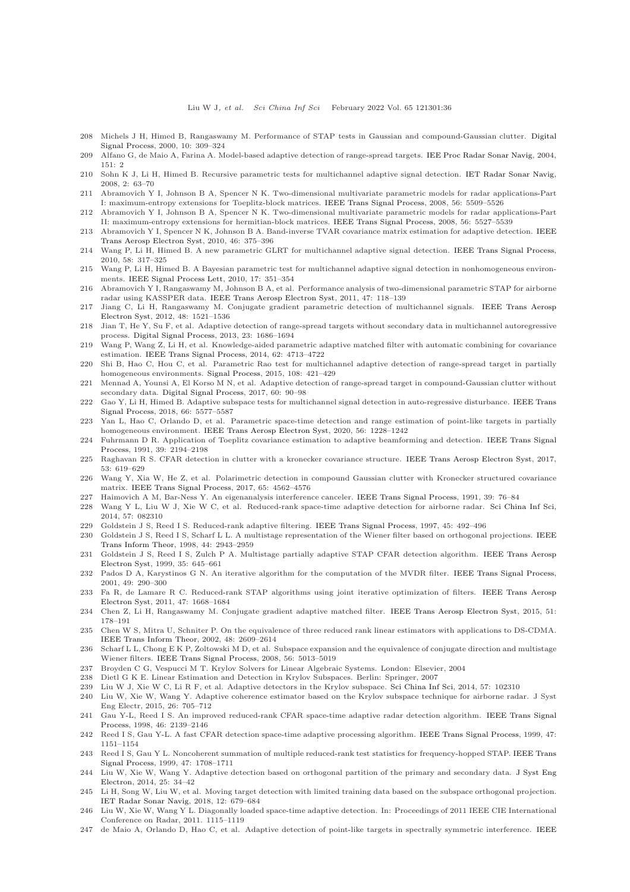208 Michels J H, Himed B, Rangaswamy M. Performance of STAP tests in Gaussian and compound-Gaussian clutter. Digital Signal Process, 2000, 10: 309–324

209 Alfano G, de Maio A, Farina A. Model-based adaptive detection of range-spread targets. IEE Proc Radar Sonar Navig, 2004, 151: 2

210 Sohn K J, Li H, Himed B. Recursive parametric tests for multichannel adaptive signal detection. IET Radar Sonar Navig, 2008, 2: 63–70

211 Abramovich Y I, Johnson B A, Spencer N K. Two-dimensional multivariate parametric models for radar applications-Part I: maximum-entropy extensions for Toeplitz-block matrices. IEEE Trans Signal Process, 2008, 56: 5509–5526

212 Abramovich Y I, Johnson B A, Spencer N K. Two-dimensional multivariate parametric models for radar applications-Part II: maximum-entropy extensions for hermitian-block matrices. IEEE Trans Signal Process, 2008, 56: 5527–5539

213 Abramovich Y I, Spencer N K, Johnson B A. Band-inverse TVAR covariance matrix estimation for adaptive detection. IEEE Trans Aerosp Electron Syst, 2010, 46: 375–396

214 Wang P, Li H, Himed B. A new parametric GLRT for multichannel adaptive signal detection. IEEE Trans Signal Process, 2010, 58: 317–325

215 Wang P, Li H, Himed B. A Bayesian parametric test for multichannel adaptive signal detection in nonhomogeneous environments. IEEE Signal Process Lett, 2010, 17: 351–354

216 Abramovich Y I, Rangaswamy M, Johnson B A, et al. Performance analysis of two-dimensional parametric STAP for airborne radar using KASSPER data. IEEE Trans Aerosp Electron Syst, 2011, 47: 118–139

217 Jiang C, Li H, Rangaswamy M. Conjugate gradient parametric detection of multichannel signals. IEEE Trans Aerosp Electron Syst, 2012, 48: 1521–1536

218 Jian T, He Y, Su F, et al. Adaptive detection of range-spread targets without secondary data in multichannel autoregressive process. Digital Signal Process, 2013, 23: 1686–1694

219 Wang P, Wang Z, Li H, et al. Knowledge-aided parametric adaptive matched filter with automatic combining for covariance estimation. IEEE Trans Signal Process, 2014, 62: 4713–4722

220 Shi B, Hao C, Hou C, et al. Parametric Rao test for multichannel adaptive detection of range-spread target in partially homogeneous environments. Signal Process, 2015, 108: 421–429

221 Mennad A, Younsi A, El Korso M N, et al. Adaptive detection of range-spread target in compound-Gaussian clutter without secondary data. Digital Signal Process, 2017, 60: 90–98

222 Gao Y, Li H, Himed B. Adaptive subspace tests for multichannel signal detection in auto-regressive disturbance. IEEE Trans Signal Process, 2018, 66: 5577–5587

223 Yan L, Hao C, Orlando D, et al. Parametric space-time detection and range estimation of point-like targets in partially homogeneous environment. IEEE Trans Aerosp Electron Syst, 2020, 56: 1228–1242

224 Fuhrmann D R. Application of Toeplitz covariance estimation to adaptive beamforming and detection. IEEE Trans Signal Process, 1991, 39: 2194–2198

225 Raghavan R S. CFAR detection in clutter with a kronecker covariance structure. IEEE Trans Aerosp Electron Syst, 2017, 53: 619–629

226 Wang Y, Xia W, He Z, et al. Polarimetric detection in compound Gaussian clutter with Kronecker structured covariance matrix. IEEE Trans Signal Process, 2017, 65: 4562–4576

227 Haimovich A M, Bar-Ness Y. An eigenanalysis interference canceler. IEEE Trans Signal Process, 1991, 39: 76–84

228 Wang Y L, Liu W J, Xie W C, et al. Reduced-rank space-time adaptive detection for airborne radar. Sci China Inf Sci, 2014, 57: 082310

229 Goldstein J S, Reed I S. Reduced-rank adaptive filtering. IEEE Trans Signal Process, 1997, 45: 492–496

230 Goldstein J S, Reed I S, Scharf L L. A multistage representation of the Wiener filter based on orthogonal projections. IEEE Trans Inform Theor, 1998, 44: 2943–2959

231 Goldstein J S, Reed I S, Zulch P A. Multistage partially adaptive STAP CFAR detection algorithm. IEEE Trans Aerosp Electron Syst, 1999, 35: 645–661

232 Pados D A, Karystinos G N. An iterative algorithm for the computation of the MVDR filter. IEEE Trans Signal Process, 2001, 49: 290–300

233 Fa R, de Lamare R C. Reduced-rank STAP algorithms using joint iterative optimization of filters. IEEE Trans Aerosp Electron Syst, 2011, 47: 1668–1684

234 Chen Z, Li H, Rangaswamy M. Conjugate gradient adaptive matched filter. IEEE Trans Aerosp Electron Syst, 2015, 51: 178–191

235 Chen W S, Mitra U, Schniter P. On the equivalence of three reduced rank linear estimators with applications to DS-CDMA. IEEE Trans Inform Theor, 2002, 48: 2609–2614

236 Scharf L L, Chong E K P, Zoltowski M D, et al. Subspace expansion and the equivalence of conjugate direction and multistage Wiener filters. IEEE Trans Signal Process, 2008, 56: 5013–5019

237 Broyden C G, Vespucci M T. Krylov Solvers for Linear Algebraic Systems. London: Elsevier, 2004

238 Dietl G K E. Linear Estimation and Detection in Krylov Subspaces. Berlin: Springer, 2007

239 Liu W J, Xie W C, Li R F, et al. Adaptive detectors in the Krylov subspace. Sci China Inf Sci, 2014, 57: 102310

240 Liu W, Xie W, Wang Y. Adaptive coherence estimator based on the Krylov subspace technique for airborne radar. J Syst Eng Electr, 2015, 26: 705–712

241 Gau Y-L, Reed I S. An improved reduced-rank CFAR space-time adaptive radar detection algorithm. IEEE Trans Signal Process, 1998, 46: 2139–2146

242 Reed I S, Gau Y-L. A fast CFAR detection space-time adaptive processing algorithm. IEEE Trans Signal Process, 1999, 47: 1151–1154

243 Reed I S, Gau Y L. Noncoherent summation of multiple reduced-rank test statistics for frequency-hopped STAP. IEEE Trans Signal Process, 1999, 47: 1708–1711

244 Liu W, Xie W, Wang Y. Adaptive detection based on orthogonal partition of the primary and secondary data. J Syst Eng Electron, 2014, 25: 34–42

245 Li H, Song W, Liu W, et al. Moving target detection with limited training data based on the subspace orthogonal projection. IET Radar Sonar Navig, 2018, 12: 679–684

246 Liu W, Xie W, Wang Y L. Diagonally loaded space-time adaptive detection. In: Proceedings of 2011 IEEE CIE International Conference on Radar, 2011. 1115–1119

247 de Maio A, Orlando D, Hao C, et al. Adaptive detection of point-like targets in spectrally symmetric interference. IEEE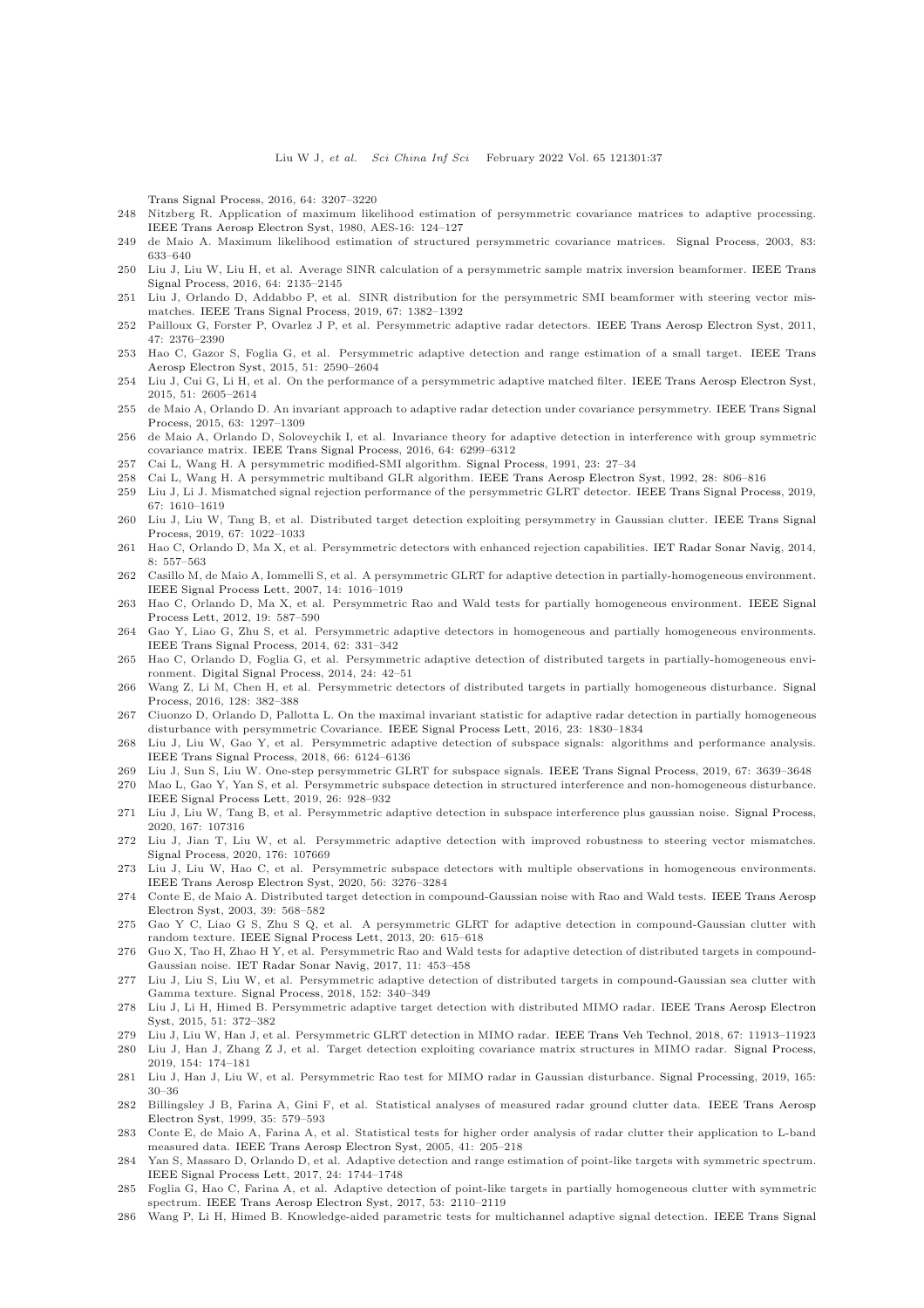Trans Signal Process, 2016, 64: 3207–3220

248 Nitzberg R. Application of maximum likelihood estimation of persymmetric covariance matrices to adaptive processing. IEEE Trans Aerosp Electron Syst, 1980, AES-16: 124–127

249 de Maio A. Maximum likelihood estimation of structured persymmetric covariance matrices. Signal Process, 2003, 83: 633–640

250 Liu J, Liu W, Liu H, et al. Average SINR calculation of a persymmetric sample matrix inversion beamformer. IEEE Trans Signal Process, 2016, 64: 2135–2145

251 Liu J, Orlando D, Addabbo P, et al. SINR distribution for the persymmetric SMI beamformer with steering vector mismatches. IEEE Trans Signal Process, 2019, 67: 1382–1392

252 Pailloux G, Forster P, Ovarlez J P, et al. Persymmetric adaptive radar detectors. IEEE Trans Aerosp Electron Syst, 2011, 47: 2376–2390

253 Hao C, Gazor S, Foglia G, et al. Persymmetric adaptive detection and range estimation of a small target. IEEE Trans Aerosp Electron Syst, 2015, 51: 2590–2604

254 Liu J, Cui G, Li H, et al. On the performance of a persymmetric adaptive matched filter. IEEE Trans Aerosp Electron Syst, 2015, 51: 2605–2614

255 de Maio A, Orlando D. An invariant approach to adaptive radar detection under covariance persymmetry. IEEE Trans Signal Process, 2015, 63: 1297–1309

256 de Maio A, Orlando D, Soloveychik I, et al. Invariance theory for adaptive detection in interference with group symmetric covariance matrix. IEEE Trans Signal Process, 2016, 64: 6299–6312

257 Cai L, Wang H. A persymmetric modified-SMI algorithm. Signal Process, 1991, 23: 27–34

258 Cai L, Wang H. A persymmetric multiband GLR algorithm. IEEE Trans Aerosp Electron Syst, 1992, 28: 806–816

259 Liu J, Li J. Mismatched signal rejection performance of the persymmetric GLRT detector. IEEE Trans Signal Process, 2019, 67: 1610–1619

260 Liu J, Liu W, Tang B, et al. Distributed target detection exploiting persymmetry in Gaussian clutter. IEEE Trans Signal Process, 2019, 67: 1022–1033

261 Hao C, Orlando D, Ma X, et al. Persymmetric detectors with enhanced rejection capabilities. IET Radar Sonar Navig, 2014, 8: 557–563

262 Casillo M, de Maio A, Iommelli S, et al. A persymmetric GLRT for adaptive detection in partially-homogeneous environment. IEEE Signal Process Lett, 2007, 14: 1016–1019

263 Hao C, Orlando D, Ma X, et al. Persymmetric Rao and Wald tests for partially homogeneous environment. IEEE Signal Process Lett, 2012, 19: 587–590

264 Gao Y, Liao G, Zhu S, et al. Persymmetric adaptive detectors in homogeneous and partially homogeneous environments. IEEE Trans Signal Process, 2014, 62: 331–342

265 Hao C, Orlando D, Foglia G, et al. Persymmetric adaptive detection of distributed targets in partially-homogeneous environment. Digital Signal Process, 2014, 24: 42–51

266 Wang Z, Li M, Chen H, et al. Persymmetric detectors of distributed targets in partially homogeneous disturbance. Signal Process, 2016, 128: 382–388

267 Ciuonzo D, Orlando D, Pallotta L. On the maximal invariant statistic for adaptive radar detection in partially homogeneous disturbance with persymmetric Covariance. IEEE Signal Process Lett, 2016, 23: 1830–1834

268 Liu J, Liu W, Gao Y, et al. Persymmetric adaptive detection of subspace signals: algorithms and performance analysis. IEEE Trans Signal Process, 2018, 66: 6124–6136

269 Liu J, Sun S, Liu W. One-step persymmetric GLRT for subspace signals. IEEE Trans Signal Process, 2019, 67: 3639–3648

270 Mao L, Gao Y, Yan S, et al. Persymmetric subspace detection in structured interference and non-homogeneous disturbance. IEEE Signal Process Lett, 2019, 26: 928–932

271 Liu J, Liu W, Tang B, et al. Persymmetric adaptive detection in subspace interference plus gaussian noise. Signal Process, 2020, 167: 107316

272 Liu J, Jian T, Liu W, et al. Persymmetric adaptive detection with improved robustness to steering vector mismatches. Signal Process, 2020, 176: 107669

273 Liu J, Liu W, Hao C, et al. Persymmetric subspace detectors with multiple observations in homogeneous environments. IEEE Trans Aerosp Electron Syst, 2020, 56: 3276–3284

274 Conte E, de Maio A. Distributed target detection in compound-Gaussian noise with Rao and Wald tests. IEEE Trans Aerosp Electron Syst, 2003, 39: 568–582

275 Gao Y C, Liao G S, Zhu S Q, et al. A persymmetric GLRT for adaptive detection in compound-Gaussian clutter with random texture. IEEE Signal Process Lett, 2013, 20: 615–618

276 Guo X, Tao H, Zhao H Y, et al. Persymmetric Rao and Wald tests for adaptive detection of distributed targets in compound-Gaussian noise. IET Radar Sonar Navig, 2017, 11: 453–458

277 Liu J, Liu S, Liu W, et al. Persymmetric adaptive detection of distributed targets in compound-Gaussian sea clutter with Gamma texture. Signal Process, 2018, 152: 340–349

278 Liu J, Li H, Himed B. Persymmetric adaptive target detection with distributed MIMO radar. IEEE Trans Aerosp Electron Syst, 2015, 51: 372–382

279 Liu J, Liu W, Han J, et al. Persymmetric GLRT detection in MIMO radar. IEEE Trans Veh Technol, 2018, 67: 11913–11923

280 Liu J, Han J, Zhang Z J, et al. Target detection exploiting covariance matrix structures in MIMO radar. Signal Process, 2019, 154: 174–181

281 Liu J, Han J, Liu W, et al. Persymmetric Rao test for MIMO radar in Gaussian disturbance. Signal Processing, 2019, 165: 30–36

282 Billingsley J B, Farina A, Gini F, et al. Statistical analyses of measured radar ground clutter data. IEEE Trans Aerosp Electron Syst, 1999, 35: 579–593

283 Conte E, de Maio A, Farina A, et al. Statistical tests for higher order analysis of radar clutter their application to L-band measured data. IEEE Trans Aerosp Electron Syst, 2005, 41: 205–218

284 Yan S, Massaro D, Orlando D, et al. Adaptive detection and range estimation of point-like targets with symmetric spectrum. IEEE Signal Process Lett, 2017, 24: 1744–1748

285 Foglia G, Hao C, Farina A, et al. Adaptive detection of point-like targets in partially homogeneous clutter with symmetric spectrum. IEEE Trans Aerosp Electron Syst, 2017, 53: 2110–2119

286 Wang P, Li H, Himed B. Knowledge-aided parametric tests for multichannel adaptive signal detection. IEEE Trans Signal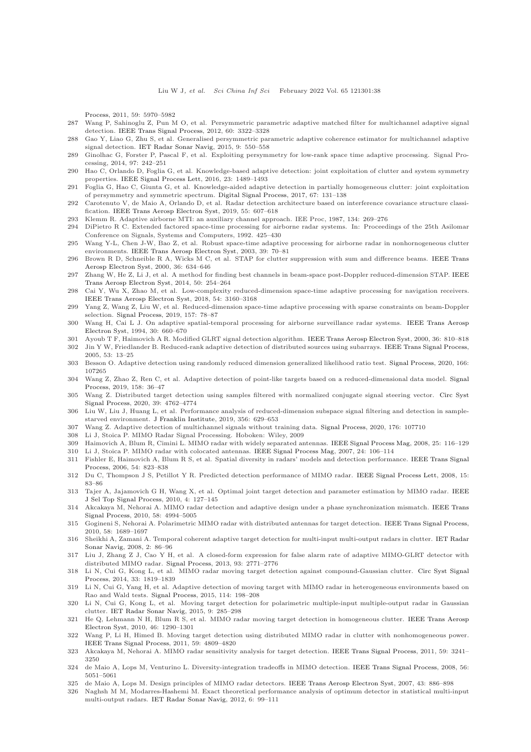Process, 2011, 59: 5970–5982

287 Wang P, Sahinoglu Z, Pun M O, et al. Persymmetric parametric adaptive matched filter for multichannel adaptive signal detection. IEEE Trans Signal Process, 2012, 60: 3322–3328

288 Gao Y, Liao G, Zhu S, et al. Generalised persymmetric parametric adaptive coherence estimator for multichannel adaptive signal detection. IET Radar Sonar Navig, 2015, 9: 550–558

289 Ginolhac G, Forster P, Pascal F, et al. Exploiting persymmetry for low-rank space time adaptive processing. Signal Processing, 2014, 97: 242–251

290 Hao C, Orlando D, Foglia G, et al. Knowledge-based adaptive detection: joint exploitation of clutter and system symmetry properties. IEEE Signal Process Lett, 2016, 23: 1489–1493

291 Foglia G, Hao C, Giunta G, et al. Knowledge-aided adaptive detection in partially homogeneous clutter: joint exploitation of persymmetry and symmetric spectrum. Digital Signal Process, 2017, 67: 131–138

292 Carotenuto V, de Maio A, Orlando D, et al. Radar detection architecture based on interference covariance structure classification. IEEE Trans Aerosp Electron Syst, 2019, 55: 607–618

293 Klemm R. Adaptive airborne MTI: an auxiliary channel approach. IEE Proc, 1987, 134: 269–276

294 DiPietro R C. Extended factored space-time processing for airborne radar systems. In: Proceedings of the 25th Asilomar Conference on Signals, Systems and Computers, 1992. 425–430

295 Wang Y-L, Chen J-W, Bao Z, et al. Robust space-time adaptive processing for airborne radar in nonhornogeneous clutter environments. IEEE Trans Aerosp Electron Syst, 2003, 39: 70–81

296 Brown R D, Schneible R A, Wicks M C, et al. STAP for clutter suppression with sum and difference beams. IEEE Trans Aerosp Electron Syst, 2000, 36: 634–646

297 Zhang W, He Z, Li J, et al. A method for finding best channels in beam-space post-Doppler reduced-dimension STAP. IEEE Trans Aerosp Electron Syst, 2014, 50: 254–264

298 Cai Y, Wu X, Zhao M, et al. Low-complexity reduced-dimension space-time adaptive processing for navigation receivers. IEEE Trans Aerosp Electron Syst, 2018, 54: 3160–3168

299 Yang Z, Wang Z, Liu W, et al. Reduced-dimension space-time adaptive processing with sparse constraints on beam-Doppler selection. Signal Process, 2019, 157: 78–87

300 Wang H, Cai L J. On adaptive spatial-temporal processing for airborne surveillance radar systems. IEEE Trans Aerosp Electron Syst, 1994, 30: 660–670

301 Ayoub T F, Haimovich A R. Modified GLRT signal detection algorithm. IEEE Trans Aerosp Electron Syst, 2000, 36: 810–818

302 Jin Y W, Friedlander B. Reduced-rank adaptive detection of distributed sources using subarrays. IEEE Trans Signal Process, 2005, 53: 13–25

303 Besson O. Adaptive detection using randomly reduced dimension generalized likelihood ratio test. Signal Process, 2020, 166: 107265

304 Wang Z, Zhao Z, Ren C, et al. Adaptive detection of point-like targets based on a reduced-dimensional data model. Signal Process, 2019, 158: 36–47

305 Wang Z. Distributed target detection using samples filtered with normalized conjugate signal steering vector. Circ Syst Signal Process, 2020, 39: 4762–4774

306 Liu W, Liu J, Huang L, et al. Performance analysis of reduced-dimension subspace signal filtering and detection in sample-starved environment. J Franklin Institute, 2019, 356: 629–653

307 Wang Z. Adaptive detection of multichannel signals without training data. Signal Process, 2020, 176: 107710

308 Li J, Stoica P. MIMO Radar Signal Processing. Hoboken: Wiley, 2009

309 Haimovich A, Blum R, Cimini L. MIMO radar with widely separated antennas. IEEE Signal Process Mag, 2008, 25: 116–129

310 Li J, Stoica P. MIMO radar with colocated antennas. IEEE Signal Process Mag, 2007, 24: 106–114

311 Fishler E, Haimovich A, Blum R S, et al. Spatial diversity in radars' models and detection performance. IEEE Trans Signal Process, 2006, 54: 823–838

312 Du C, Thompson J S, Petillot Y R. Predicted detection performance of MIMO radar. IEEE Signal Process Lett, 2008, 15: 83–86

313 Tajer A, Jajamovich G H, Wang X, et al. Optimal joint target detection and parameter estimation by MIMO radar. IEEE J Sel Top Signal Process, 2010, 4: 127–145

314 Akcakaya M, Nehorai A. MIMO radar detection and adaptive design under a phase synchronization mismatch. IEEE Trans Signal Process, 2010, 58: 4994–5005

315 Gogineni S, Nehorai A. Polarimetric MIMO radar with distributed antennas for target detection. IEEE Trans Signal Process, 2010, 58: 1689–1697

316 Sheikhi A, Zamani A. Temporal coherent adaptive target detection for multi-input multi-output radars in clutter. IET Radar Sonar Navig, 2008, 2: 86–96

317 Liu J, Zhang Z J, Cao Y H, et al. A closed-form expression for false alarm rate of adaptive MIMO-GLRT detector with distributed MIMO radar. Signal Process, 2013, 93: 2771–2776

318 Li N, Cui G, Kong L, et al. MIMO radar moving target detection against compound-Gaussian clutter. Circ Syst Signal Process, 2014, 33: 1819–1839

319 Li N, Cui G, Yang H, et al. Adaptive detection of moving target with MIMO radar in heterogeneous environments based on Rao and Wald tests. Signal Process, 2015, 114: 198–208

320 Li N, Cui G, Kong L, et al. Moving target detection for polarimetric multiple-input multiple-output radar in Gaussian clutter. IET Radar Sonar Navig, 2015, 9: 285–298

321 He Q, Lehmann N H, Blum R S, et al. MIMO radar moving target detection in homogeneous clutter. IEEE Trans Aerosp Electron Syst, 2010, 46: 1290–1301

322 Wang P, Li H, Himed B. Moving target detection using distributed MIMO radar in clutter with nonhomogeneous power. IEEE Trans Signal Process, 2011, 59: 4809–4820

323 Akcakaya M, Nehorai A. MIMO radar sensitivity analysis for target detection. IEEE Trans Signal Process, 2011, 59: 3241–3250

324 de Maio A, Lops M, Venturino L. Diversity-integration tradeoffs in MIMO detection. IEEE Trans Signal Process, 2008, 56: 5051–5061

325 de Maio A, Lops M. Design principles of MIMO radar detectors. IEEE Trans Aerosp Electron Syst, 2007, 43: 886–898

326 Naghsh M M, Modarres-Hashemi M. Exact theoretical performance analysis of optimum detector in statistical multi-input multi-output radars. IET Radar Sonar Navig, 2012, 6: 99–111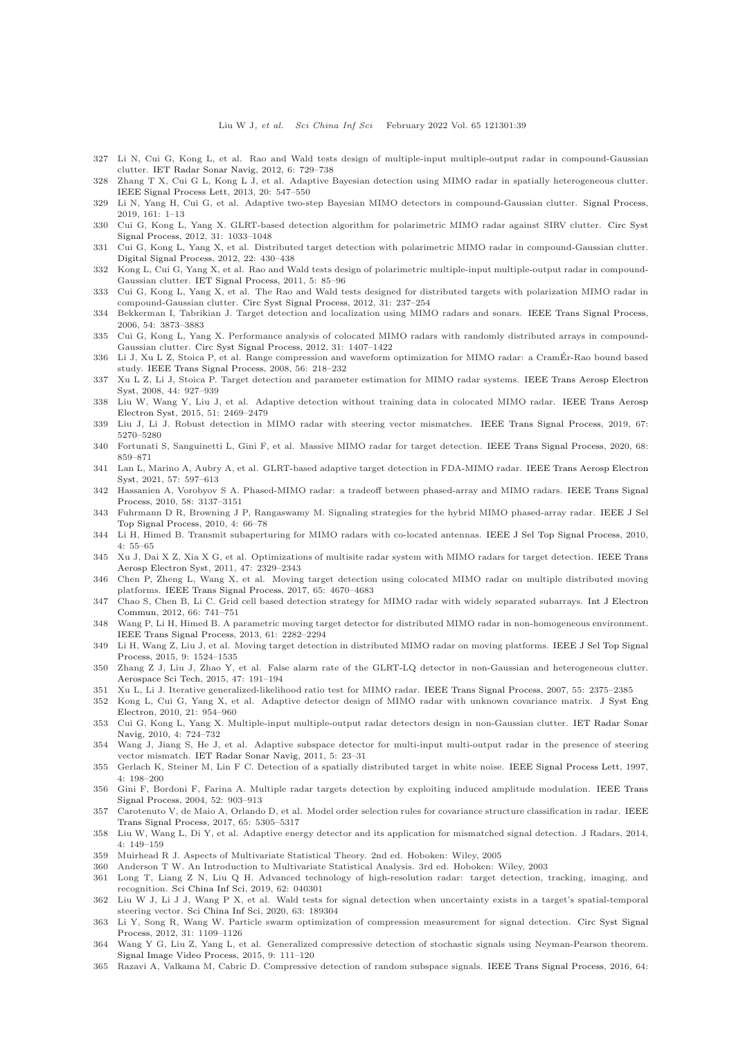327 Li N, Cui G, Kong L, et al. Rao and Wald tests design of multiple-input multiple-output radar in compound-Gaussian clutter. IET Radar Sonar Navig, 2012, 6: 729–738

328 Zhang T X, Cui G L, Kong L J, et al. Adaptive Bayesian detection using MIMO radar in spatially heterogeneous clutter. IEEE Signal Process Lett, 2013, 20: 547–550

329 Li N, Yang H, Cui G, et al. Adaptive two-step Bayesian MIMO detectors in compound-Gaussian clutter. Signal Process, 2019, 161: 1–13

330 Cui G, Kong L, Yang X. GLRT-based detection algorithm for polarimetric MIMO radar against SIRV clutter. Circ Syst Signal Process, 2012, 31: 1033–1048

331 Cui G, Kong L, Yang X, et al. Distributed target detection with polarimetric MIMO radar in compound-Gaussian clutter. Digital Signal Process, 2012, 22: 430–438

332 Kong L, Cui G, Yang X, et al. Rao and Wald tests design of polarimetric multiple-input multiple-output radar in compound-Gaussian clutter. IET Signal Process, 2011, 5: 85–96

333 Cui G, Kong L, Yang X, et al. The Rao and Wald tests designed for distributed targets with polarization MIMO radar in compound-Gaussian clutter. Circ Syst Signal Process, 2012, 31: 237–254

334 Bekkerman I, Tabrikian J. Target detection and localization using MIMO radars and sonars. IEEE Trans Signal Process, 2006, 54: 3873–3883

335 Cui G, Kong L, Yang X. Performance analysis of colocated MIMO radars with randomly distributed arrays in compound-Gaussian clutter. Circ Syst Signal Process, 2012, 31: 1407–1422

336 Li J, Xu L Z, Stoica P, et al. Range compression and waveform optimization for MIMO radar: a CramÉr-Rao bound based study. IEEE Trans Signal Process, 2008, 56: 218–232

337 Xu L Z, Li J, Stoica P. Target detection and parameter estimation for MIMO radar systems. IEEE Trans Aerosp Electron Syst, 2008, 44: 927–939

338 Liu W, Wang Y, Liu J, et al. Adaptive detection without training data in colocated MIMO radar. IEEE Trans Aerosp Electron Syst, 2015, 51: 2469–2479

339 Liu J, Li J. Robust detection in MIMO radar with steering vector mismatches. IEEE Trans Signal Process, 2019, 67: 5270–5280

340 Fortunati S, Sanguinetti L, Gini F, et al. Massive MIMO radar for target detection. IEEE Trans Signal Process, 2020, 68: 859–871

341 Lan L, Marino A, Aubry A, et al. GLRT-based adaptive target detection in FDA-MIMO radar. IEEE Trans Aerosp Electron Syst, 2021, 57: 597–613

342 Hassanien A, Vorobyov S A. Phased-MIMO radar: a tradeoff between phased-array and MIMO radars. IEEE Trans Signal Process, 2010, 58: 3137–3151

343 Fuhrmann D R, Browning J P, Rangaswamy M. Signaling strategies for the hybrid MIMO phased-array radar. IEEE J Sel Top Signal Process, 2010, 4: 66–78

344 Li H, Himed B. Transmit subaperturing for MIMO radars with co-located antennas. IEEE J Sel Top Signal Process, 2010, 4: 55–65

345 Xu J, Dai X Z, Xia X G, et al. Optimizations of multisite radar system with MIMO radars for target detection. IEEE Trans Aerosp Electron Syst, 2011, 47: 2329–2343

346 Chen P, Zheng L, Wang X, et al. Moving target detection using colocated MIMO radar on multiple distributed moving platforms. IEEE Trans Signal Process, 2017, 65: 4670–4683

347 Chao S, Chen B, Li C. Grid cell based detection strategy for MIMO radar with widely separated subarrays. Int J Electron Commun, 2012, 66: 741–751

348 Wang P, Li H, Himed B. A parametric moving target detector for distributed MIMO radar in non-homogeneous environment. IEEE Trans Signal Process, 2013, 61: 2282–2294

349 Li H, Wang Z, Liu J, et al. Moving target detection in distributed MIMO radar on moving platforms. IEEE J Sel Top Signal Process, 2015, 9: 1524–1535

350 Zhang Z J, Liu J, Zhao Y, et al. False alarm rate of the GLRT-LQ detector in non-Gaussian and heterogeneous clutter. Aerospace Sci Tech, 2015, 47: 191–194

351 Xu L, Li J. Iterative generalized-likelihood ratio test for MIMO radar. IEEE Trans Signal Process, 2007, 55: 2375–2385

352 Kong L, Cui G, Yang X, et al. Adaptive detector design of MIMO radar with unknown covariance matrix. J Syst Eng Electron, 2010, 21: 954–960

353 Cui G, Kong L, Yang X. Multiple-input multiple-output radar detectors design in non-Gaussian clutter. IET Radar Sonar Navig, 2010, 4: 724–732

354 Wang J, Jiang S, He J, et al. Adaptive subspace detector for multi-input multi-output radar in the presence of steering vector mismatch. IET Radar Sonar Navig, 2011, 5: 23–31

355 Gerlach K, Steiner M, Lin F C. Detection of a spatially distributed target in white noise. IEEE Signal Process Lett, 1997, 4: 198–200

356 Gini F, Bordoni F, Farina A. Multiple radar targets detection by exploiting induced amplitude modulation. IEEE Trans Signal Process, 2004, 52: 903–913

357 Carotenuto V, de Maio A, Orlando D, et al. Model order selection rules for covariance structure classification in radar. IEEE Trans Signal Process, 2017, 65: 5305–5317

358 Liu W, Wang L, Di Y, et al. Adaptive energy detector and its application for mismatched signal detection. J Radars, 2014, 4: 149–159

359 Muirhead R J. Aspects of Multivariate Statistical Theory. 2nd ed. Hoboken: Wiley, 2005

360 Anderson T W. An Introduction to Multivariate Statistical Analysis. 3rd ed. Hoboken: Wiley, 2003

361 Long T, Liang Z N, Liu Q H. Advanced technology of high-resolution radar: target detection, tracking, imaging, and recognition. Sci China Inf Sci, 2019, 62: 040301

362 Liu W J, Li J J, Wang P X, et al. Wald tests for signal detection when uncertainty exists in a target's spatial-temporal steering vector. Sci China Inf Sci, 2020, 63: 189304

363 Li Y, Song R, Wang W. Particle swarm optimization of compression measurement for signal detection. Circ Syst Signal Process, 2012, 31: 1109–1126

364 Wang Y G, Liu Z, Yang L, et al. Generalized compressive detection of stochastic signals using Neyman-Pearson theorem. Signal Image Video Process, 2015, 9: 111–120

365 Razavi A, Valkama M, Cabric D. Compressive detection of random subspace signals. IEEE Trans Signal Process, 2016, 64: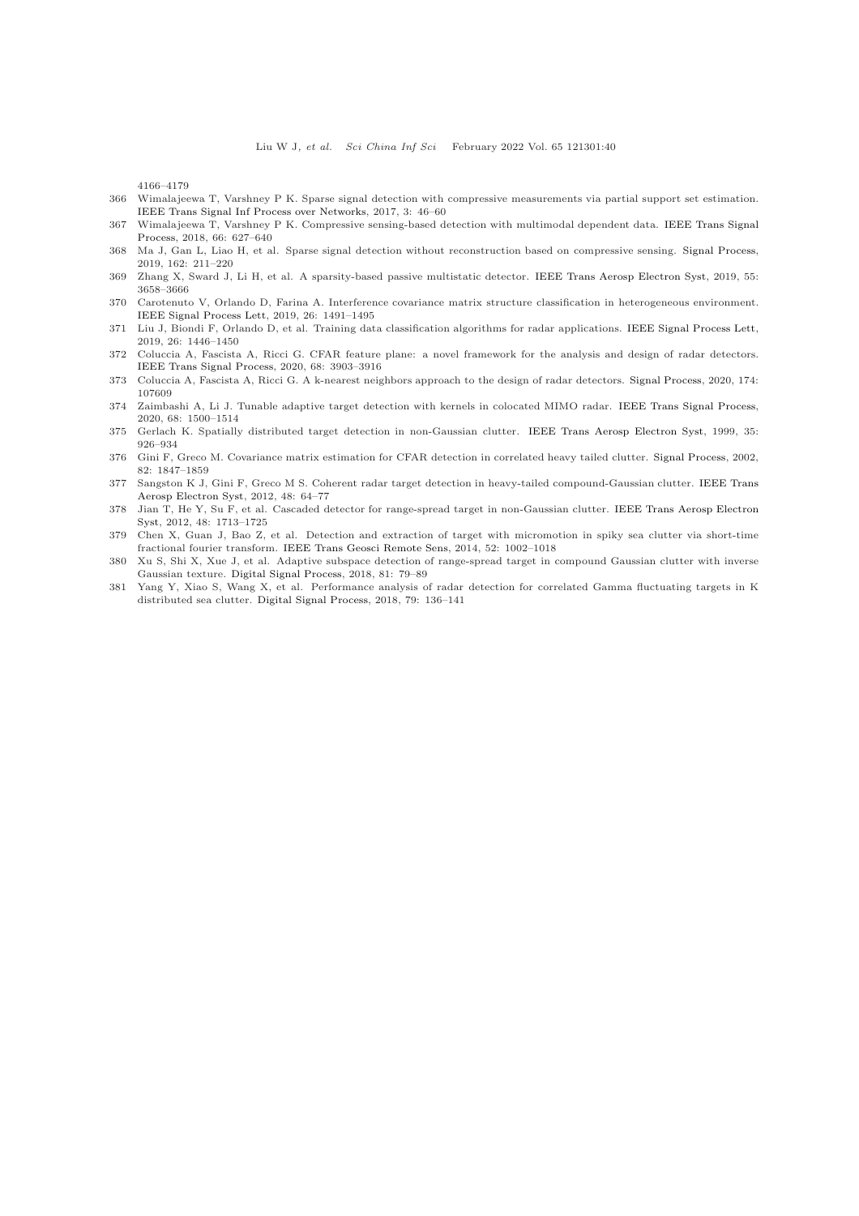4166–4179

366 Wimalajeewa T, Varshney P K. Sparse signal detection with compressive measurements via partial support set estimation. IEEE Trans Signal Inf Process over Networks, 2017, 3: 46–60

367 Wimalajeewa T, Varshney P K. Compressive sensing-based detection with multimodal dependent data. IEEE Trans Signal Process, 2018, 66: 627–640

368 Ma J, Gan L, Liao H, et al. Sparse signal detection without reconstruction based on compressive sensing. Signal Process, 2019, 162: 211–220

369 Zhang X, Sward J, Li H, et al. A sparsity-based passive multistatic detector. IEEE Trans Aerosp Electron Syst, 2019, 55: 3658–3666

370 Carotenuto V, Orlando D, Farina A. Interference covariance matrix structure classification in heterogeneous environment. IEEE Signal Process Lett, 2019, 26: 1491–1495

371 Liu J, Biondi F, Orlando D, et al. Training data classification algorithms for radar applications. IEEE Signal Process Lett, 2019, 26: 1446–1450

372 Coluccia A, Fascista A, Ricci G. CFAR feature plane: a novel framework for the analysis and design of radar detectors. IEEE Trans Signal Process, 2020, 68: 3903–3916

373 Coluccia A, Fascista A, Ricci G. A k-nearest neighbors approach to the design of radar detectors. Signal Process, 2020, 174: 107609

374 Zaimbashi A, Li J. Tunable adaptive target detection with kernels in colocated MIMO radar. IEEE Trans Signal Process, 2020, 68: 1500–1514

375 Gerlach K. Spatially distributed target detection in non-Gaussian clutter. IEEE Trans Aerosp Electron Syst, 1999, 35: 926–934

376 Gini F, Greco M. Covariance matrix estimation for CFAR detection in correlated heavy tailed clutter. Signal Process, 2002, 82: 1847–1859

377 Sangston K J, Gini F, Greco M S. Coherent radar target detection in heavy-tailed compound-Gaussian clutter. IEEE Trans Aerosp Electron Syst, 2012, 48: 64–77

378 Jian T, He Y, Su F, et al. Cascaded detector for range-spread target in non-Gaussian clutter. IEEE Trans Aerosp Electron Syst, 2012, 48: 1713–1725

379 Chen X, Guan J, Bao Z, et al. Detection and extraction of target with micromotion in spiky sea clutter via short-time fractional fourier transform. IEEE Trans Geosci Remote Sens, 2014, 52: 1002–1018

380 Xu S, Shi X, Xue J, et al. Adaptive subspace detection of range-spread target in compound Gaussian clutter with inverse Gaussian texture. Digital Signal Process, 2018, 81: 79–89

381 Yang Y, Xiao S, Wang X, et al. Performance analysis of radar detection for correlated Gamma fluctuating targets in K distributed sea clutter. Digital Signal Process, 2018, 79: 136–141